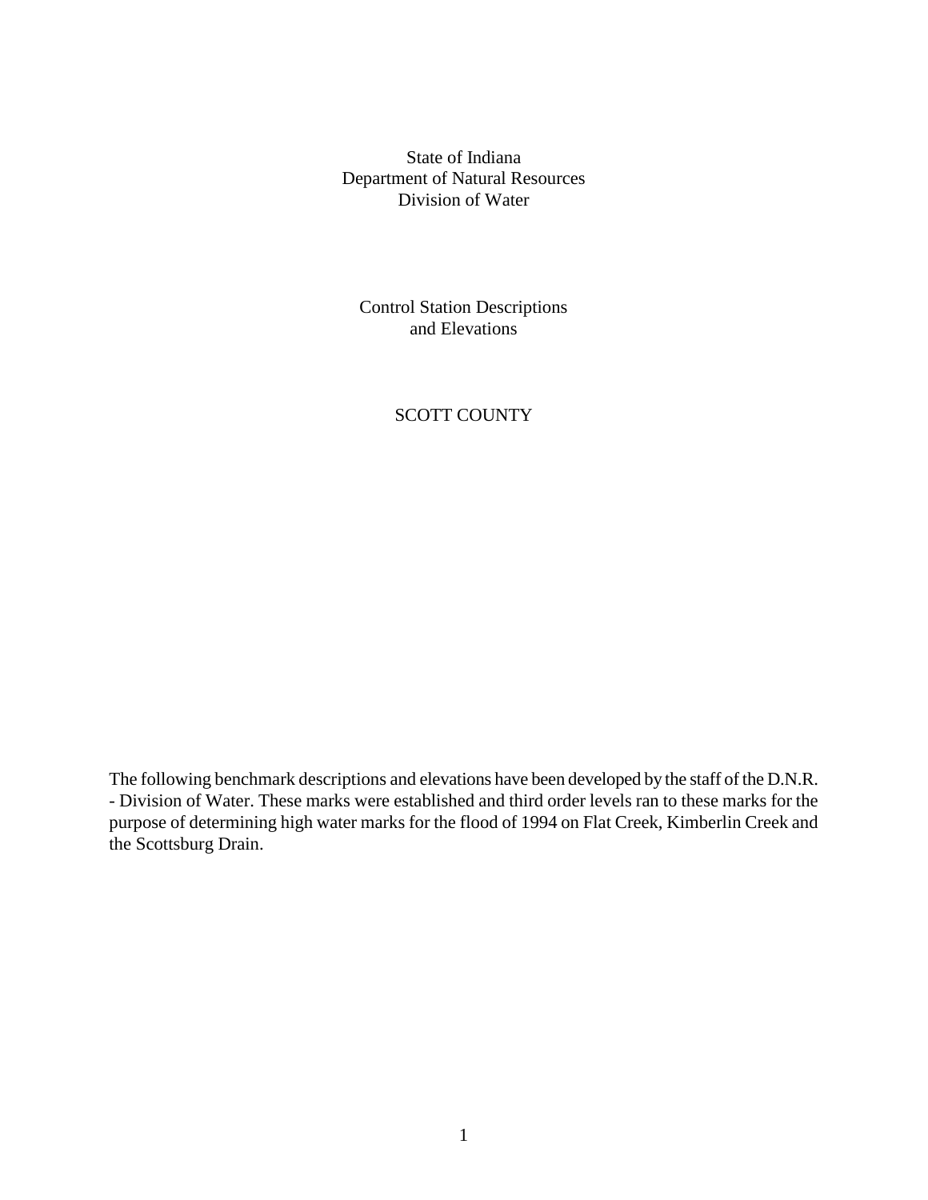State of Indiana
Department of Natural Resources
Division of Water

# Control Station Descriptions and Elevations

## SCOTT COUNTY

The following benchmark descriptions and elevations have been developed by the staff of the D.N.R. - Division of Water. These marks were established and third order levels ran to these marks for the purpose of determining high water marks for the flood of 1994 on Flat Creek, Kimberlin Creek and the Scottsburg Drain.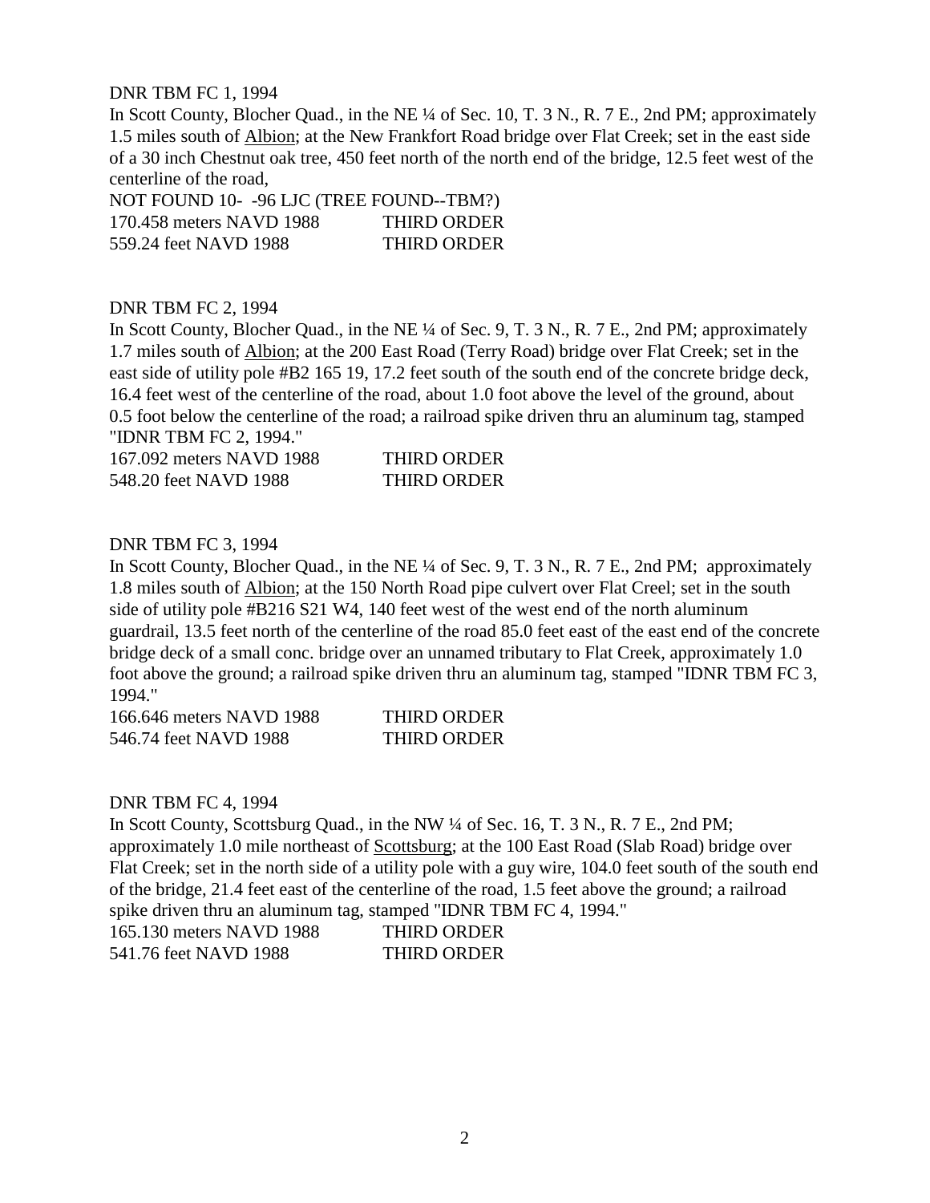DNR TBM FC 1, 1994
In Scott County, Blocher Quad., in the NE ¼ of Sec. 10, T. 3 N., R. 7 E., 2nd PM; approximately 1.5 miles south of Albion; at the New Frankfort Road bridge over Flat Creek; set in the east side of a 30 inch Chestnut oak tree, 450 feet north of the north end of the bridge, 12.5 feet west of the centerline of the road,
NOT FOUND 10- -96 LJC (TREE FOUND--TBM?)
170.458 meters NAVD 1988 THIRD ORDER
559.24 feet NAVD 1988 THIRD ORDER

DNR TBM FC 2, 1994
In Scott County, Blocher Quad., in the NE ¼ of Sec. 9, T. 3 N., R. 7 E., 2nd PM; approximately 1.7 miles south of Albion; at the 200 East Road (Terry Road) bridge over Flat Creek; set in the east side of utility pole #B2 165 19, 17.2 feet south of the south end of the concrete bridge deck, 16.4 feet west of the centerline of the road, about 1.0 foot above the level of the ground, about 0.5 foot below the centerline of the road; a railroad spike driven thru an aluminum tag, stamped "IDNR TBM FC 2, 1994."
167.092 meters NAVD 1988 THIRD ORDER
548.20 feet NAVD 1988 THIRD ORDER

DNR TBM FC 3, 1994
In Scott County, Blocher Quad., in the NE ¼ of Sec. 9, T. 3 N., R. 7 E., 2nd PM; approximately 1.8 miles south of Albion; at the 150 North Road pipe culvert over Flat Creel; set in the south side of utility pole #B216 S21 W4, 140 feet west of the west end of the north aluminum guardrail, 13.5 feet north of the centerline of the road 85.0 feet east of the east end of the concrete bridge deck of a small conc. bridge over an unnamed tributary to Flat Creek, approximately 1.0 foot above the ground; a railroad spike driven thru an aluminum tag, stamped "IDNR TBM FC 3, 1994."
166.646 meters NAVD 1988 THIRD ORDER
546.74 feet NAVD 1988 THIRD ORDER

DNR TBM FC 4, 1994
In Scott County, Scottsburg Quad., in the NW ¼ of Sec. 16, T. 3 N., R. 7 E., 2nd PM; approximately 1.0 mile northeast of Scottsburg; at the 100 East Road (Slab Road) bridge over Flat Creek; set in the north side of a utility pole with a guy wire, 104.0 feet south of the south end of the bridge, 21.4 feet east of the centerline of the road, 1.5 feet above the ground; a railroad spike driven thru an aluminum tag, stamped "IDNR TBM FC 4, 1994."
165.130 meters NAVD 1988 THIRD ORDER
541.76 feet NAVD 1988 THIRD ORDER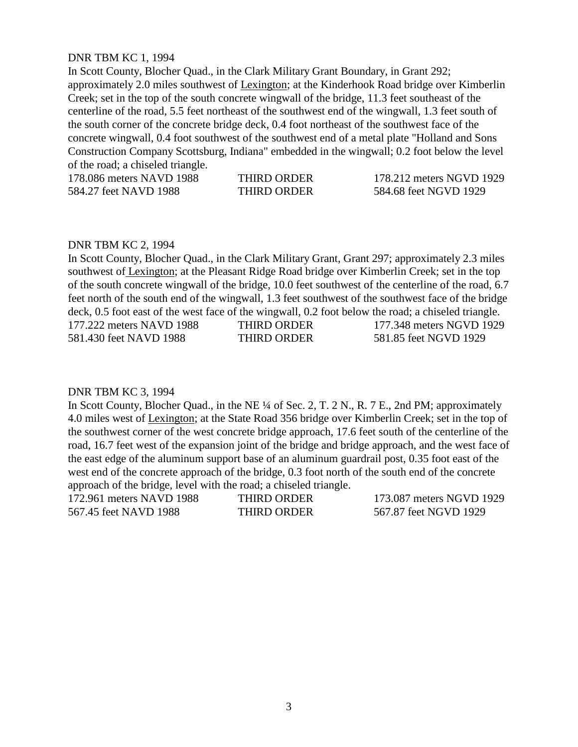DNR TBM KC 1, 1994

In Scott County, Blocher Quad., in the Clark Military Grant Boundary, in Grant 292; approximately 2.0 miles southwest of Lexington; at the Kinderhook Road bridge over Kimberlin Creek; set in the top of the south concrete wingwall of the bridge, 11.3 feet southeast of the centerline of the road, 5.5 feet northeast of the southwest end of the wingwall, 1.3 feet south of the south corner of the concrete bridge deck, 0.4 foot northeast of the southwest face of the concrete wingwall, 0.4 foot southwest of the southwest end of a metal plate "Holland and Sons Construction Company Scottsburg, Indiana" embedded in the wingwall; 0.2 foot below the level of the road; a chiseled triangle.

| | | |
|---|---|---|
| 178.086 meters NAVD 1988 | THIRD ORDER | 178.212 meters NGVD 1929 |
| 584.27 feet NAVD 1988 | THIRD ORDER | 584.68 feet NGVD 1929 |

DNR TBM KC 2, 1994

In Scott County, Blocher Quad., in the Clark Military Grant, Grant 297; approximately 2.3 miles southwest of Lexington; at the Pleasant Ridge Road bridge over Kimberlin Creek; set in the top of the south concrete wingwall of the bridge, 10.0 feet southwest of the centerline of the road, 6.7 feet north of the south end of the wingwall, 1.3 feet southwest of the southwest face of the bridge deck, 0.5 foot east of the west face of the wingwall, 0.2 foot below the road; a chiseled triangle.

| | | |
|---|---|---|
| 177.222 meters NAVD 1988 | THIRD ORDER | 177.348 meters NGVD 1929 |
| 581.430 feet NAVD 1988 | THIRD ORDER | 581.85 feet NGVD 1929 |

DNR TBM KC 3, 1994

In Scott County, Blocher Quad., in the NE ¼ of Sec. 2, T. 2 N., R. 7 E., 2nd PM; approximately 4.0 miles west of Lexington; at the State Road 356 bridge over Kimberlin Creek; set in the top of the southwest corner of the west concrete bridge approach, 17.6 feet south of the centerline of the road, 16.7 feet west of the expansion joint of the bridge and bridge approach, and the west face of the east edge of the aluminum support base of an aluminum guardrail post, 0.35 foot east of the west end of the concrete approach of the bridge, 0.3 foot north of the south end of the concrete approach of the bridge, level with the road; a chiseled triangle.

| | | |
|---|---|---|
| 172.961 meters NAVD 1988 | THIRD ORDER | 173.087 meters NGVD 1929 |
| 567.45 feet NAVD 1988 | THIRD ORDER | 567.87 feet NGVD 1929 |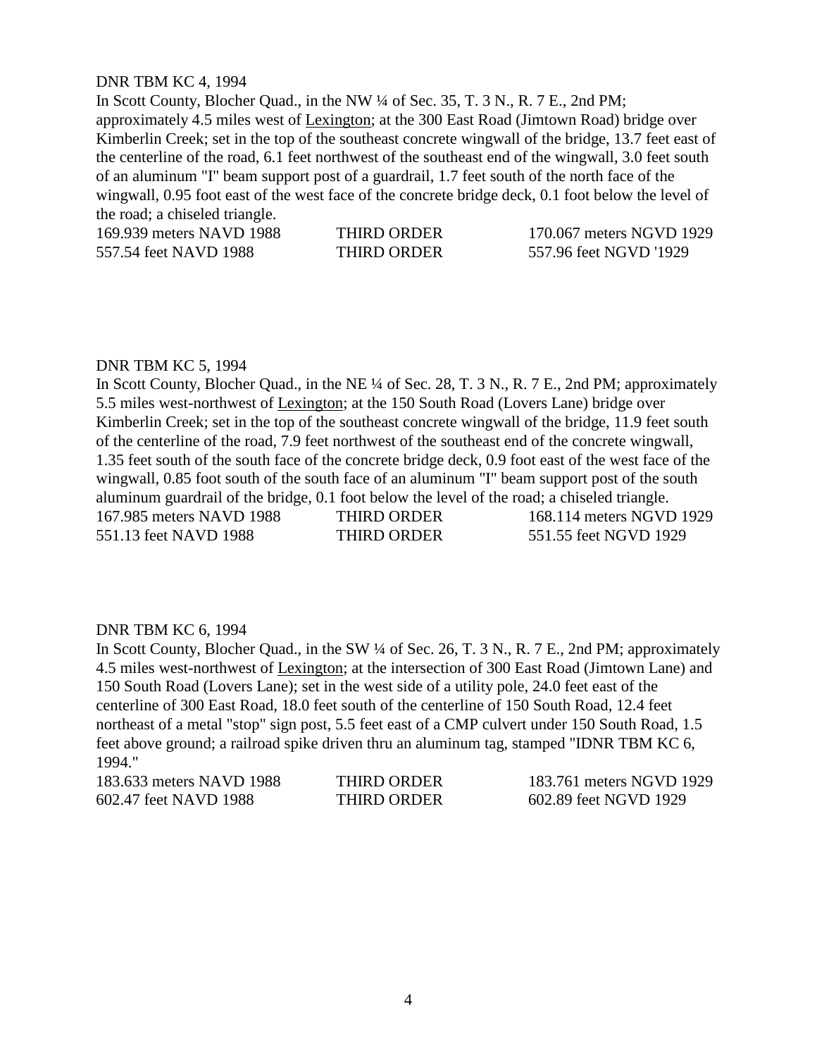DNR TBM KC 4, 1994

In Scott County, Blocher Quad., in the NW ¼ of Sec. 35, T. 3 N., R. 7 E., 2nd PM; approximately 4.5 miles west of Lexington; at the 300 East Road (Jimtown Road) bridge over Kimberlin Creek; set in the top of the southeast concrete wingwall of the bridge, 13.7 feet east of the centerline of the road, 6.1 feet northwest of the southeast end of the wingwall, 3.0 feet south of an aluminum "I" beam support post of a guardrail, 1.7 feet south of the north face of the wingwall, 0.95 foot east of the west face of the concrete bridge deck, 0.1 foot below the level of the road; a chiseled triangle.

| | | |
|---|---|---|
| 169.939 meters NAVD 1988 | THIRD ORDER | 170.067 meters NGVD 1929 |
| 557.54 feet NAVD 1988 | THIRD ORDER | 557.96 feet NGVD '1929 |

DNR TBM KC 5, 1994

In Scott County, Blocher Quad., in the NE ¼ of Sec. 28, T. 3 N., R. 7 E., 2nd PM; approximately 5.5 miles west-northwest of Lexington; at the 150 South Road (Lovers Lane) bridge over Kimberlin Creek; set in the top of the southeast concrete wingwall of the bridge, 11.9 feet south of the centerline of the road, 7.9 feet northwest of the southeast end of the concrete wingwall, 1.35 feet south of the south face of the concrete bridge deck, 0.9 foot east of the west face of the wingwall, 0.85 foot south of the south face of an aluminum "I" beam support post of the south aluminum guardrail of the bridge, 0.1 foot below the level of the road; a chiseled triangle.

| | | |
|---|---|---|
| 167.985 meters NAVD 1988 | THIRD ORDER | 168.114 meters NGVD 1929 |
| 551.13 feet NAVD 1988 | THIRD ORDER | 551.55 feet NGVD 1929 |

DNR TBM KC 6, 1994

In Scott County, Blocher Quad., in the SW ¼ of Sec. 26, T. 3 N., R. 7 E., 2nd PM; approximately 4.5 miles west-northwest of Lexington; at the intersection of 300 East Road (Jimtown Lane) and 150 South Road (Lovers Lane); set in the west side of a utility pole, 24.0 feet east of the centerline of 300 East Road, 18.0 feet south of the centerline of 150 South Road, 12.4 feet northeast of a metal "stop" sign post, 5.5 feet east of a CMP culvert under 150 South Road, 1.5 feet above ground; a railroad spike driven thru an aluminum tag, stamped "IDNR TBM KC 6, 1994."

| | | |
|---|---|---|
| 183.633 meters NAVD 1988 | THIRD ORDER | 183.761 meters NGVD 1929 |
| 602.47 feet NAVD 1988 | THIRD ORDER | 602.89 feet NGVD 1929 |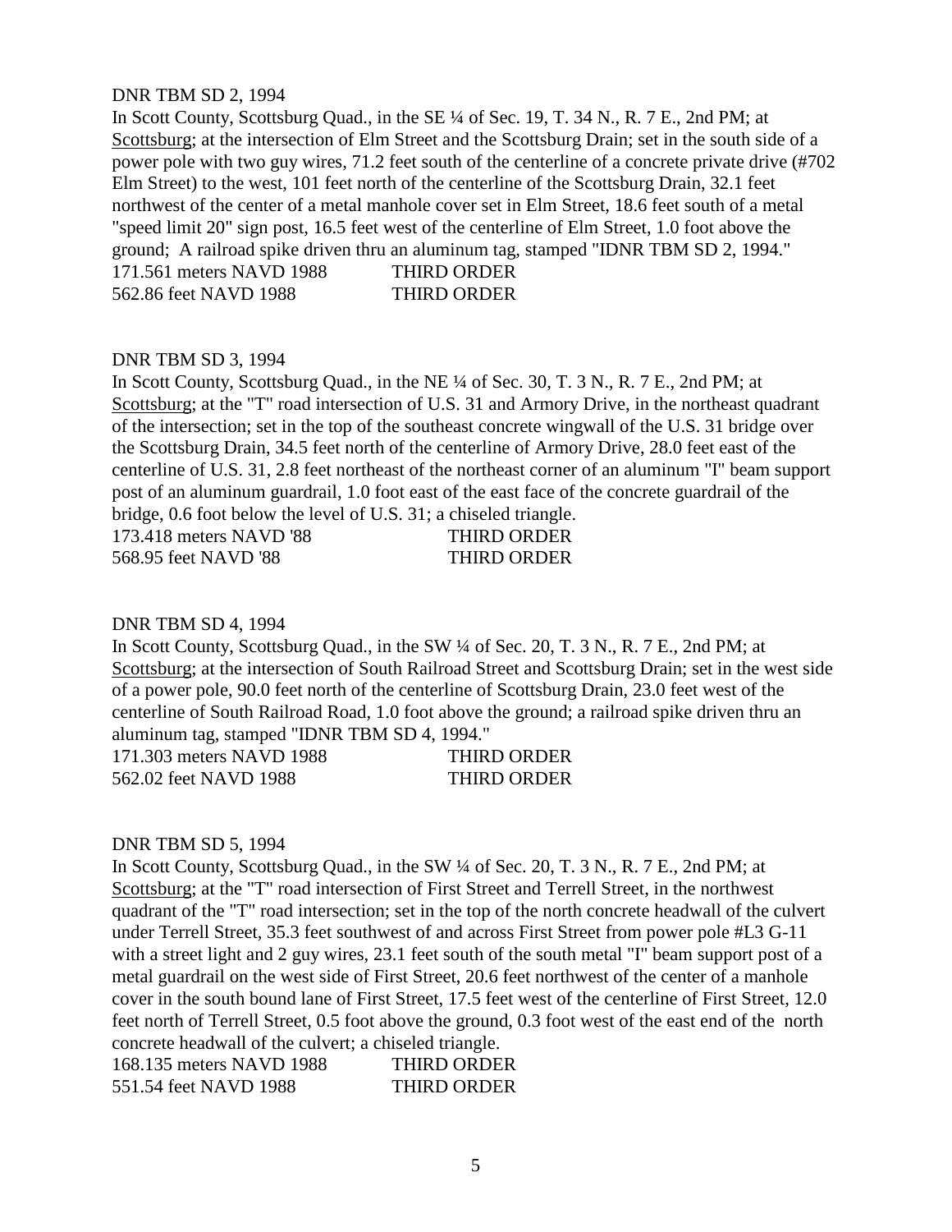DNR TBM SD 2, 1994

In Scott County, Scottsburg Quad., in the SE ¼ of Sec. 19, T. 34 N., R. 7 E., 2nd PM; at Scottsburg; at the intersection of Elm Street and the Scottsburg Drain; set in the south side of a power pole with two guy wires, 71.2 feet south of the centerline of a concrete private drive (#702 Elm Street) to the west, 101 feet north of the centerline of the Scottsburg Drain, 32.1 feet northwest of the center of a metal manhole cover set in Elm Street, 18.6 feet south of a metal "speed limit 20" sign post, 16.5 feet west of the centerline of Elm Street, 1.0 foot above the ground; A railroad spike driven thru an aluminum tag, stamped "IDNR TBM SD 2, 1994."

171.561 meters NAVD 1988 THIRD ORDER
562.86 feet NAVD 1988 THIRD ORDER

DNR TBM SD 3, 1994

In Scott County, Scottsburg Quad., in the NE ¼ of Sec. 30, T. 3 N., R. 7 E., 2nd PM; at Scottsburg; at the "T" road intersection of U.S. 31 and Armory Drive, in the northeast quadrant of the intersection; set in the top of the southeast concrete wingwall of the U.S. 31 bridge over the Scottsburg Drain, 34.5 feet north of the centerline of Armory Drive, 28.0 feet east of the centerline of U.S. 31, 2.8 feet northeast of the northeast corner of an aluminum "I" beam support post of an aluminum guardrail, 1.0 foot east of the east face of the concrete guardrail of the bridge, 0.6 foot below the level of U.S. 31; a chiseled triangle.

173.418 meters NAVD '88 THIRD ORDER
568.95 feet NAVD '88 THIRD ORDER

DNR TBM SD 4, 1994

In Scott County, Scottsburg Quad., in the SW ¼ of Sec. 20, T. 3 N., R. 7 E., 2nd PM; at Scottsburg; at the intersection of South Railroad Street and Scottsburg Drain; set in the west side of a power pole, 90.0 feet north of the centerline of Scottsburg Drain, 23.0 feet west of the centerline of South Railroad Road, 1.0 foot above the ground; a railroad spike driven thru an aluminum tag, stamped "IDNR TBM SD 4, 1994."

171.303 meters NAVD 1988 THIRD ORDER
562.02 feet NAVD 1988 THIRD ORDER

DNR TBM SD 5, 1994

In Scott County, Scottsburg Quad., in the SW ¼ of Sec. 20, T. 3 N., R. 7 E., 2nd PM; at Scottsburg; at the "T" road intersection of First Street and Terrell Street, in the northwest quadrant of the "T" road intersection; set in the top of the north concrete headwall of the culvert under Terrell Street, 35.3 feet southwest of and across First Street from power pole #L3 G-11 with a street light and 2 guy wires, 23.1 feet south of the south metal "I" beam support post of a metal guardrail on the west side of First Street, 20.6 feet northwest of the center of a manhole cover in the south bound lane of First Street, 17.5 feet west of the centerline of First Street, 12.0 feet north of Terrell Street, 0.5 foot above the ground, 0.3 foot west of the east end of the north concrete headwall of the culvert; a chiseled triangle.

168.135 meters NAVD 1988 THIRD ORDER
551.54 feet NAVD 1988 THIRD ORDER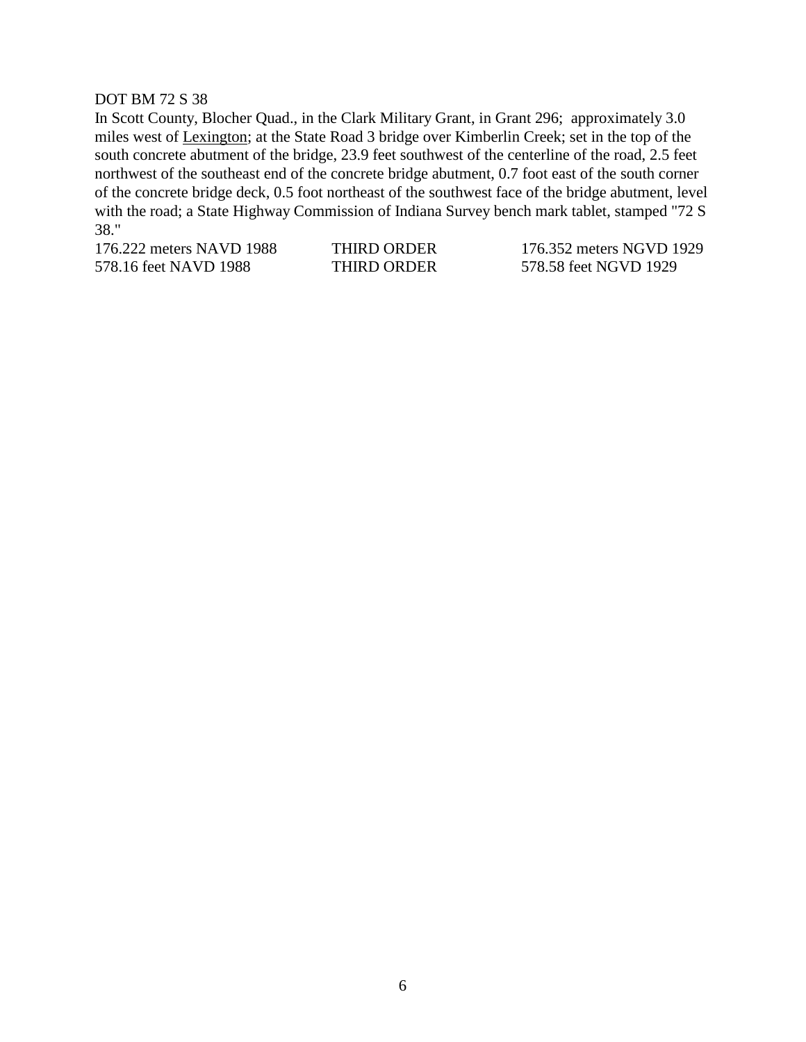DOT BM 72 S 38

In Scott County, Blocher Quad., in the Clark Military Grant, in Grant 296; approximately 3.0 miles west of Lexington; at the State Road 3 bridge over Kimberlin Creek; set in the top of the south concrete abutment of the bridge, 23.9 feet southwest of the centerline of the road, 2.5 feet northwest of the southeast end of the concrete bridge abutment, 0.7 foot east of the south corner of the concrete bridge deck, 0.5 foot northeast of the southwest face of the bridge abutment, level with the road; a State Highway Commission of Indiana Survey bench mark tablet, stamped "72 S 38."

| | | |
|---|---|---|
| 176.222 meters NAVD 1988 | THIRD ORDER | 176.352 meters NGVD 1929 |
| 578.16 feet NAVD 1988 | THIRD ORDER | 578.58 feet NGVD 1929 |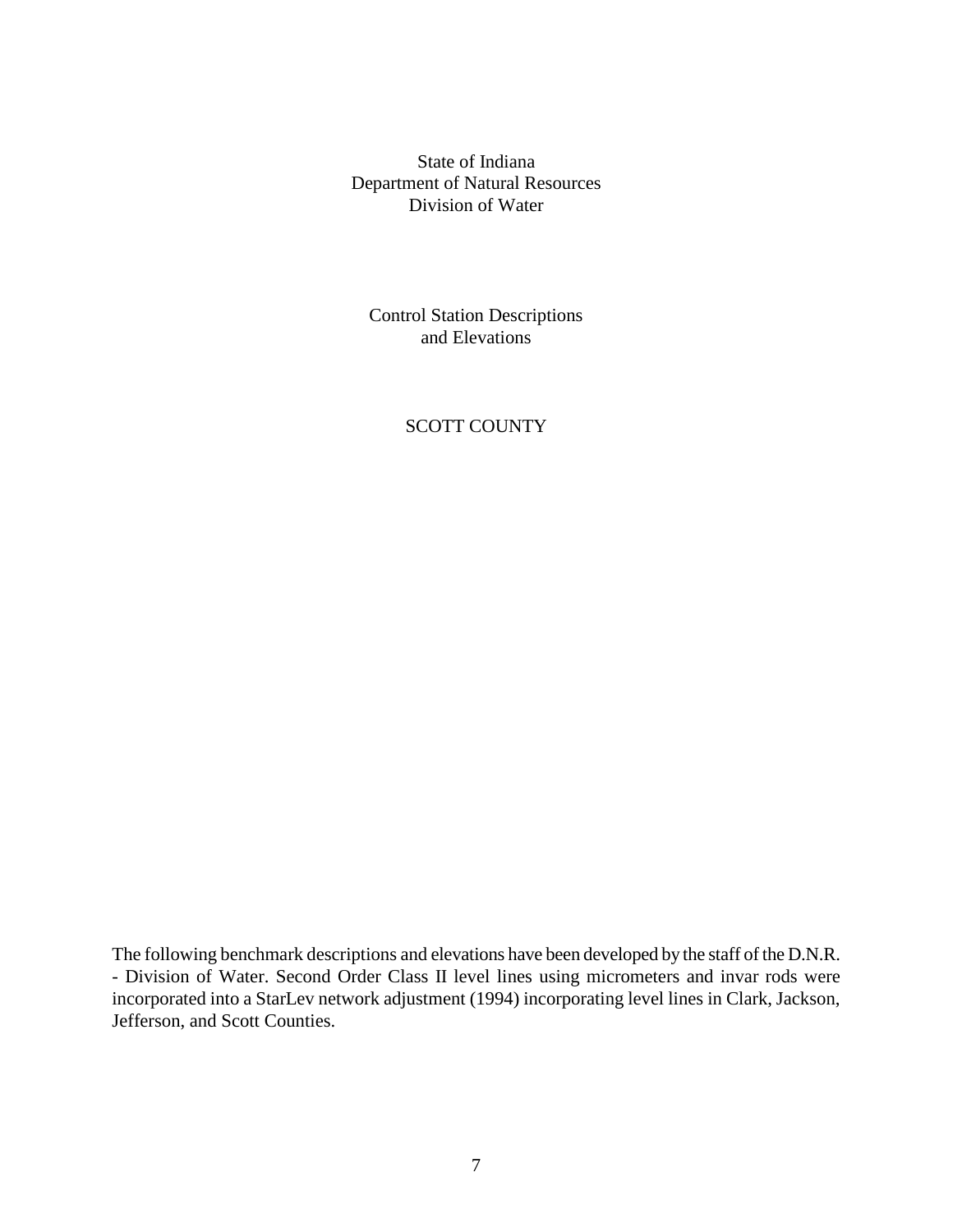State of Indiana
Department of Natural Resources
Division of Water

# Control Station Descriptions and Elevations

## SCOTT COUNTY

The following benchmark descriptions and elevations have been developed by the staff of the D.N.R. - Division of Water. Second Order Class II level lines using micrometers and invar rods were incorporated into a StarLev network adjustment (1994) incorporating level lines in Clark, Jackson, Jefferson, and Scott Counties.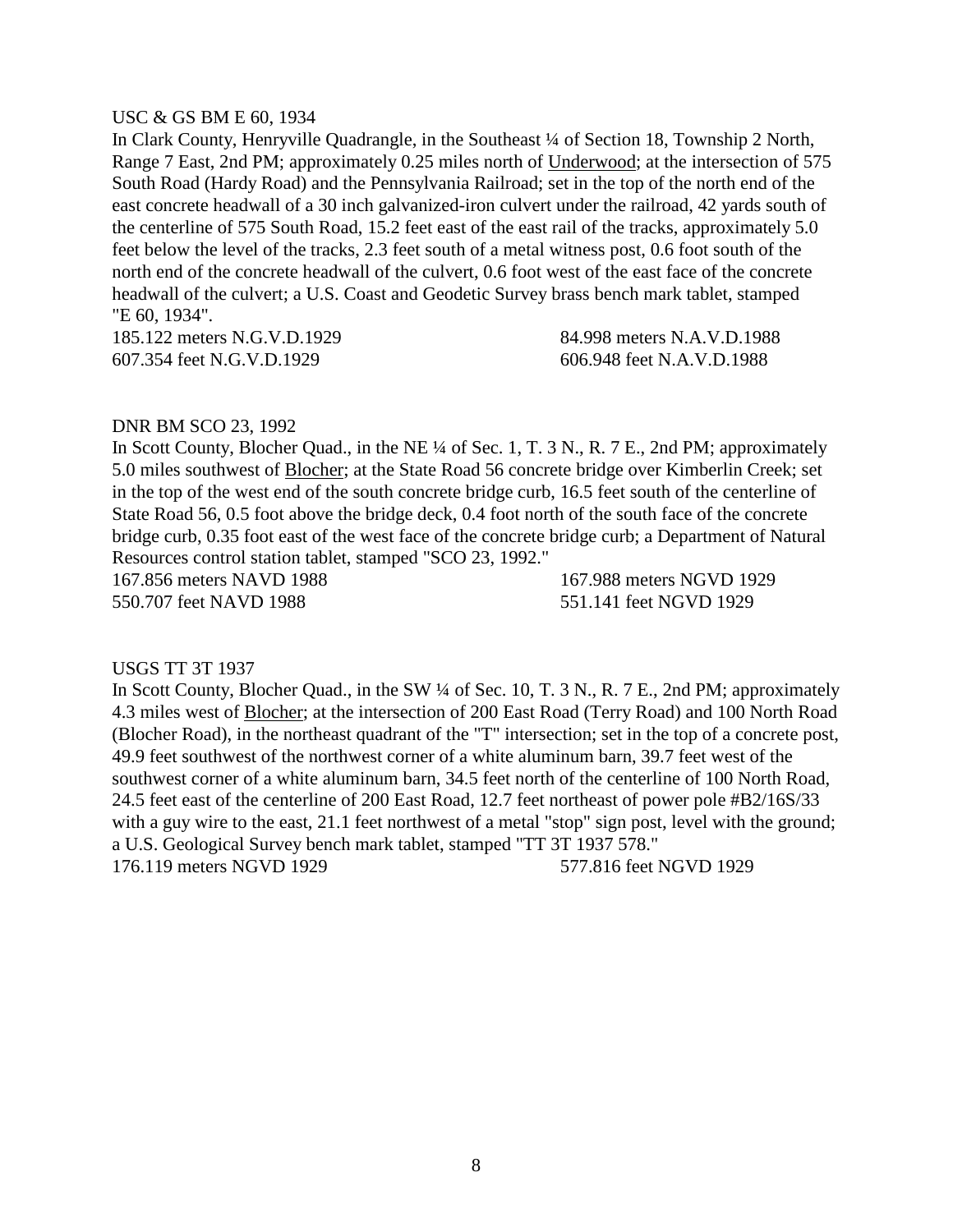USC & GS BM E 60, 1934

In Clark County, Henryville Quadrangle, in the Southeast ¼ of Section 18, Township 2 North, Range 7 East, 2nd PM; approximately 0.25 miles north of Underwood; at the intersection of 575 South Road (Hardy Road) and the Pennsylvania Railroad; set in the top of the north end of the east concrete headwall of a 30 inch galvanized-iron culvert under the railroad, 42 yards south of the centerline of 575 South Road, 15.2 feet east of the east rail of the tracks, approximately 5.0 feet below the level of the tracks, 2.3 feet south of a metal witness post, 0.6 foot south of the north end of the concrete headwall of the culvert, 0.6 foot west of the east face of the concrete headwall of the culvert; a U.S. Coast and Geodetic Survey brass bench mark tablet, stamped "E 60, 1934".

185.122 meters N.G.V.D.1929 84.998 meters N.A.V.D.1988
607.354 feet N.G.V.D.1929 606.948 feet N.A.V.D.1988

DNR BM SCO 23, 1992

In Scott County, Blocher Quad., in the NE ¼ of Sec. 1, T. 3 N., R. 7 E., 2nd PM; approximately 5.0 miles southwest of Blocher; at the State Road 56 concrete bridge over Kimberlin Creek; set in the top of the west end of the south concrete bridge curb, 16.5 feet south of the centerline of State Road 56, 0.5 foot above the bridge deck, 0.4 foot north of the south face of the concrete bridge curb, 0.35 foot east of the west face of the concrete bridge curb; a Department of Natural Resources control station tablet, stamped "SCO 23, 1992."

167.856 meters NAVD 1988 167.988 meters NGVD 1929
550.707 feet NAVD 1988 551.141 feet NGVD 1929

USGS TT 3T 1937

In Scott County, Blocher Quad., in the SW ¼ of Sec. 10, T. 3 N., R. 7 E., 2nd PM; approximately 4.3 miles west of Blocher; at the intersection of 200 East Road (Terry Road) and 100 North Road (Blocher Road), in the northeast quadrant of the "T" intersection; set in the top of a concrete post, 49.9 feet southwest of the northwest corner of a white aluminum barn, 39.7 feet west of the southwest corner of a white aluminum barn, 34.5 feet north of the centerline of 100 North Road, 24.5 feet east of the centerline of 200 East Road, 12.7 feet northeast of power pole #B2/16S/33 with a guy wire to the east, 21.1 feet northwest of a metal "stop" sign post, level with the ground; a U.S. Geological Survey bench mark tablet, stamped "TT 3T 1937 578."

176.119 meters NGVD 1929 577.816 feet NGVD 1929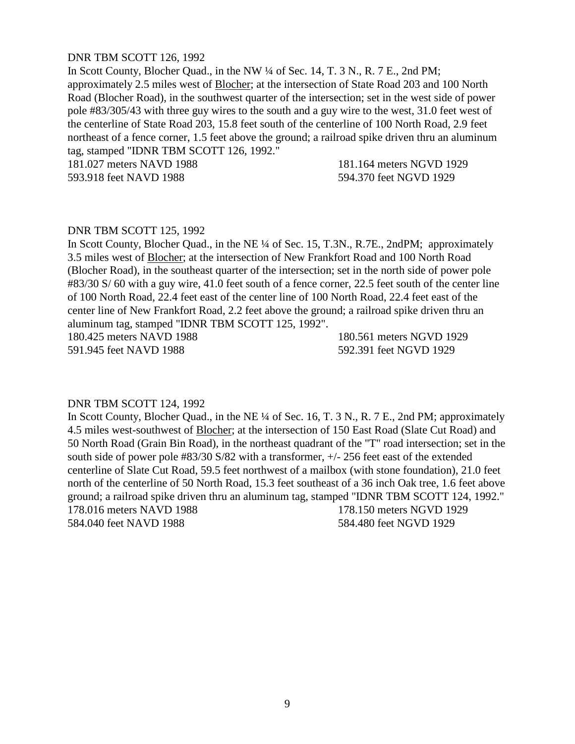DNR TBM SCOTT 126, 1992

In Scott County, Blocher Quad., in the NW ¼ of Sec. 14, T. 3 N., R. 7 E., 2nd PM; approximately 2.5 miles west of Blocher; at the intersection of State Road 203 and 100 North Road (Blocher Road), in the southwest quarter of the intersection; set in the west side of power pole #83/305/43 with three guy wires to the south and a guy wire to the west, 31.0 feet west of the centerline of State Road 203, 15.8 feet south of the centerline of 100 North Road, 2.9 feet northeast of a fence corner, 1.5 feet above the ground; a railroad spike driven thru an aluminum tag, stamped "IDNR TBM SCOTT 126, 1992."

181.027 meters NAVD 1988 — 181.164 meters NGVD 1929

593.918 feet NAVD 1988 — 594.370 feet NGVD 1929

DNR TBM SCOTT 125, 1992

In Scott County, Blocher Quad., in the NE ¼ of Sec. 15, T.3N., R.7E., 2ndPM; approximately 3.5 miles west of Blocher; at the intersection of New Frankfort Road and 100 North Road (Blocher Road), in the southeast quarter of the intersection; set in the north side of power pole #83/30 S/ 60 with a guy wire, 41.0 feet south of a fence corner, 22.5 feet south of the center line of 100 North Road, 22.4 feet east of the center line of 100 North Road, 22.4 feet east of the center line of New Frankfort Road, 2.2 feet above the ground; a railroad spike driven thru an aluminum tag, stamped "IDNR TBM SCOTT 125, 1992".

180.425 meters NAVD 1988 — 180.561 meters NGVD 1929

591.945 feet NAVD 1988 — 592.391 feet NGVD 1929

DNR TBM SCOTT 124, 1992

In Scott County, Blocher Quad., in the NE ¼ of Sec. 16, T. 3 N., R. 7 E., 2nd PM; approximately 4.5 miles west-southwest of Blocher; at the intersection of 150 East Road (Slate Cut Road) and 50 North Road (Grain Bin Road), in the northeast quadrant of the "T" road intersection; set in the south side of power pole #83/30 S/82 with a transformer, +/- 256 feet east of the extended centerline of Slate Cut Road, 59.5 feet northwest of a mailbox (with stone foundation), 21.0 feet north of the centerline of 50 North Road, 15.3 feet southeast of a 36 inch Oak tree, 1.6 feet above ground; a railroad spike driven thru an aluminum tag, stamped "IDNR TBM SCOTT 124, 1992."

178.016 meters NAVD 1988 — 178.150 meters NGVD 1929

584.040 feet NAVD 1988 — 584.480 feet NGVD 1929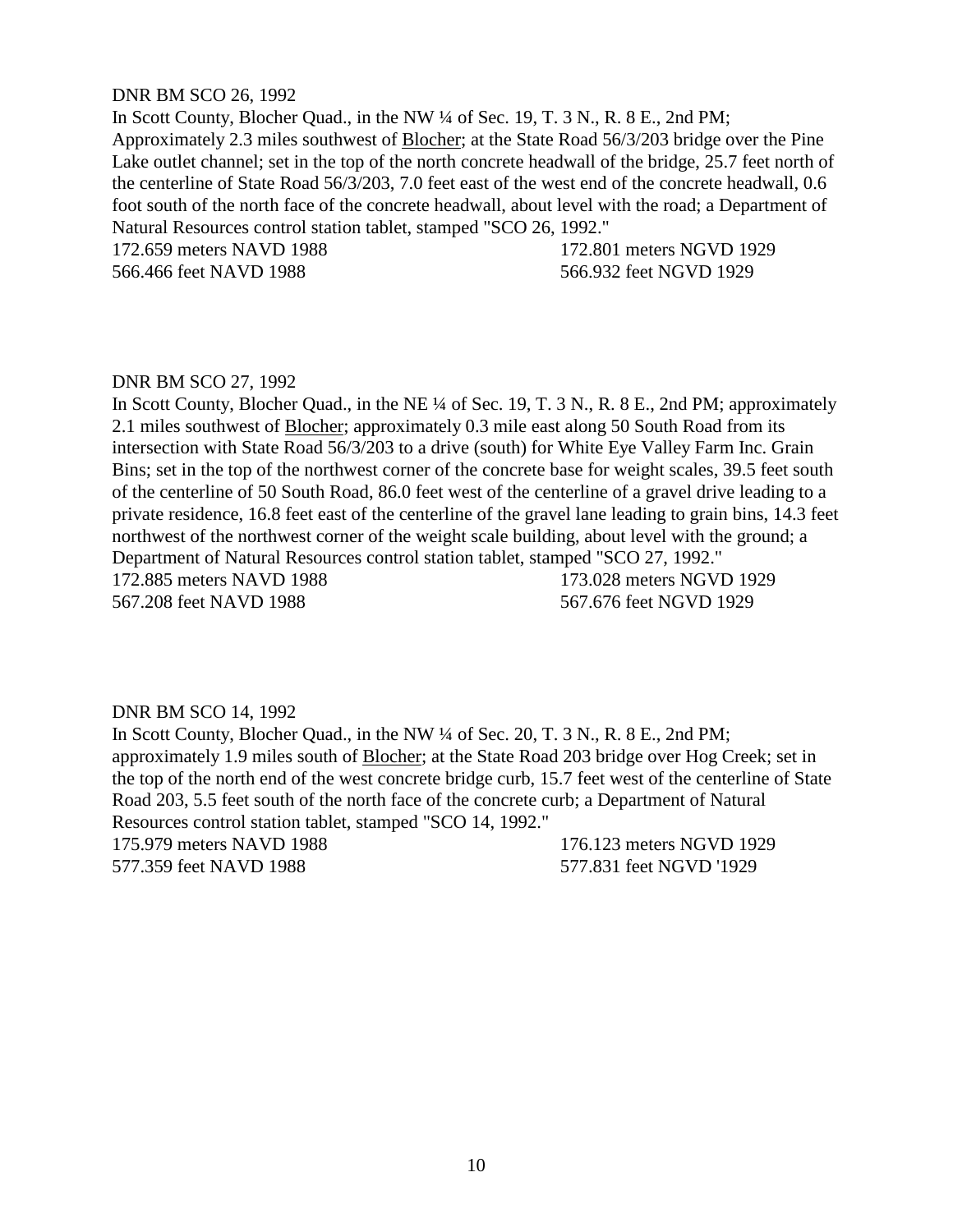DNR BM SCO 26, 1992

In Scott County, Blocher Quad., in the NW ¼ of Sec. 19, T. 3 N., R. 8 E., 2nd PM; Approximately 2.3 miles southwest of Blocher; at the State Road 56/3/203 bridge over the Pine Lake outlet channel; set in the top of the north concrete headwall of the bridge, 25.7 feet north of the centerline of State Road 56/3/203, 7.0 feet east of the west end of the concrete headwall, 0.6 foot south of the north face of the concrete headwall, about level with the road; a Department of Natural Resources control station tablet, stamped "SCO 26, 1992."

172.659 meters NAVD 1988 172.801 meters NGVD 1929
566.466 feet NAVD 1988 566.932 feet NGVD 1929

DNR BM SCO 27, 1992

In Scott County, Blocher Quad., in the NE ¼ of Sec. 19, T. 3 N., R. 8 E., 2nd PM; approximately 2.1 miles southwest of Blocher; approximately 0.3 mile east along 50 South Road from its intersection with State Road 56/3/203 to a drive (south) for White Eye Valley Farm Inc. Grain Bins; set in the top of the northwest corner of the concrete base for weight scales, 39.5 feet south of the centerline of 50 South Road, 86.0 feet west of the centerline of a gravel drive leading to a private residence, 16.8 feet east of the centerline of the gravel lane leading to grain bins, 14.3 feet northwest of the northwest corner of the weight scale building, about level with the ground; a Department of Natural Resources control station tablet, stamped "SCO 27, 1992."

172.885 meters NAVD 1988 173.028 meters NGVD 1929
567.208 feet NAVD 1988 567.676 feet NGVD 1929

DNR BM SCO 14, 1992

In Scott County, Blocher Quad., in the NW ¼ of Sec. 20, T. 3 N., R. 8 E., 2nd PM; approximately 1.9 miles south of Blocher; at the State Road 203 bridge over Hog Creek; set in the top of the north end of the west concrete bridge curb, 15.7 feet west of the centerline of State Road 203, 5.5 feet south of the north face of the concrete curb; a Department of Natural Resources control station tablet, stamped "SCO 14, 1992."

175.979 meters NAVD 1988 176.123 meters NGVD 1929
577.359 feet NAVD 1988 577.831 feet NGVD '1929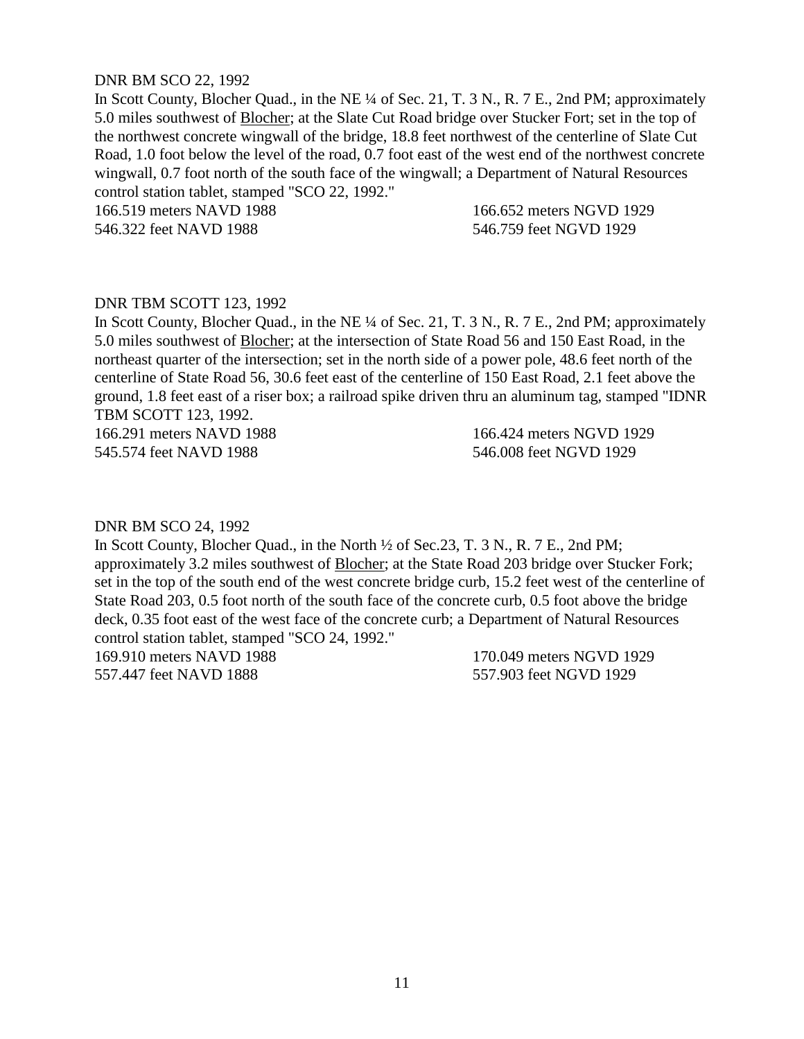DNR BM SCO 22, 1992

In Scott County, Blocher Quad., in the NE ¼ of Sec. 21, T. 3 N., R. 7 E., 2nd PM; approximately 5.0 miles southwest of Blocher; at the Slate Cut Road bridge over Stucker Fort; set in the top of the northwest concrete wingwall of the bridge, 18.8 feet northwest of the centerline of Slate Cut Road, 1.0 foot below the level of the road, 0.7 foot east of the west end of the northwest concrete wingwall, 0.7 foot north of the south face of the wingwall; a Department of Natural Resources control station tablet, stamped "SCO 22, 1992."

166.519 meters NAVD 1988 166.652 meters NGVD 1929
546.322 feet NAVD 1988 546.759 feet NGVD 1929

DNR TBM SCOTT 123, 1992

In Scott County, Blocher Quad., in the NE ¼ of Sec. 21, T. 3 N., R. 7 E., 2nd PM; approximately 5.0 miles southwest of Blocher; at the intersection of State Road 56 and 150 East Road, in the northeast quarter of the intersection; set in the north side of a power pole, 48.6 feet north of the centerline of State Road 56, 30.6 feet east of the centerline of 150 East Road, 2.1 feet above the ground, 1.8 feet east of a riser box; a railroad spike driven thru an aluminum tag, stamped "IDNR TBM SCOTT 123, 1992.

166.291 meters NAVD 1988 166.424 meters NGVD 1929
545.574 feet NAVD 1988 546.008 feet NGVD 1929

DNR BM SCO 24, 1992

In Scott County, Blocher Quad., in the North ½ of Sec.23, T. 3 N., R. 7 E., 2nd PM; approximately 3.2 miles southwest of Blocher; at the State Road 203 bridge over Stucker Fork; set in the top of the south end of the west concrete bridge curb, 15.2 feet west of the centerline of State Road 203, 0.5 foot north of the south face of the concrete curb, 0.5 foot above the bridge deck, 0.35 foot east of the west face of the concrete curb; a Department of Natural Resources control station tablet, stamped "SCO 24, 1992."

169.910 meters NAVD 1988 170.049 meters NGVD 1929
557.447 feet NAVD 1888 557.903 feet NGVD 1929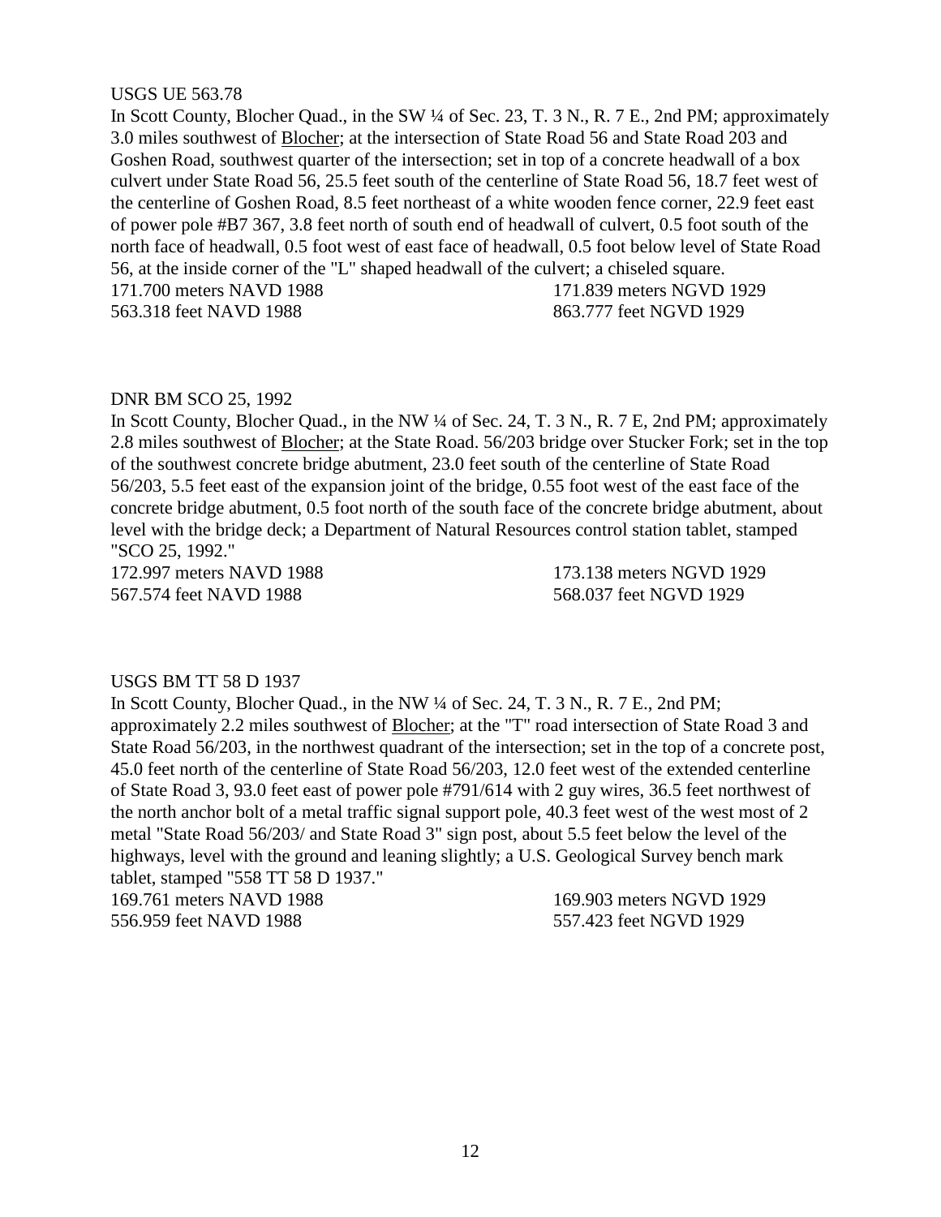USGS UE 563.78

In Scott County, Blocher Quad., in the SW ¼ of Sec. 23, T. 3 N., R. 7 E., 2nd PM; approximately 3.0 miles southwest of Blocher; at the intersection of State Road 56 and State Road 203 and Goshen Road, southwest quarter of the intersection; set in top of a concrete headwall of a box culvert under State Road 56, 25.5 feet south of the centerline of State Road 56, 18.7 feet west of the centerline of Goshen Road, 8.5 feet northeast of a white wooden fence corner, 22.9 feet east of power pole #B7 367, 3.8 feet north of south end of headwall of culvert, 0.5 foot south of the north face of headwall, 0.5 foot west of east face of headwall, 0.5 foot below level of State Road 56, at the inside corner of the "L" shaped headwall of the culvert; a chiseled square.

171.700 meters NAVD 1988 171.839 meters NGVD 1929
563.318 feet NAVD 1988 863.777 feet NGVD 1929

DNR BM SCO 25, 1992

In Scott County, Blocher Quad., in the NW ¼ of Sec. 24, T. 3 N., R. 7 E, 2nd PM; approximately 2.8 miles southwest of Blocher; at the State Road. 56/203 bridge over Stucker Fork; set in the top of the southwest concrete bridge abutment, 23.0 feet south of the centerline of State Road 56/203, 5.5 feet east of the expansion joint of the bridge, 0.55 foot west of the east face of the concrete bridge abutment, 0.5 foot north of the south face of the concrete bridge abutment, about level with the bridge deck; a Department of Natural Resources control station tablet, stamped "SCO 25, 1992."

172.997 meters NAVD 1988 173.138 meters NGVD 1929
567.574 feet NAVD 1988 568.037 feet NGVD 1929

USGS BM TT 58 D 1937

In Scott County, Blocher Quad., in the NW ¼ of Sec. 24, T. 3 N., R. 7 E., 2nd PM; approximately 2.2 miles southwest of Blocher; at the "T" road intersection of State Road 3 and State Road 56/203, in the northwest quadrant of the intersection; set in the top of a concrete post, 45.0 feet north of the centerline of State Road 56/203, 12.0 feet west of the extended centerline of State Road 3, 93.0 feet east of power pole #791/614 with 2 guy wires, 36.5 feet northwest of the north anchor bolt of a metal traffic signal support pole, 40.3 feet west of the west most of 2 metal "State Road 56/203/ and State Road 3" sign post, about 5.5 feet below the level of the highways, level with the ground and leaning slightly; a U.S. Geological Survey bench mark tablet, stamped "558 TT 58 D 1937."

169.761 meters NAVD 1988 169.903 meters NGVD 1929
556.959 feet NAVD 1988 557.423 feet NGVD 1929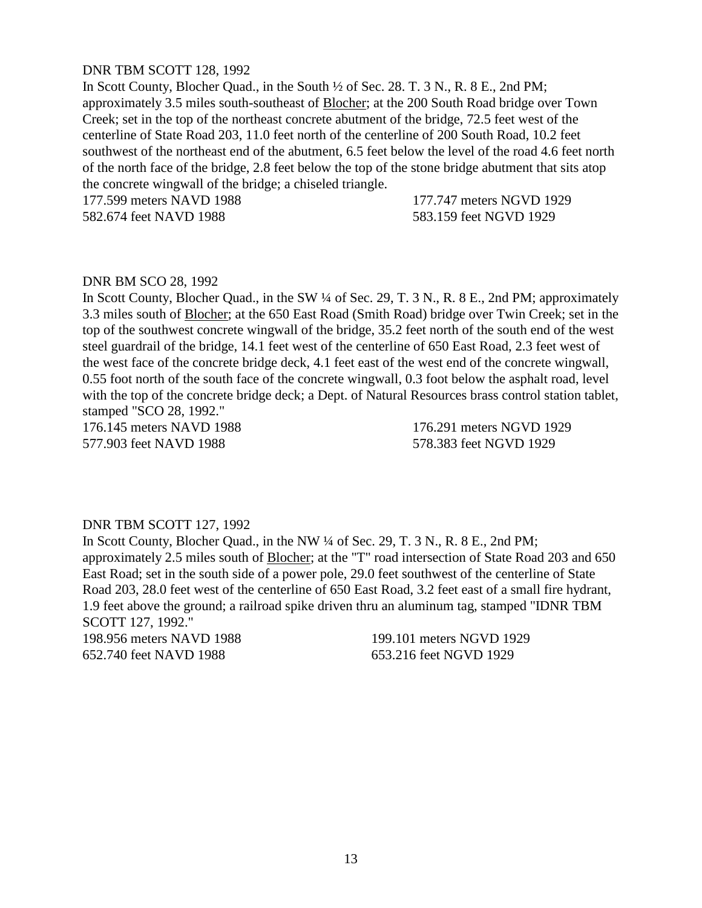DNR TBM SCOTT 128, 1992

In Scott County, Blocher Quad., in the South ½ of Sec. 28. T. 3 N., R. 8 E., 2nd PM; approximately 3.5 miles south-southeast of Blocher; at the 200 South Road bridge over Town Creek; set in the top of the northeast concrete abutment of the bridge, 72.5 feet west of the centerline of State Road 203, 11.0 feet north of the centerline of 200 South Road, 10.2 feet southwest of the northeast end of the abutment, 6.5 feet below the level of the road 4.6 feet north of the north face of the bridge, 2.8 feet below the top of the stone bridge abutment that sits atop the concrete wingwall of the bridge; a chiseled triangle.

177.599 meters NAVD 1988 177.747 meters NGVD 1929
582.674 feet NAVD 1988 583.159 feet NGVD 1929

DNR BM SCO 28, 1992

In Scott County, Blocher Quad., in the SW ¼ of Sec. 29, T. 3 N., R. 8 E., 2nd PM; approximately 3.3 miles south of Blocher; at the 650 East Road (Smith Road) bridge over Twin Creek; set in the top of the southwest concrete wingwall of the bridge, 35.2 feet north of the south end of the west steel guardrail of the bridge, 14.1 feet west of the centerline of 650 East Road, 2.3 feet west of the west face of the concrete bridge deck, 4.1 feet east of the west end of the concrete wingwall, 0.55 foot north of the south face of the concrete wingwall, 0.3 foot below the asphalt road, level with the top of the concrete bridge deck; a Dept. of Natural Resources brass control station tablet, stamped "SCO 28, 1992."

176.145 meters NAVD 1988 176.291 meters NGVD 1929
577.903 feet NAVD 1988 578.383 feet NGVD 1929

DNR TBM SCOTT 127, 1992

In Scott County, Blocher Quad., in the NW ¼ of Sec. 29, T. 3 N., R. 8 E., 2nd PM; approximately 2.5 miles south of Blocher; at the "T" road intersection of State Road 203 and 650 East Road; set in the south side of a power pole, 29.0 feet southwest of the centerline of State Road 203, 28.0 feet west of the centerline of 650 East Road, 3.2 feet east of a small fire hydrant, 1.9 feet above the ground; a railroad spike driven thru an aluminum tag, stamped "IDNR TBM SCOTT 127, 1992."

198.956 meters NAVD 1988 199.101 meters NGVD 1929
652.740 feet NAVD 1988 653.216 feet NGVD 1929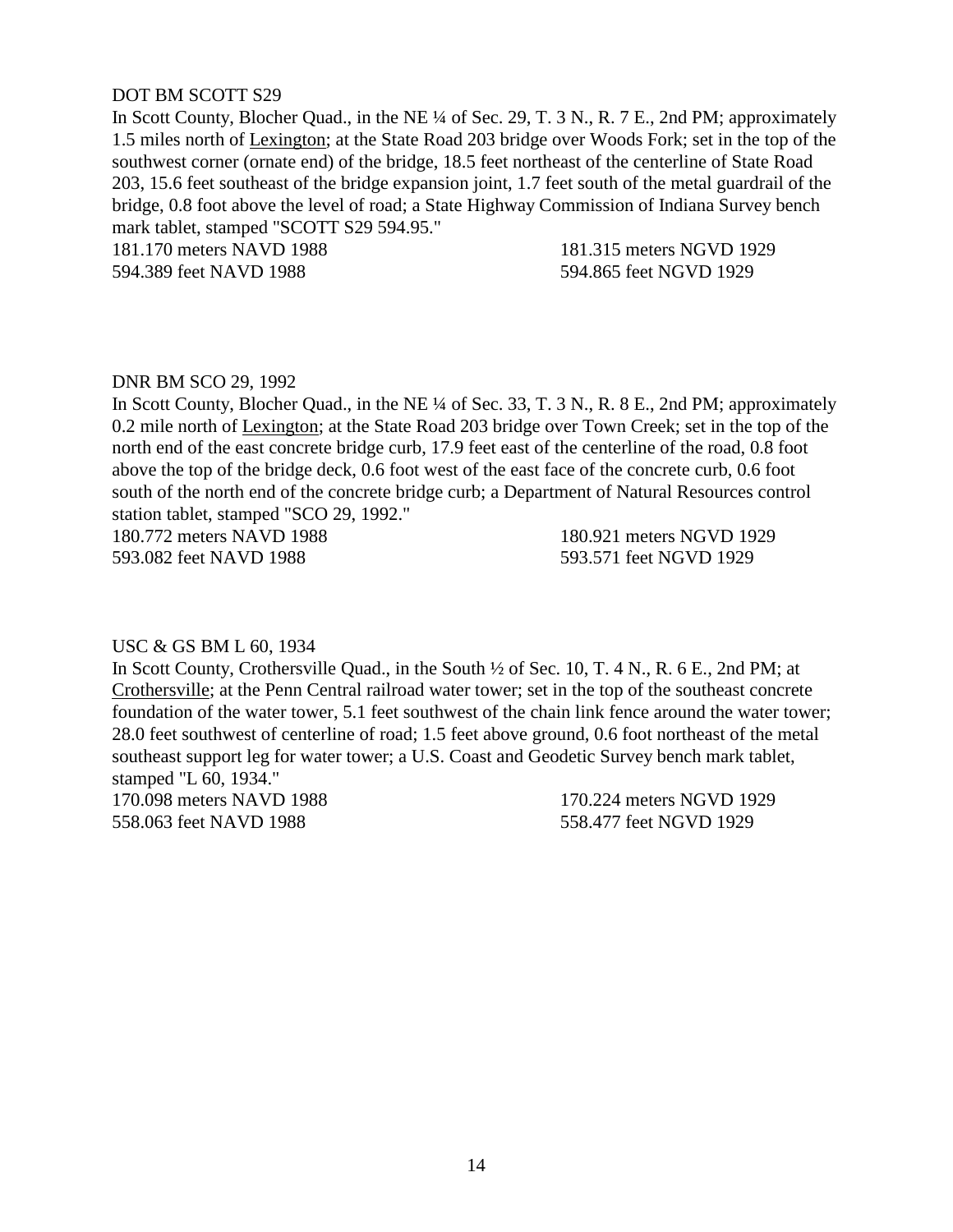DOT BM SCOTT S29

In Scott County, Blocher Quad., in the NE ¼ of Sec. 29, T. 3 N., R. 7 E., 2nd PM; approximately 1.5 miles north of Lexington; at the State Road 203 bridge over Woods Fork; set in the top of the southwest corner (ornate end) of the bridge, 18.5 feet northeast of the centerline of State Road 203, 15.6 feet southeast of the bridge expansion joint, 1.7 feet south of the metal guardrail of the bridge, 0.8 foot above the level of road; a State Highway Commission of Indiana Survey bench mark tablet, stamped "SCOTT S29 594.95."

181.170 meters NAVD 1988 — 181.315 meters NGVD 1929
594.389 feet NAVD 1988 — 594.865 feet NGVD 1929

DNR BM SCO 29, 1992

In Scott County, Blocher Quad., in the NE ¼ of Sec. 33, T. 3 N., R. 8 E., 2nd PM; approximately 0.2 mile north of Lexington; at the State Road 203 bridge over Town Creek; set in the top of the north end of the east concrete bridge curb, 17.9 feet east of the centerline of the road, 0.8 foot above the top of the bridge deck, 0.6 foot west of the east face of the concrete curb, 0.6 foot south of the north end of the concrete bridge curb; a Department of Natural Resources control station tablet, stamped "SCO 29, 1992."

180.772 meters NAVD 1988 — 180.921 meters NGVD 1929
593.082 feet NAVD 1988 — 593.571 feet NGVD 1929

USC & GS BM L 60, 1934

In Scott County, Crothersville Quad., in the South ½ of Sec. 10, T. 4 N., R. 6 E., 2nd PM; at Crothersville; at the Penn Central railroad water tower; set in the top of the southeast concrete foundation of the water tower, 5.1 feet southwest of the chain link fence around the water tower; 28.0 feet southwest of centerline of road; 1.5 feet above ground, 0.6 foot northeast of the metal southeast support leg for water tower; a U.S. Coast and Geodetic Survey bench mark tablet, stamped "L 60, 1934."

170.098 meters NAVD 1988 — 170.224 meters NGVD 1929
558.063 feet NAVD 1988 — 558.477 feet NGVD 1929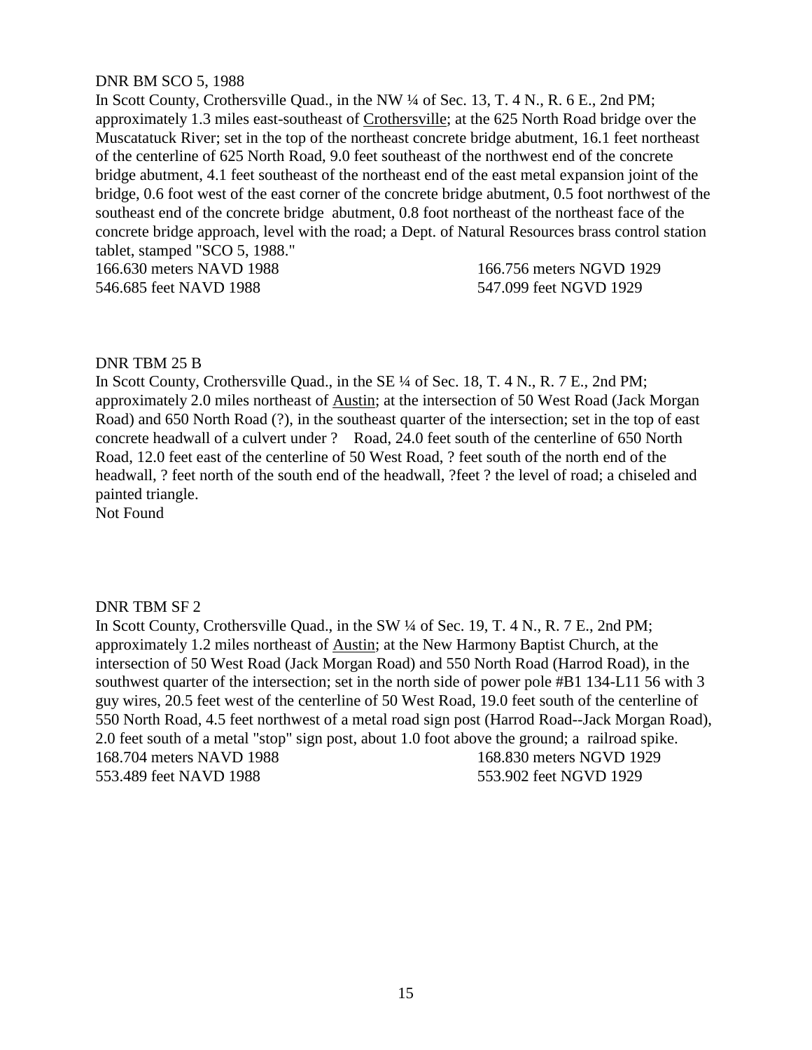DNR BM SCO 5, 1988

In Scott County, Crothersville Quad., in the NW ¼ of Sec. 13, T. 4 N., R. 6 E., 2nd PM; approximately 1.3 miles east-southeast of Crothersville; at the 625 North Road bridge over the Muscatatuck River; set in the top of the northeast concrete bridge abutment, 16.1 feet northeast of the centerline of 625 North Road, 9.0 feet southeast of the northwest end of the concrete bridge abutment, 4.1 feet southeast of the northeast end of the east metal expansion joint of the bridge, 0.6 foot west of the east corner of the concrete bridge abutment, 0.5 foot northwest of the southeast end of the concrete bridge abutment, 0.8 foot northeast of the northeast face of the concrete bridge approach, level with the road; a Dept. of Natural Resources brass control station tablet, stamped "SCO 5, 1988."

166.630 meters NAVD 1988 166.756 meters NGVD 1929
546.685 feet NAVD 1988 547.099 feet NGVD 1929

DNR TBM 25 B

In Scott County, Crothersville Quad., in the SE ¼ of Sec. 18, T. 4 N., R. 7 E., 2nd PM; approximately 2.0 miles northeast of Austin; at the intersection of 50 West Road (Jack Morgan Road) and 650 North Road (?), in the southeast quarter of the intersection; set in the top of east concrete headwall of a culvert under ? Road, 24.0 feet south of the centerline of 650 North Road, 12.0 feet east of the centerline of 50 West Road, ? feet south of the north end of the headwall, ? feet north of the south end of the headwall, ?feet ? the level of road; a chiseled and painted triangle.

Not Found

DNR TBM SF 2

In Scott County, Crothersville Quad., in the SW ¼ of Sec. 19, T. 4 N., R. 7 E., 2nd PM; approximately 1.2 miles northeast of Austin; at the New Harmony Baptist Church, at the intersection of 50 West Road (Jack Morgan Road) and 550 North Road (Harrod Road), in the southwest quarter of the intersection; set in the north side of power pole #B1 134-L11 56 with 3 guy wires, 20.5 feet west of the centerline of 50 West Road, 19.0 feet south of the centerline of 550 North Road, 4.5 feet northwest of a metal road sign post (Harrod Road--Jack Morgan Road), 2.0 feet south of a metal "stop" sign post, about 1.0 foot above the ground; a railroad spike.

168.704 meters NAVD 1988 168.830 meters NGVD 1929
553.489 feet NAVD 1988 553.902 feet NGVD 1929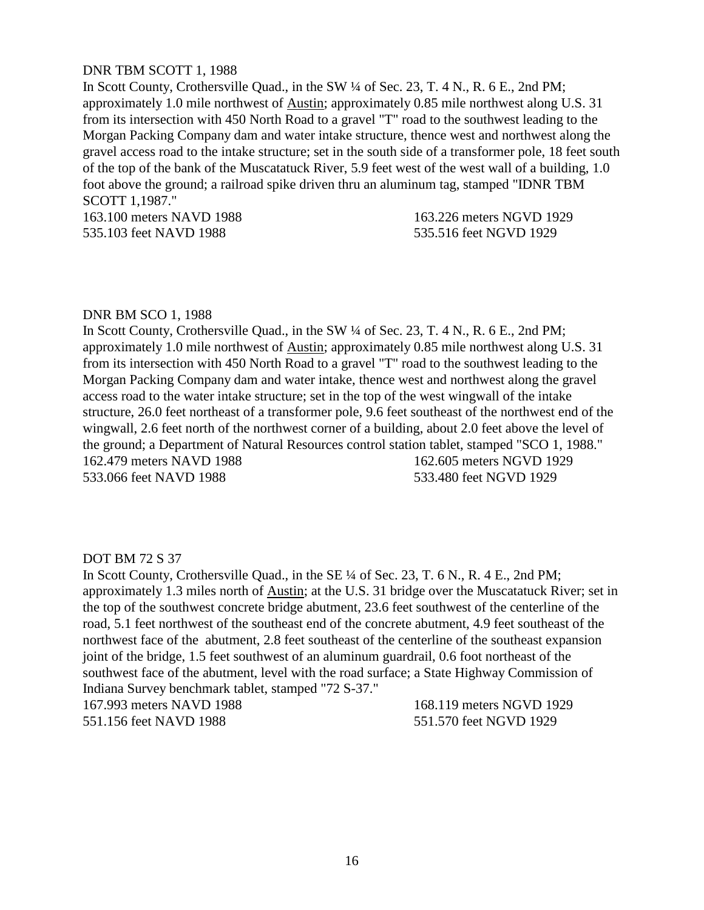DNR TBM SCOTT 1, 1988

In Scott County, Crothersville Quad., in the SW ¼ of Sec. 23, T. 4 N., R. 6 E., 2nd PM; approximately 1.0 mile northwest of Austin; approximately 0.85 mile northwest along U.S. 31 from its intersection with 450 North Road to a gravel "T" road to the southwest leading to the Morgan Packing Company dam and water intake structure, thence west and northwest along the gravel access road to the intake structure; set in the south side of a transformer pole, 18 feet south of the top of the bank of the Muscatatuck River, 5.9 feet west of the west wall of a building, 1.0 foot above the ground; a railroad spike driven thru an aluminum tag, stamped "IDNR TBM SCOTT 1,1987."

163.100 meters NAVD 1988 163.226 meters NGVD 1929
535.103 feet NAVD 1988 535.516 feet NGVD 1929

DNR BM SCO 1, 1988

In Scott County, Crothersville Quad., in the SW ¼ of Sec. 23, T. 4 N., R. 6 E., 2nd PM; approximately 1.0 mile northwest of Austin; approximately 0.85 mile northwest along U.S. 31 from its intersection with 450 North Road to a gravel "T" road to the southwest leading to the Morgan Packing Company dam and water intake, thence west and northwest along the gravel access road to the water intake structure; set in the top of the west wingwall of the intake structure, 26.0 feet northeast of a transformer pole, 9.6 feet southeast of the northwest end of the wingwall, 2.6 feet north of the northwest corner of a building, about 2.0 feet above the level of the ground; a Department of Natural Resources control station tablet, stamped "SCO 1, 1988."

162.479 meters NAVD 1988 162.605 meters NGVD 1929
533.066 feet NAVD 1988 533.480 feet NGVD 1929

DOT BM 72 S 37

In Scott County, Crothersville Quad., in the SE ¼ of Sec. 23, T. 6 N., R. 4 E., 2nd PM; approximately 1.3 miles north of Austin; at the U.S. 31 bridge over the Muscatatuck River; set in the top of the southwest concrete bridge abutment, 23.6 feet southwest of the centerline of the road, 5.1 feet northwest of the southeast end of the concrete abutment, 4.9 feet southeast of the northwest face of the abutment, 2.8 feet southeast of the centerline of the southeast expansion joint of the bridge, 1.5 feet southwest of an aluminum guardrail, 0.6 foot northeast of the southwest face of the abutment, level with the road surface; a State Highway Commission of Indiana Survey benchmark tablet, stamped "72 S-37."

167.993 meters NAVD 1988 168.119 meters NGVD 1929
551.156 feet NAVD 1988 551.570 feet NGVD 1929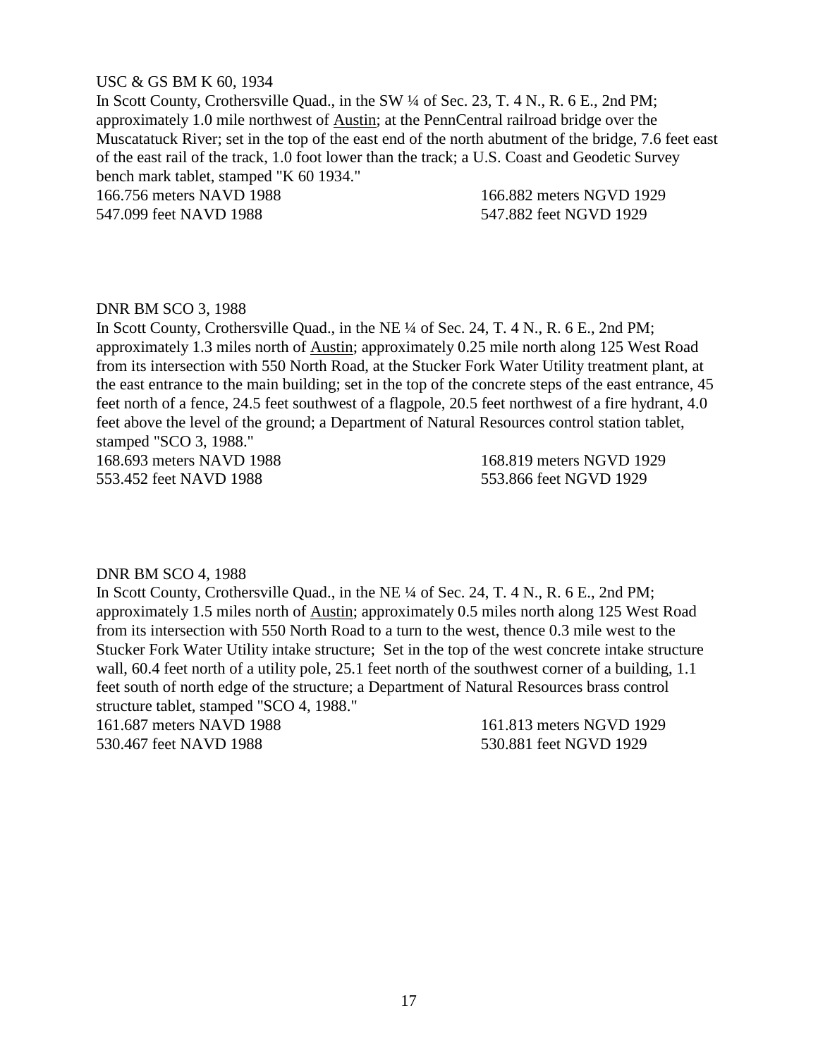USC & GS BM K 60, 1934

In Scott County, Crothersville Quad., in the SW ¼ of Sec. 23, T. 4 N., R. 6 E., 2nd PM; approximately 1.0 mile northwest of Austin; at the PennCentral railroad bridge over the Muscatatuck River; set in the top of the east end of the north abutment of the bridge, 7.6 feet east of the east rail of the track, 1.0 foot lower than the track; a U.S. Coast and Geodetic Survey bench mark tablet, stamped "K 60 1934."

166.756 meters NAVD 1988 166.882 meters NGVD 1929
547.099 feet NAVD 1988 547.882 feet NGVD 1929

DNR BM SCO 3, 1988

In Scott County, Crothersville Quad., in the NE ¼ of Sec. 24, T. 4 N., R. 6 E., 2nd PM; approximately 1.3 miles north of Austin; approximately 0.25 mile north along 125 West Road from its intersection with 550 North Road, at the Stucker Fork Water Utility treatment plant, at the east entrance to the main building; set in the top of the concrete steps of the east entrance, 45 feet north of a fence, 24.5 feet southwest of a flagpole, 20.5 feet northwest of a fire hydrant, 4.0 feet above the level of the ground; a Department of Natural Resources control station tablet, stamped "SCO 3, 1988."

168.693 meters NAVD 1988 168.819 meters NGVD 1929
553.452 feet NAVD 1988 553.866 feet NGVD 1929

DNR BM SCO 4, 1988

In Scott County, Crothersville Quad., in the NE ¼ of Sec. 24, T. 4 N., R. 6 E., 2nd PM; approximately 1.5 miles north of Austin; approximately 0.5 miles north along 125 West Road from its intersection with 550 North Road to a turn to the west, thence 0.3 mile west to the Stucker Fork Water Utility intake structure; Set in the top of the west concrete intake structure wall, 60.4 feet north of a utility pole, 25.1 feet north of the southwest corner of a building, 1.1 feet south of north edge of the structure; a Department of Natural Resources brass control structure tablet, stamped "SCO 4, 1988."

161.687 meters NAVD 1988 161.813 meters NGVD 1929
530.467 feet NAVD 1988 530.881 feet NGVD 1929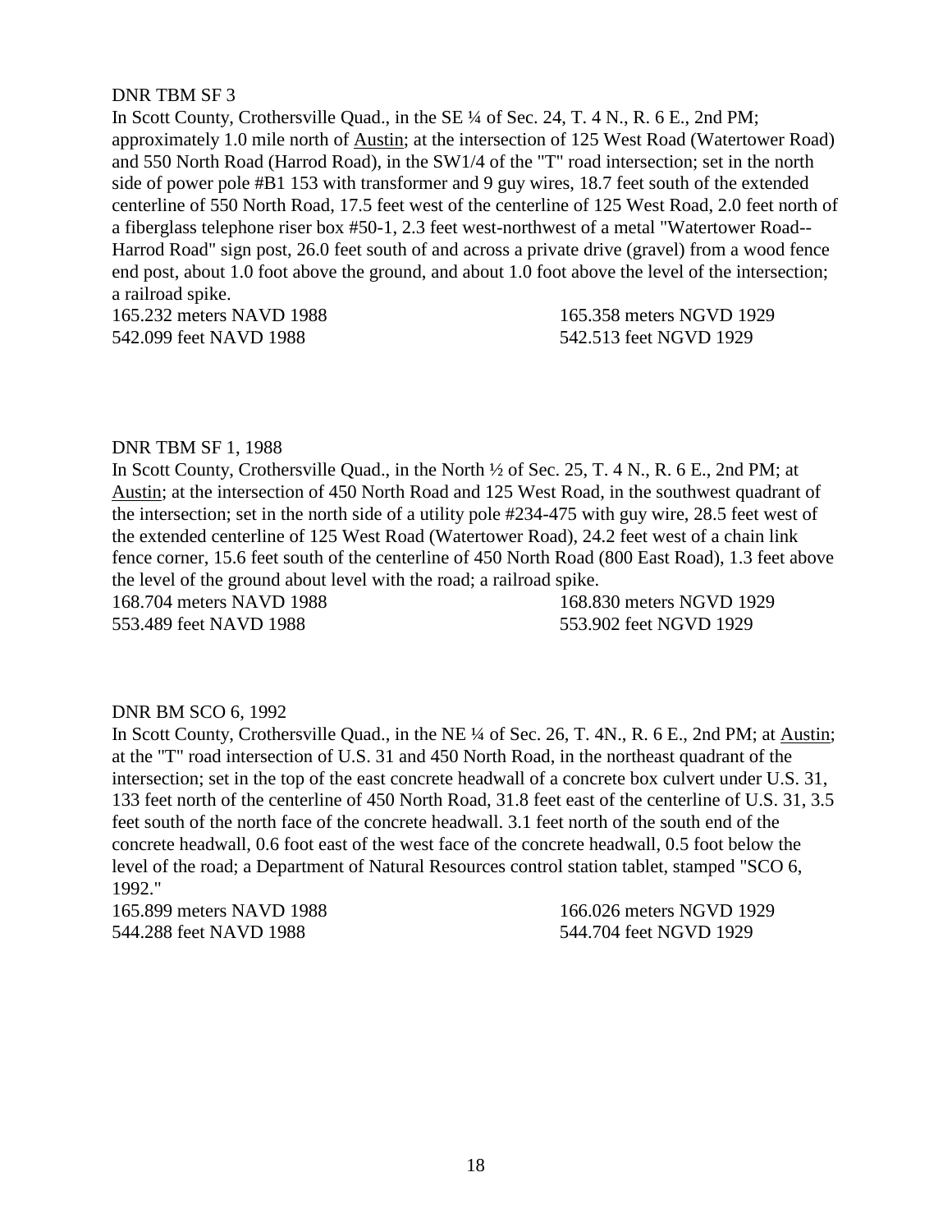DNR TBM SF 3

In Scott County, Crothersville Quad., in the SE ¼ of Sec. 24, T. 4 N., R. 6 E., 2nd PM; approximately 1.0 mile north of Austin; at the intersection of 125 West Road (Watertower Road) and 550 North Road (Harrod Road), in the SW1/4 of the "T" road intersection; set in the north side of power pole #B1 153 with transformer and 9 guy wires, 18.7 feet south of the extended centerline of 550 North Road, 17.5 feet west of the centerline of 125 West Road, 2.0 feet north of a fiberglass telephone riser box #50-1, 2.3 feet west-northwest of a metal "Watertower Road--Harrod Road" sign post, 26.0 feet south of and across a private drive (gravel) from a wood fence end post, about 1.0 foot above the ground, and about 1.0 foot above the level of the intersection; a railroad spike.

165.232 meters NAVD 1988 — 165.358 meters NGVD 1929
542.099 feet NAVD 1988 — 542.513 feet NGVD 1929

DNR TBM SF 1, 1988

In Scott County, Crothersville Quad., in the North ½ of Sec. 25, T. 4 N., R. 6 E., 2nd PM; at Austin; at the intersection of 450 North Road and 125 West Road, in the southwest quadrant of the intersection; set in the north side of a utility pole #234-475 with guy wire, 28.5 feet west of the extended centerline of 125 West Road (Watertower Road), 24.2 feet west of a chain link fence corner, 15.6 feet south of the centerline of 450 North Road (800 East Road), 1.3 feet above the level of the ground about level with the road; a railroad spike.

168.704 meters NAVD 1988 — 168.830 meters NGVD 1929
553.489 feet NAVD 1988 — 553.902 feet NGVD 1929

DNR BM SCO 6, 1992

In Scott County, Crothersville Quad., in the NE ¼ of Sec. 26, T. 4N., R. 6 E., 2nd PM; at Austin; at the "T" road intersection of U.S. 31 and 450 North Road, in the northeast quadrant of the intersection; set in the top of the east concrete headwall of a concrete box culvert under U.S. 31, 133 feet north of the centerline of 450 North Road, 31.8 feet east of the centerline of U.S. 31, 3.5 feet south of the north face of the concrete headwall. 3.1 feet north of the south end of the concrete headwall, 0.6 foot east of the west face of the concrete headwall, 0.5 foot below the level of the road; a Department of Natural Resources control station tablet, stamped "SCO 6, 1992."

165.899 meters NAVD 1988 — 166.026 meters NGVD 1929
544.288 feet NAVD 1988 — 544.704 feet NGVD 1929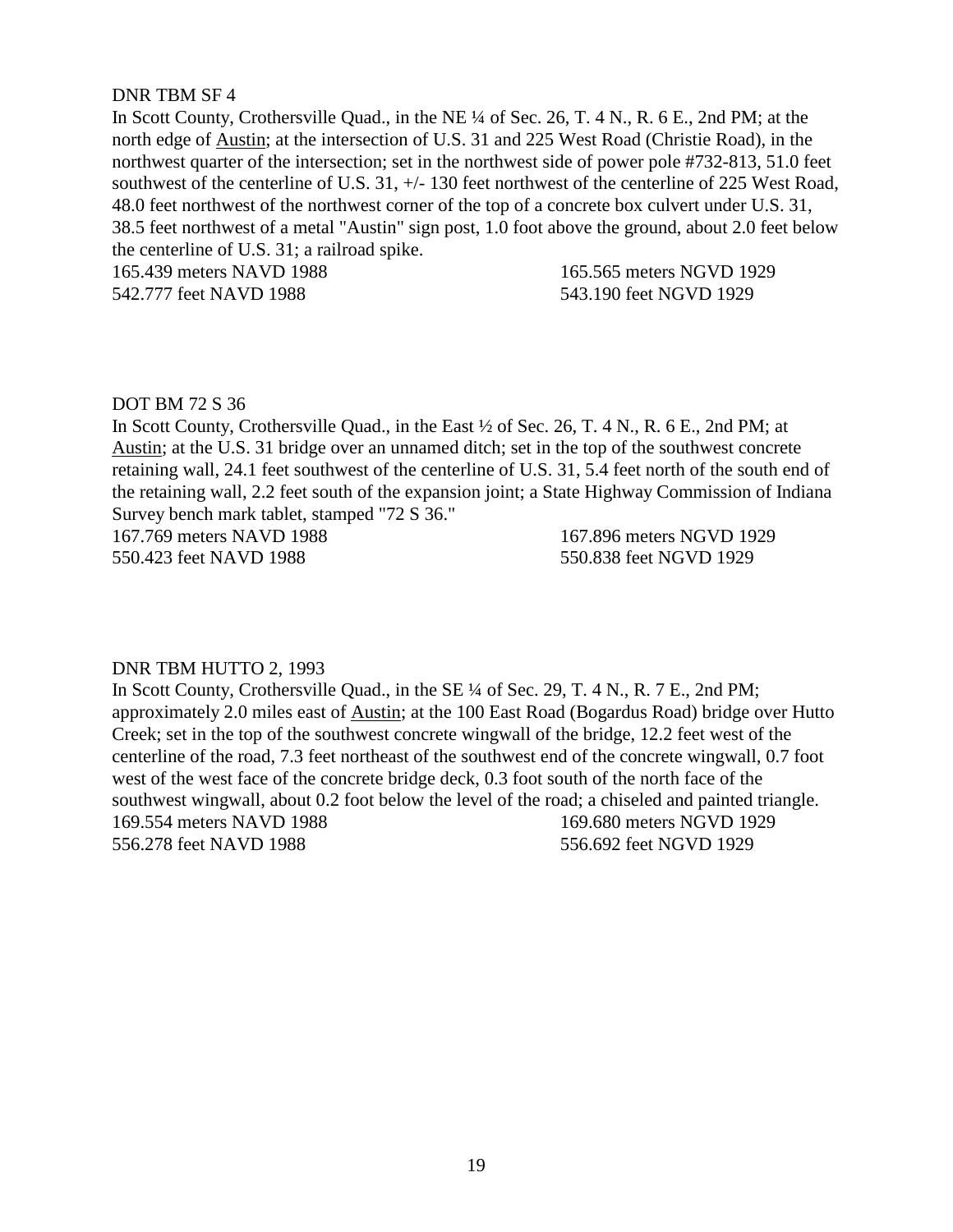DNR TBM SF 4

In Scott County, Crothersville Quad., in the NE ¼ of Sec. 26, T. 4 N., R. 6 E., 2nd PM; at the north edge of Austin; at the intersection of U.S. 31 and 225 West Road (Christie Road), in the northwest quarter of the intersection; set in the northwest side of power pole #732-813, 51.0 feet southwest of the centerline of U.S. 31, +/- 130 feet northwest of the centerline of 225 West Road, 48.0 feet northwest of the northwest corner of the top of a concrete box culvert under U.S. 31, 38.5 feet northwest of a metal "Austin" sign post, 1.0 foot above the ground, about 2.0 feet below the centerline of U.S. 31; a railroad spike.

165.439 meters NAVD 1988 165.565 meters NGVD 1929
542.777 feet NAVD 1988 543.190 feet NGVD 1929

DOT BM 72 S 36

In Scott County, Crothersville Quad., in the East ½ of Sec. 26, T. 4 N., R. 6 E., 2nd PM; at Austin; at the U.S. 31 bridge over an unnamed ditch; set in the top of the southwest concrete retaining wall, 24.1 feet southwest of the centerline of U.S. 31, 5.4 feet north of the south end of the retaining wall, 2.2 feet south of the expansion joint; a State Highway Commission of Indiana Survey bench mark tablet, stamped "72 S 36."

167.769 meters NAVD 1988 167.896 meters NGVD 1929
550.423 feet NAVD 1988 550.838 feet NGVD 1929

DNR TBM HUTTO 2, 1993

In Scott County, Crothersville Quad., in the SE ¼ of Sec. 29, T. 4 N., R. 7 E., 2nd PM; approximately 2.0 miles east of Austin; at the 100 East Road (Bogardus Road) bridge over Hutto Creek; set in the top of the southwest concrete wingwall of the bridge, 12.2 feet west of the centerline of the road, 7.3 feet northeast of the southwest end of the concrete wingwall, 0.7 foot west of the west face of the concrete bridge deck, 0.3 foot south of the north face of the southwest wingwall, about 0.2 foot below the level of the road; a chiseled and painted triangle.

169.554 meters NAVD 1988 169.680 meters NGVD 1929
556.278 feet NAVD 1988 556.692 feet NGVD 1929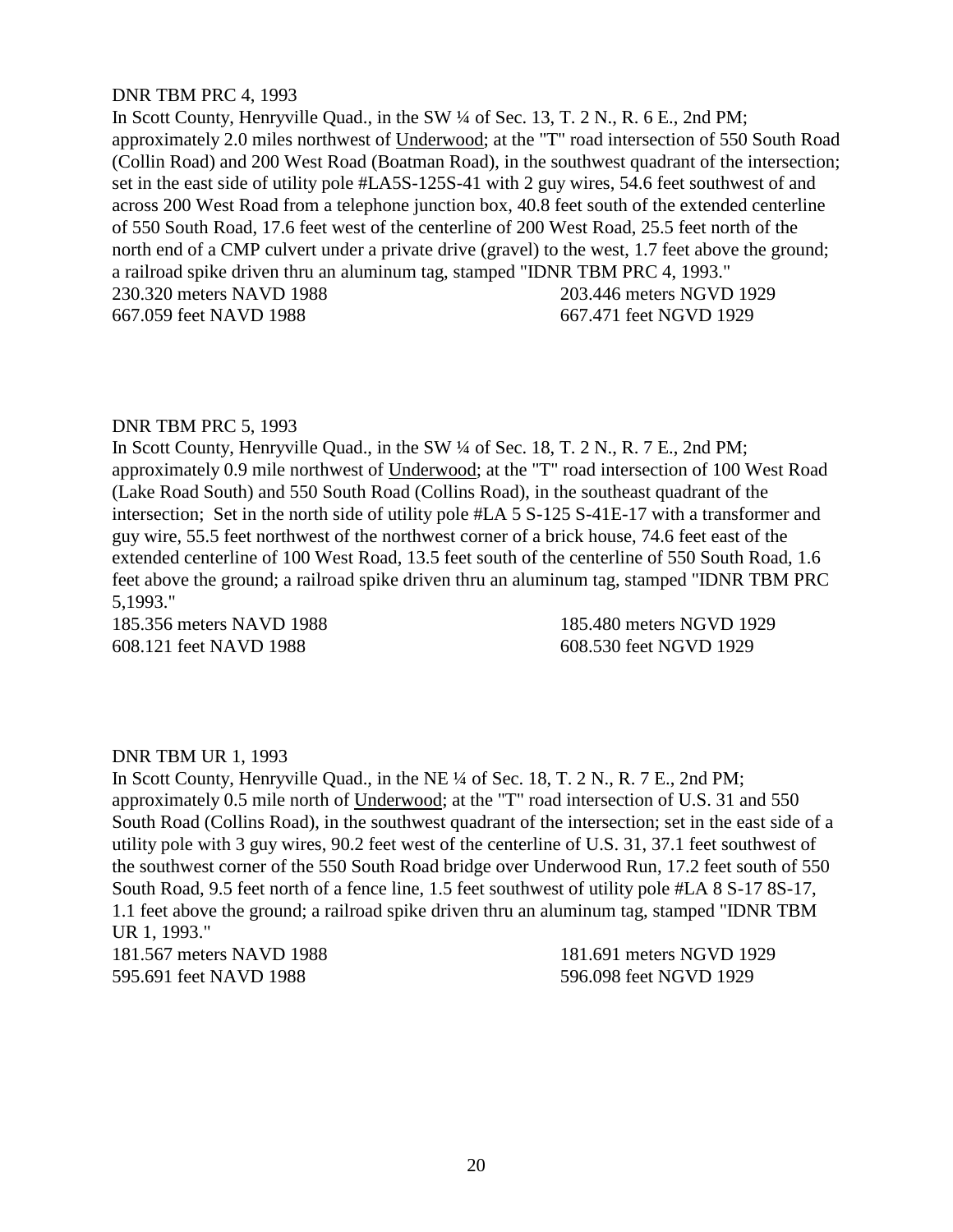DNR TBM PRC 4, 1993

In Scott County, Henryville Quad., in the SW ¼ of Sec. 13, T. 2 N., R. 6 E., 2nd PM; approximately 2.0 miles northwest of Underwood; at the "T" road intersection of 550 South Road (Collin Road) and 200 West Road (Boatman Road), in the southwest quadrant of the intersection; set in the east side of utility pole #LA5S-125S-41 with 2 guy wires, 54.6 feet southwest of and across 200 West Road from a telephone junction box, 40.8 feet south of the extended centerline of 550 South Road, 17.6 feet west of the centerline of 200 West Road, 25.5 feet north of the north end of a CMP culvert under a private drive (gravel) to the west, 1.7 feet above the ground; a railroad spike driven thru an aluminum tag, stamped "IDNR TBM PRC 4, 1993."

230.320 meters NAVD 1988 203.446 meters NGVD 1929
667.059 feet NAVD 1988 667.471 feet NGVD 1929

DNR TBM PRC 5, 1993

In Scott County, Henryville Quad., in the SW ¼ of Sec. 18, T. 2 N., R. 7 E., 2nd PM; approximately 0.9 mile northwest of Underwood; at the "T" road intersection of 100 West Road (Lake Road South) and 550 South Road (Collins Road), in the southeast quadrant of the intersection; Set in the north side of utility pole #LA 5 S-125 S-41E-17 with a transformer and guy wire, 55.5 feet northwest of the northwest corner of a brick house, 74.6 feet east of the extended centerline of 100 West Road, 13.5 feet south of the centerline of 550 South Road, 1.6 feet above the ground; a railroad spike driven thru an aluminum tag, stamped "IDNR TBM PRC 5,1993."

185.356 meters NAVD 1988 185.480 meters NGVD 1929
608.121 feet NAVD 1988 608.530 feet NGVD 1929

DNR TBM UR 1, 1993

In Scott County, Henryville Quad., in the NE ¼ of Sec. 18, T. 2 N., R. 7 E., 2nd PM; approximately 0.5 mile north of Underwood; at the "T" road intersection of U.S. 31 and 550 South Road (Collins Road), in the southwest quadrant of the intersection; set in the east side of a utility pole with 3 guy wires, 90.2 feet west of the centerline of U.S. 31, 37.1 feet southwest of the southwest corner of the 550 South Road bridge over Underwood Run, 17.2 feet south of 550 South Road, 9.5 feet north of a fence line, 1.5 feet southwest of utility pole #LA 8 S-17 8S-17, 1.1 feet above the ground; a railroad spike driven thru an aluminum tag, stamped "IDNR TBM UR 1, 1993."

181.567 meters NAVD 1988 181.691 meters NGVD 1929
595.691 feet NAVD 1988 596.098 feet NGVD 1929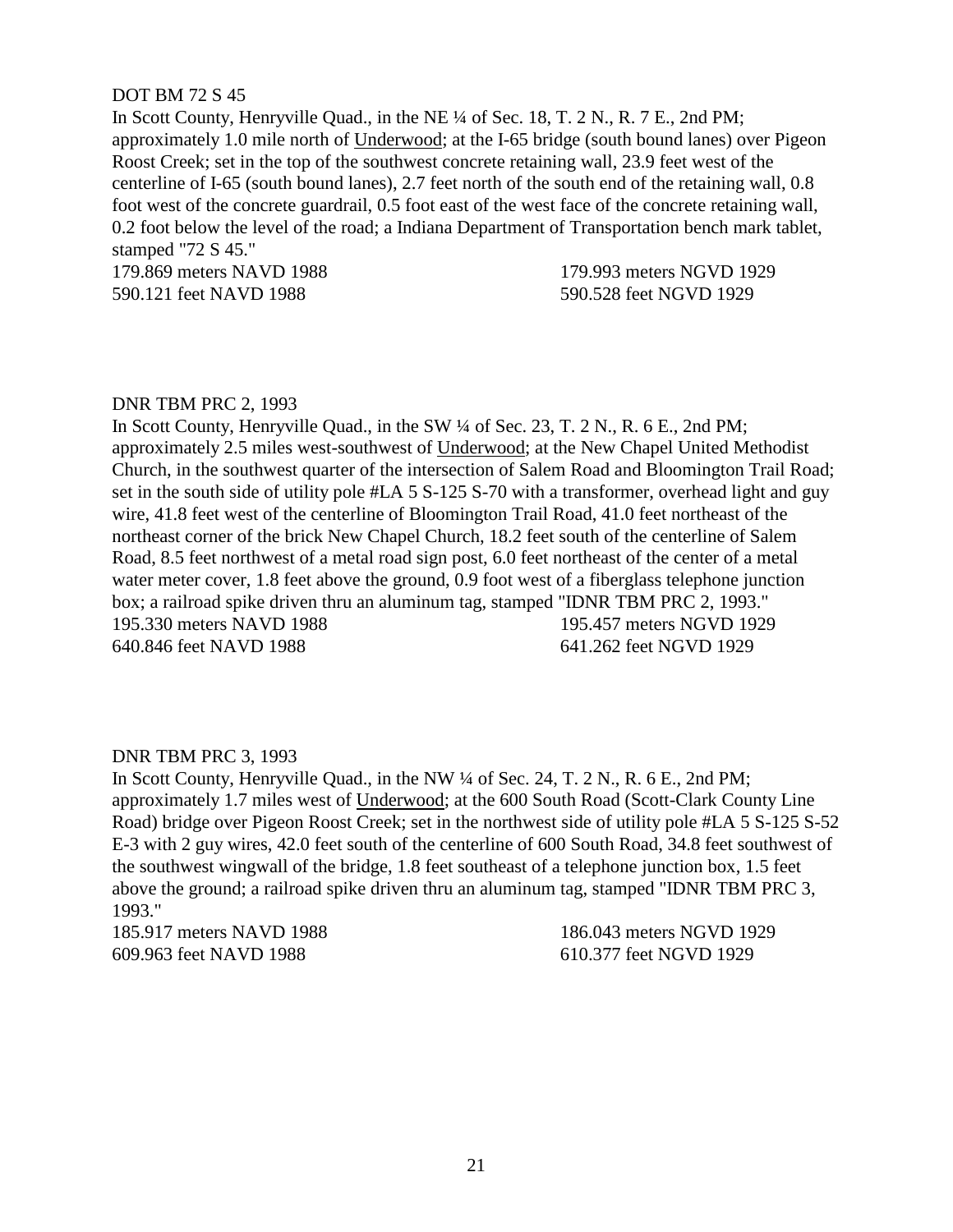DOT BM 72 S 45

In Scott County, Henryville Quad., in the NE ¼ of Sec. 18, T. 2 N., R. 7 E., 2nd PM; approximately 1.0 mile north of Underwood; at the I-65 bridge (south bound lanes) over Pigeon Roost Creek; set in the top of the southwest concrete retaining wall, 23.9 feet west of the centerline of I-65 (south bound lanes), 2.7 feet north of the south end of the retaining wall, 0.8 foot west of the concrete guardrail, 0.5 foot east of the west face of the concrete retaining wall, 0.2 foot below the level of the road; a Indiana Department of Transportation bench mark tablet, stamped "72 S 45."

179.869 meters NAVD 1988 179.993 meters NGVD 1929
590.121 feet NAVD 1988 590.528 feet NGVD 1929

DNR TBM PRC 2, 1993

In Scott County, Henryville Quad., in the SW ¼ of Sec. 23, T. 2 N., R. 6 E., 2nd PM; approximately 2.5 miles west-southwest of Underwood; at the New Chapel United Methodist Church, in the southwest quarter of the intersection of Salem Road and Bloomington Trail Road; set in the south side of utility pole #LA 5 S-125 S-70 with a transformer, overhead light and guy wire, 41.8 feet west of the centerline of Bloomington Trail Road, 41.0 feet northeast of the northeast corner of the brick New Chapel Church, 18.2 feet south of the centerline of Salem Road, 8.5 feet northwest of a metal road sign post, 6.0 feet northeast of the center of a metal water meter cover, 1.8 feet above the ground, 0.9 foot west of a fiberglass telephone junction box; a railroad spike driven thru an aluminum tag, stamped "IDNR TBM PRC 2, 1993."

195.330 meters NAVD 1988 195.457 meters NGVD 1929
640.846 feet NAVD 1988 641.262 feet NGVD 1929

DNR TBM PRC 3, 1993

In Scott County, Henryville Quad., in the NW ¼ of Sec. 24, T. 2 N., R. 6 E., 2nd PM; approximately 1.7 miles west of Underwood; at the 600 South Road (Scott-Clark County Line Road) bridge over Pigeon Roost Creek; set in the northwest side of utility pole #LA 5 S-125 S-52 E-3 with 2 guy wires, 42.0 feet south of the centerline of 600 South Road, 34.8 feet southwest of the southwest wingwall of the bridge, 1.8 feet southeast of a telephone junction box, 1.5 feet above the ground; a railroad spike driven thru an aluminum tag, stamped "IDNR TBM PRC 3, 1993."

185.917 meters NAVD 1988 186.043 meters NGVD 1929
609.963 feet NAVD 1988 610.377 feet NGVD 1929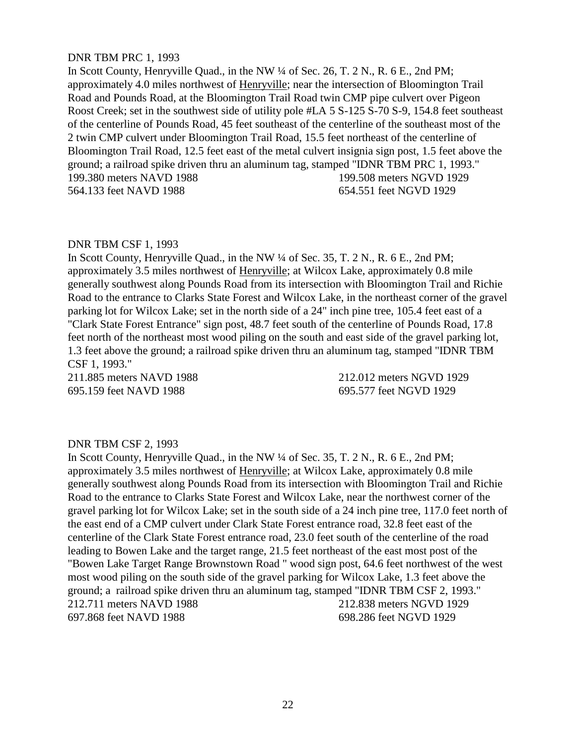DNR TBM PRC 1, 1993

In Scott County, Henryville Quad., in the NW ¼ of Sec. 26, T. 2 N., R. 6 E., 2nd PM; approximately 4.0 miles northwest of Henryville; near the intersection of Bloomington Trail Road and Pounds Road, at the Bloomington Trail Road twin CMP pipe culvert over Pigeon Roost Creek; set in the southwest side of utility pole #LA 5 S-125 S-70 S-9, 154.8 feet southeast of the centerline of Pounds Road, 45 feet southeast of the centerline of the southeast most of the 2 twin CMP culvert under Bloomington Trail Road, 15.5 feet northeast of the centerline of Bloomington Trail Road, 12.5 feet east of the metal culvert insignia sign post, 1.5 feet above the ground; a railroad spike driven thru an aluminum tag, stamped "IDNR TBM PRC 1, 1993."

199.380 meters NAVD 1988 199.508 meters NGVD 1929
564.133 feet NAVD 1988 654.551 feet NGVD 1929

DNR TBM CSF 1, 1993

In Scott County, Henryville Quad., in the NW ¼ of Sec. 35, T. 2 N., R. 6 E., 2nd PM; approximately 3.5 miles northwest of Henryville; at Wilcox Lake, approximately 0.8 mile generally southwest along Pounds Road from its intersection with Bloomington Trail and Richie Road to the entrance to Clarks State Forest and Wilcox Lake, in the northeast corner of the gravel parking lot for Wilcox Lake; set in the north side of a 24" inch pine tree, 105.4 feet east of a "Clark State Forest Entrance" sign post, 48.7 feet south of the centerline of Pounds Road, 17.8 feet north of the northeast most wood piling on the south and east side of the gravel parking lot, 1.3 feet above the ground; a railroad spike driven thru an aluminum tag, stamped "IDNR TBM CSF 1, 1993."

211.885 meters NAVD 1988 212.012 meters NGVD 1929
695.159 feet NAVD 1988 695.577 feet NGVD 1929

DNR TBM CSF 2, 1993

In Scott County, Henryville Quad., in the NW ¼ of Sec. 35, T. 2 N., R. 6 E., 2nd PM; approximately 3.5 miles northwest of Henryville; at Wilcox Lake, approximately 0.8 mile generally southwest along Pounds Road from its intersection with Bloomington Trail and Richie Road to the entrance to Clarks State Forest and Wilcox Lake, near the northwest corner of the gravel parking lot for Wilcox Lake; set in the south side of a 24 inch pine tree, 117.0 feet north of the east end of a CMP culvert under Clark State Forest entrance road, 32.8 feet east of the centerline of the Clark State Forest entrance road, 23.0 feet south of the centerline of the road leading to Bowen Lake and the target range, 21.5 feet northeast of the east most post of the "Bowen Lake Target Range Brownstown Road " wood sign post, 64.6 feet northwest of the west most wood piling on the south side of the gravel parking for Wilcox Lake, 1.3 feet above the ground; a railroad spike driven thru an aluminum tag, stamped "IDNR TBM CSF 2, 1993."

212.711 meters NAVD 1988 212.838 meters NGVD 1929
697.868 feet NAVD 1988 698.286 feet NGVD 1929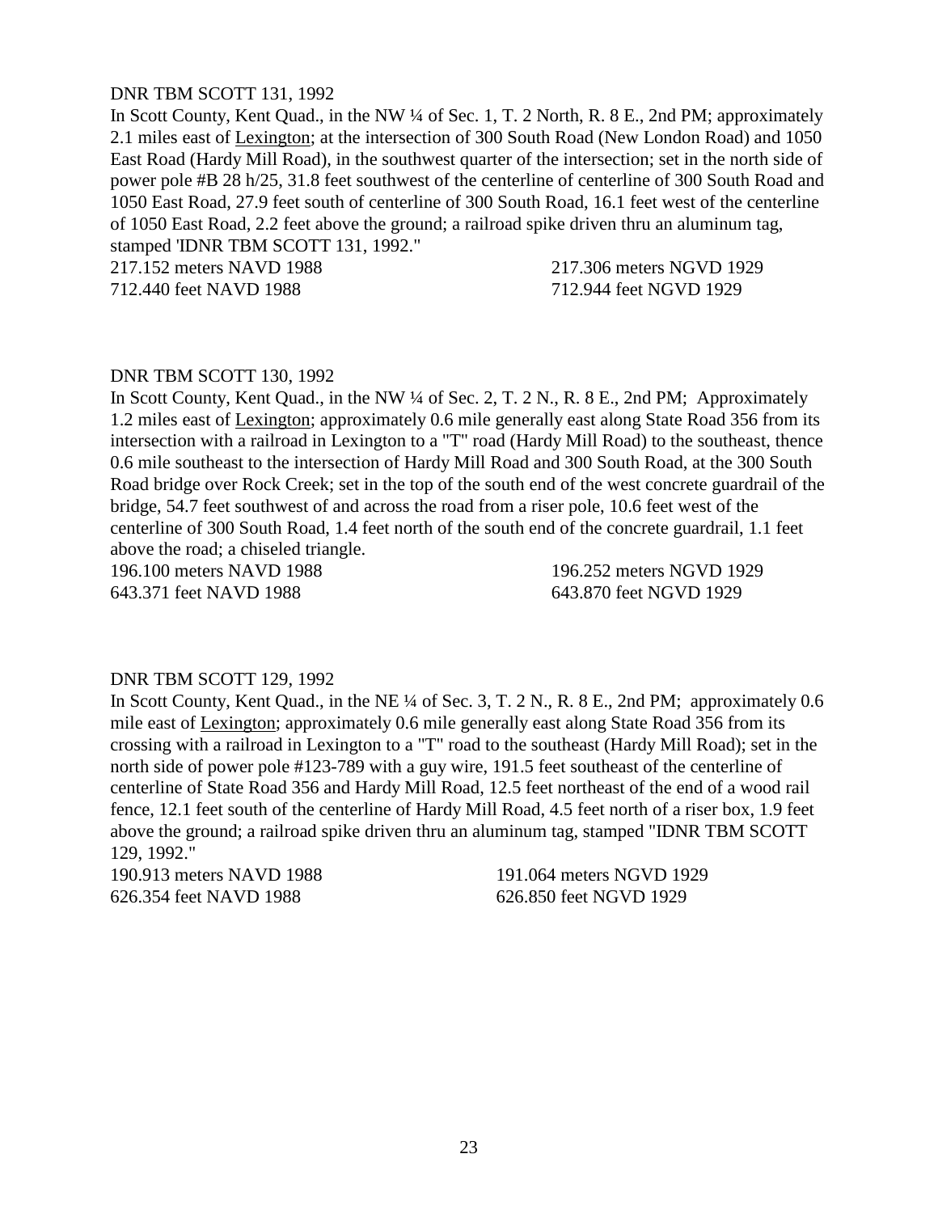DNR TBM SCOTT 131, 1992

In Scott County, Kent Quad., in the NW ¼ of Sec. 1, T. 2 North, R. 8 E., 2nd PM; approximately 2.1 miles east of Lexington; at the intersection of 300 South Road (New London Road) and 1050 East Road (Hardy Mill Road), in the southwest quarter of the intersection; set in the north side of power pole #B 28 h/25, 31.8 feet southwest of the centerline of centerline of 300 South Road and 1050 East Road, 27.9 feet south of centerline of 300 South Road, 16.1 feet west of the centerline of 1050 East Road, 2.2 feet above the ground; a railroad spike driven thru an aluminum tag, stamped 'IDNR TBM SCOTT 131, 1992."

217.152 meters NAVD 1988 217.306 meters NGVD 1929
712.440 feet NAVD 1988 712.944 feet NGVD 1929

DNR TBM SCOTT 130, 1992

In Scott County, Kent Quad., in the NW ¼ of Sec. 2, T. 2 N., R. 8 E., 2nd PM; Approximately 1.2 miles east of Lexington; approximately 0.6 mile generally east along State Road 356 from its intersection with a railroad in Lexington to a "T" road (Hardy Mill Road) to the southeast, thence 0.6 mile southeast to the intersection of Hardy Mill Road and 300 South Road, at the 300 South Road bridge over Rock Creek; set in the top of the south end of the west concrete guardrail of the bridge, 54.7 feet southwest of and across the road from a riser pole, 10.6 feet west of the centerline of 300 South Road, 1.4 feet north of the south end of the concrete guardrail, 1.1 feet above the road; a chiseled triangle.

196.100 meters NAVD 1988 196.252 meters NGVD 1929
643.371 feet NAVD 1988 643.870 feet NGVD 1929

DNR TBM SCOTT 129, 1992

In Scott County, Kent Quad., in the NE ¼ of Sec. 3, T. 2 N., R. 8 E., 2nd PM; approximately 0.6 mile east of Lexington; approximately 0.6 mile generally east along State Road 356 from its crossing with a railroad in Lexington to a "T" road to the southeast (Hardy Mill Road); set in the north side of power pole #123-789 with a guy wire, 191.5 feet southeast of the centerline of centerline of State Road 356 and Hardy Mill Road, 12.5 feet northeast of the end of a wood rail fence, 12.1 feet south of the centerline of Hardy Mill Road, 4.5 feet north of a riser box, 1.9 feet above the ground; a railroad spike driven thru an aluminum tag, stamped "IDNR TBM SCOTT 129, 1992."

190.913 meters NAVD 1988 191.064 meters NGVD 1929
626.354 feet NAVD 1988 626.850 feet NGVD 1929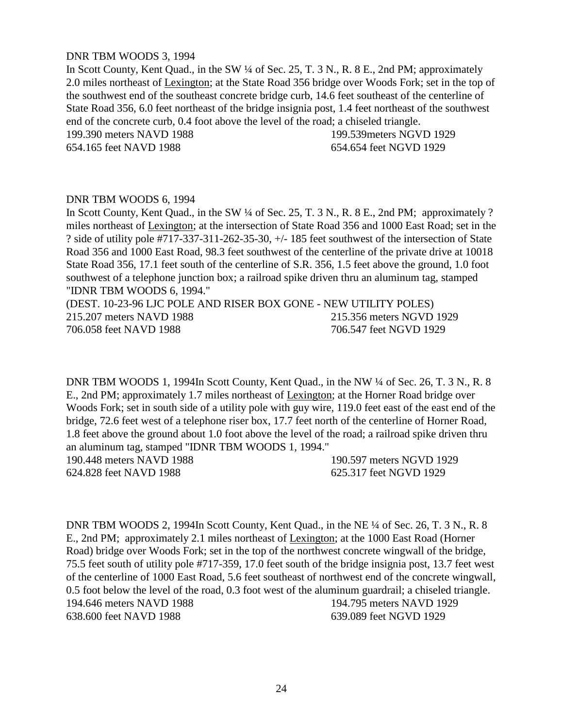DNR TBM WOODS 3, 1994

In Scott County, Kent Quad., in the SW ¼ of Sec. 25, T. 3 N., R. 8 E., 2nd PM; approximately 2.0 miles northeast of Lexington; at the State Road 356 bridge over Woods Fork; set in the top of the southwest end of the southeast concrete bridge curb, 14.6 feet southeast of the centerline of State Road 356, 6.0 feet northeast of the bridge insignia post, 1.4 feet northeast of the southwest end of the concrete curb, 0.4 foot above the level of the road; a chiseled triangle.

| | |
|---|---|
| 199.390 meters NAVD 1988 | 199.539meters NGVD 1929 |
| 654.165 feet NAVD 1988 | 654.654 feet NGVD 1929 |

DNR TBM WOODS 6, 1994

In Scott County, Kent Quad., in the SW ¼ of Sec. 25, T. 3 N., R. 8 E., 2nd PM; approximately ? miles northeast of Lexington; at the intersection of State Road 356 and 1000 East Road; set in the ? side of utility pole #717-337-311-262-35-30, +/- 185 feet southwest of the intersection of State Road 356 and 1000 East Road, 98.3 feet southwest of the centerline of the private drive at 10018 State Road 356, 17.1 feet south of the centerline of S.R. 356, 1.5 feet above the ground, 1.0 foot southwest of a telephone junction box; a railroad spike driven thru an aluminum tag, stamped "IDNR TBM WOODS 6, 1994."

(DEST. 10-23-96 LJC POLE AND RISER BOX GONE - NEW UTILITY POLES)

| | |
|---|---|
| 215.207 meters NAVD 1988 | 215.356 meters NGVD 1929 |
| 706.058 feet NAVD 1988 | 706.547 feet NGVD 1929 |

DNR TBM WOODS 1, 1994In Scott County, Kent Quad., in the NW ¼ of Sec. 26, T. 3 N., R. 8 E., 2nd PM; approximately 1.7 miles northeast of Lexington; at the Horner Road bridge over Woods Fork; set in south side of a utility pole with guy wire, 119.0 feet east of the east end of the bridge, 72.6 feet west of a telephone riser box, 17.7 feet north of the centerline of Horner Road, 1.8 feet above the ground about 1.0 foot above the level of the road; a railroad spike driven thru an aluminum tag, stamped "IDNR TBM WOODS 1, 1994."

| | |
|---|---|
| 190.448 meters NAVD 1988 | 190.597 meters NGVD 1929 |
| 624.828 feet NAVD 1988 | 625.317 feet NGVD 1929 |

DNR TBM WOODS 2, 1994In Scott County, Kent Quad., in the NE ¼ of Sec. 26, T. 3 N., R. 8 E., 2nd PM; approximately 2.1 miles northeast of Lexington; at the 1000 East Road (Horner Road) bridge over Woods Fork; set in the top of the northwest concrete wingwall of the bridge, 75.5 feet south of utility pole #717-359, 17.0 feet south of the bridge insignia post, 13.7 feet west of the centerline of 1000 East Road, 5.6 feet southeast of northwest end of the concrete wingwall, 0.5 foot below the level of the road, 0.3 foot west of the aluminum guardrail; a chiseled triangle.

| | |
|---|---|
| 194.646 meters NAVD 1988 | 194.795 meters NAVD 1929 |
| 638.600 feet NAVD 1988 | 639.089 feet NGVD 1929 |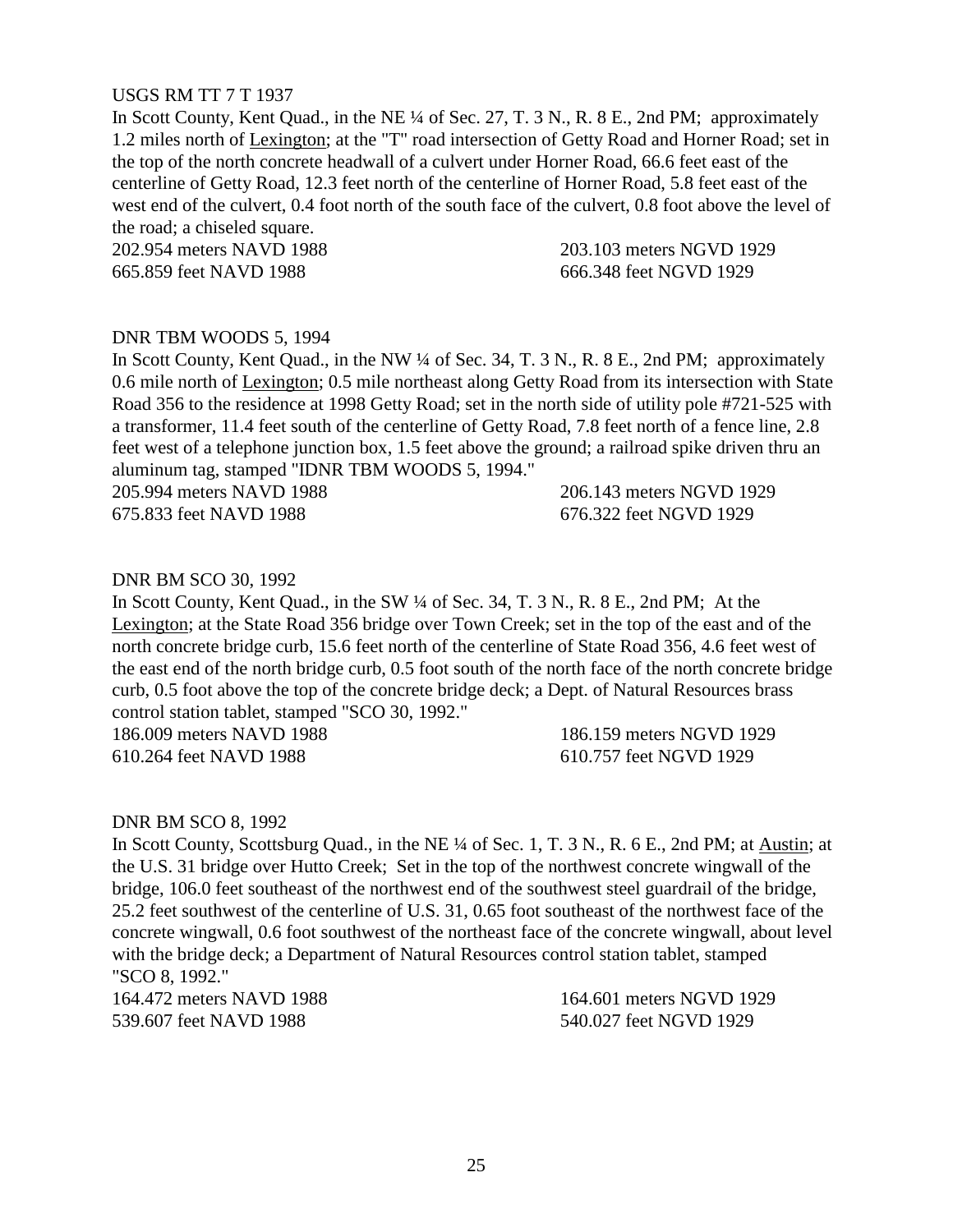USGS RM TT 7 T 1937

In Scott County, Kent Quad., in the NE ¼ of Sec. 27, T. 3 N., R. 8 E., 2nd PM; approximately 1.2 miles north of Lexington; at the "T" road intersection of Getty Road and Horner Road; set in the top of the north concrete headwall of a culvert under Horner Road, 66.6 feet east of the centerline of Getty Road, 12.3 feet north of the centerline of Horner Road, 5.8 feet east of the west end of the culvert, 0.4 foot north of the south face of the culvert, 0.8 foot above the level of the road; a chiseled square.

202.954 meters NAVD 1988 203.103 meters NGVD 1929
665.859 feet NAVD 1988 666.348 feet NGVD 1929

DNR TBM WOODS 5, 1994

In Scott County, Kent Quad., in the NW ¼ of Sec. 34, T. 3 N., R. 8 E., 2nd PM; approximately 0.6 mile north of Lexington; 0.5 mile northeast along Getty Road from its intersection with State Road 356 to the residence at 1998 Getty Road; set in the north side of utility pole #721-525 with a transformer, 11.4 feet south of the centerline of Getty Road, 7.8 feet north of a fence line, 2.8 feet west of a telephone junction box, 1.5 feet above the ground; a railroad spike driven thru an aluminum tag, stamped "IDNR TBM WOODS 5, 1994."

205.994 meters NAVD 1988 206.143 meters NGVD 1929
675.833 feet NAVD 1988 676.322 feet NGVD 1929

DNR BM SCO 30, 1992

In Scott County, Kent Quad., in the SW ¼ of Sec. 34, T. 3 N., R. 8 E., 2nd PM; At the Lexington; at the State Road 356 bridge over Town Creek; set in the top of the east and of the north concrete bridge curb, 15.6 feet north of the centerline of State Road 356, 4.6 feet west of the east end of the north bridge curb, 0.5 foot south of the north face of the north concrete bridge curb, 0.5 foot above the top of the concrete bridge deck; a Dept. of Natural Resources brass control station tablet, stamped "SCO 30, 1992."

186.009 meters NAVD 1988 186.159 meters NGVD 1929
610.264 feet NAVD 1988 610.757 feet NGVD 1929

DNR BM SCO 8, 1992

In Scott County, Scottsburg Quad., in the NE ¼ of Sec. 1, T. 3 N., R. 6 E., 2nd PM; at Austin; at the U.S. 31 bridge over Hutto Creek; Set in the top of the northwest concrete wingwall of the bridge, 106.0 feet southeast of the northwest end of the southwest steel guardrail of the bridge, 25.2 feet southwest of the centerline of U.S. 31, 0.65 foot southeast of the northwest face of the concrete wingwall, 0.6 foot southwest of the northeast face of the concrete wingwall, about level with the bridge deck; a Department of Natural Resources control station tablet, stamped "SCO 8, 1992."

164.472 meters NAVD 1988 164.601 meters NGVD 1929
539.607 feet NAVD 1988 540.027 feet NGVD 1929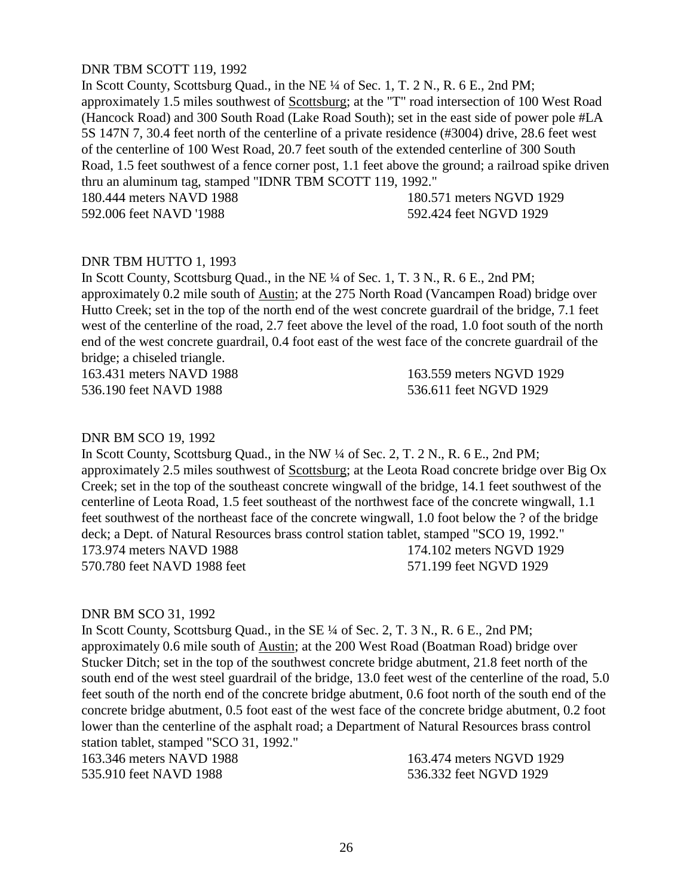DNR TBM SCOTT 119, 1992

In Scott County, Scottsburg Quad., in the NE ¼ of Sec. 1, T. 2 N., R. 6 E., 2nd PM; approximately 1.5 miles southwest of Scottsburg; at the "T" road intersection of 100 West Road (Hancock Road) and 300 South Road (Lake Road South); set in the east side of power pole #LA 5S 147N 7, 30.4 feet north of the centerline of a private residence (#3004) drive, 28.6 feet west of the centerline of 100 West Road, 20.7 feet south of the extended centerline of 300 South Road, 1.5 feet southwest of a fence corner post, 1.1 feet above the ground; a railroad spike driven thru an aluminum tag, stamped "IDNR TBM SCOTT 119, 1992."

180.444 meters NAVD 1988 180.571 meters NGVD 1929
592.006 feet NAVD '1988 592.424 feet NGVD 1929

DNR TBM HUTTO 1, 1993

In Scott County, Scottsburg Quad., in the NE ¼ of Sec. 1, T. 3 N., R. 6 E., 2nd PM; approximately 0.2 mile south of Austin; at the 275 North Road (Vancampen Road) bridge over Hutto Creek; set in the top of the north end of the west concrete guardrail of the bridge, 7.1 feet west of the centerline of the road, 2.7 feet above the level of the road, 1.0 foot south of the north end of the west concrete guardrail, 0.4 foot east of the west face of the concrete guardrail of the bridge; a chiseled triangle.

163.431 meters NAVD 1988 163.559 meters NGVD 1929
536.190 feet NAVD 1988 536.611 feet NGVD 1929

DNR BM SCO 19, 1992

In Scott County, Scottsburg Quad., in the NW ¼ of Sec. 2, T. 2 N., R. 6 E., 2nd PM; approximately 2.5 miles southwest of Scottsburg; at the Leota Road concrete bridge over Big Ox Creek; set in the top of the southeast concrete wingwall of the bridge, 14.1 feet southwest of the centerline of Leota Road, 1.5 feet southeast of the northwest face of the concrete wingwall, 1.1 feet southwest of the northeast face of the concrete wingwall, 1.0 foot below the ? of the bridge deck; a Dept. of Natural Resources brass control station tablet, stamped "SCO 19, 1992."

173.974 meters NAVD 1988 174.102 meters NGVD 1929
570.780 feet NAVD 1988 feet 571.199 feet NGVD 1929

DNR BM SCO 31, 1992

In Scott County, Scottsburg Quad., in the SE ¼ of Sec. 2, T. 3 N., R. 6 E., 2nd PM; approximately 0.6 mile south of Austin; at the 200 West Road (Boatman Road) bridge over Stucker Ditch; set in the top of the southwest concrete bridge abutment, 21.8 feet north of the south end of the west steel guardrail of the bridge, 13.0 feet west of the centerline of the road, 5.0 feet south of the north end of the concrete bridge abutment, 0.6 foot north of the south end of the concrete bridge abutment, 0.5 foot east of the west face of the concrete bridge abutment, 0.2 foot lower than the centerline of the asphalt road; a Department of Natural Resources brass control station tablet, stamped "SCO 31, 1992."

163.346 meters NAVD 1988 163.474 meters NGVD 1929
535.910 feet NAVD 1988 536.332 feet NGVD 1929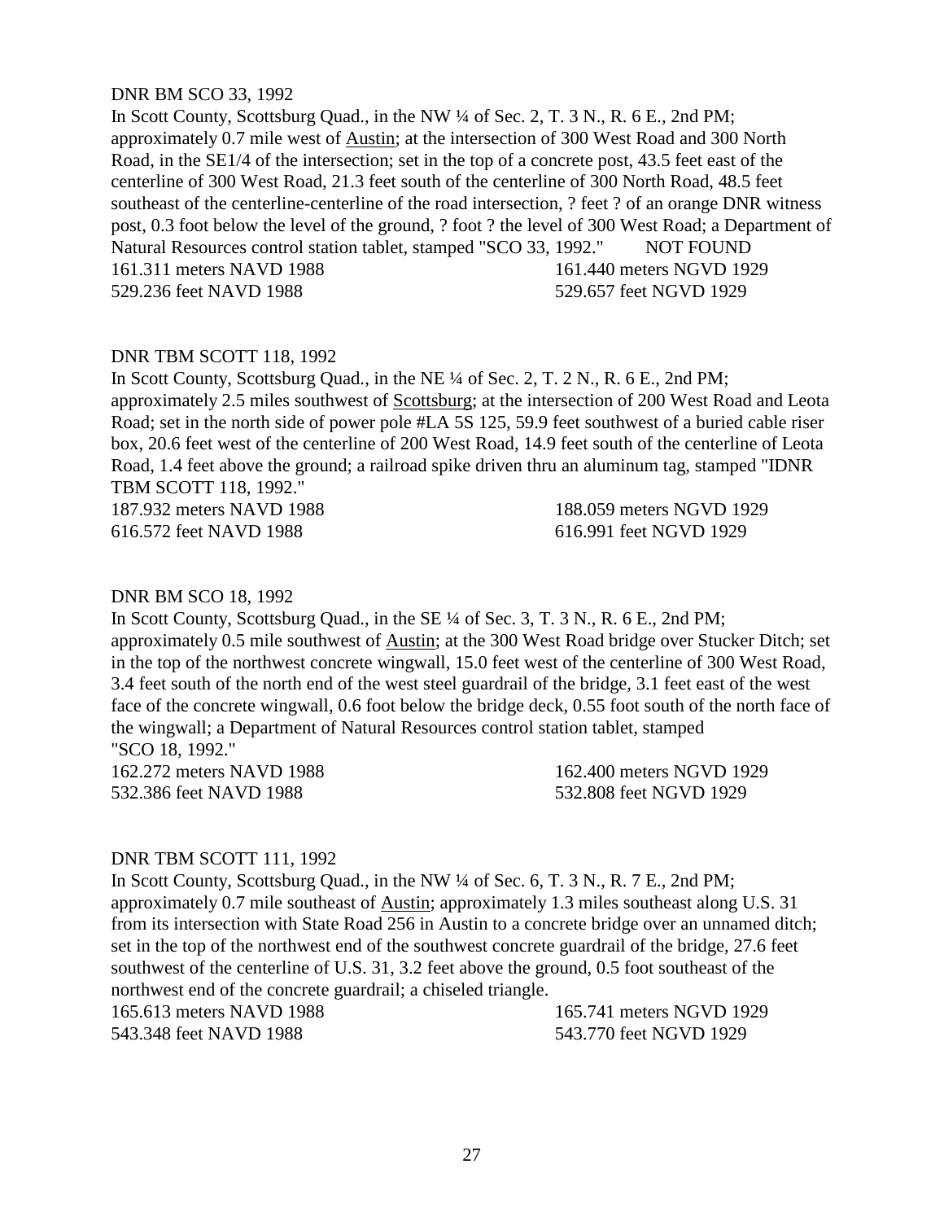DNR BM SCO 33, 1992

In Scott County, Scottsburg Quad., in the NW ¼ of Sec. 2, T. 3 N., R. 6 E., 2nd PM; approximately 0.7 mile west of Austin; at the intersection of 300 West Road and 300 North Road, in the SE1/4 of the intersection; set in the top of a concrete post, 43.5 feet east of the centerline of 300 West Road, 21.3 feet south of the centerline of 300 North Road, 48.5 feet southeast of the centerline-centerline of the road intersection, ? feet ? of an orange DNR witness post, 0.3 foot below the level of the ground, ? foot ? the level of 300 West Road; a Department of Natural Resources control station tablet, stamped "SCO 33, 1992." NOT FOUND

161.311 meters NAVD 1988 161.440 meters NGVD 1929
529.236 feet NAVD 1988 529.657 feet NGVD 1929

DNR TBM SCOTT 118, 1992

In Scott County, Scottsburg Quad., in the NE ¼ of Sec. 2, T. 2 N., R. 6 E., 2nd PM; approximately 2.5 miles southwest of Scottsburg; at the intersection of 200 West Road and Leota Road; set in the north side of power pole #LA 5S 125, 59.9 feet southwest of a buried cable riser box, 20.6 feet west of the centerline of 200 West Road, 14.9 feet south of the centerline of Leota Road, 1.4 feet above the ground; a railroad spike driven thru an aluminum tag, stamped "IDNR TBM SCOTT 118, 1992."

187.932 meters NAVD 1988 188.059 meters NGVD 1929
616.572 feet NAVD 1988 616.991 feet NGVD 1929

DNR BM SCO 18, 1992

In Scott County, Scottsburg Quad., in the SE ¼ of Sec. 3, T. 3 N., R. 6 E., 2nd PM; approximately 0.5 mile southwest of Austin; at the 300 West Road bridge over Stucker Ditch; set in the top of the northwest concrete wingwall, 15.0 feet west of the centerline of 300 West Road, 3.4 feet south of the north end of the west steel guardrail of the bridge, 3.1 feet east of the west face of the concrete wingwall, 0.6 foot below the bridge deck, 0.55 foot south of the north face of the wingwall; a Department of Natural Resources control station tablet, stamped "SCO 18, 1992."

162.272 meters NAVD 1988 162.400 meters NGVD 1929
532.386 feet NAVD 1988 532.808 feet NGVD 1929

DNR TBM SCOTT 111, 1992

In Scott County, Scottsburg Quad., in the NW ¼ of Sec. 6, T. 3 N., R. 7 E., 2nd PM; approximately 0.7 mile southeast of Austin; approximately 1.3 miles southeast along U.S. 31 from its intersection with State Road 256 in Austin to a concrete bridge over an unnamed ditch; set in the top of the northwest end of the southwest concrete guardrail of the bridge, 27.6 feet southwest of the centerline of U.S. 31, 3.2 feet above the ground, 0.5 foot southeast of the northwest end of the concrete guardrail; a chiseled triangle.

165.613 meters NAVD 1988 165.741 meters NGVD 1929
543.348 feet NAVD 1988 543.770 feet NGVD 1929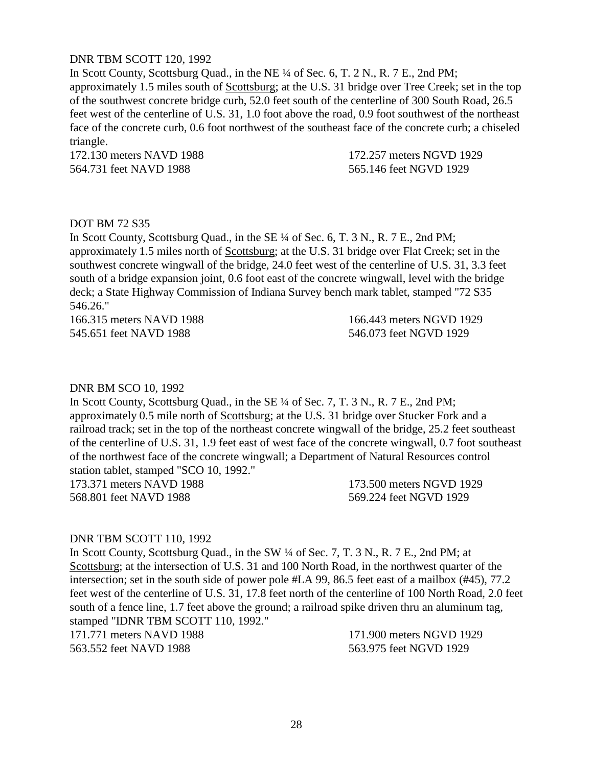DNR TBM SCOTT 120, 1992

In Scott County, Scottsburg Quad., in the NE ¼ of Sec. 6, T. 2 N., R. 7 E., 2nd PM; approximately 1.5 miles south of Scottsburg; at the U.S. 31 bridge over Tree Creek; set in the top of the southwest concrete bridge curb, 52.0 feet south of the centerline of 300 South Road, 26.5 feet west of the centerline of U.S. 31, 1.0 foot above the road, 0.9 foot southwest of the northeast face of the concrete curb, 0.6 foot northwest of the southeast face of the concrete curb; a chiseled triangle.

172.130 meters NAVD 1988 172.257 meters NGVD 1929
564.731 feet NAVD 1988 565.146 feet NGVD 1929

DOT BM 72 S35

In Scott County, Scottsburg Quad., in the SE ¼ of Sec. 6, T. 3 N., R. 7 E., 2nd PM; approximately 1.5 miles north of Scottsburg; at the U.S. 31 bridge over Flat Creek; set in the southwest concrete wingwall of the bridge, 24.0 feet west of the centerline of U.S. 31, 3.3 feet south of a bridge expansion joint, 0.6 foot east of the concrete wingwall, level with the bridge deck; a State Highway Commission of Indiana Survey bench mark tablet, stamped "72 S35 546.26."

166.315 meters NAVD 1988 166.443 meters NGVD 1929
545.651 feet NAVD 1988 546.073 feet NGVD 1929

DNR BM SCO 10, 1992

In Scott County, Scottsburg Quad., in the SE ¼ of Sec. 7, T. 3 N., R. 7 E., 2nd PM; approximately 0.5 mile north of Scottsburg; at the U.S. 31 bridge over Stucker Fork and a railroad track; set in the top of the northeast concrete wingwall of the bridge, 25.2 feet southeast of the centerline of U.S. 31, 1.9 feet east of west face of the concrete wingwall, 0.7 foot southeast of the northwest face of the concrete wingwall; a Department of Natural Resources control station tablet, stamped "SCO 10, 1992."

173.371 meters NAVD 1988 173.500 meters NGVD 1929
568.801 feet NAVD 1988 569.224 feet NGVD 1929

DNR TBM SCOTT 110, 1992

In Scott County, Scottsburg Quad., in the SW ¼ of Sec. 7, T. 3 N., R. 7 E., 2nd PM; at Scottsburg; at the intersection of U.S. 31 and 100 North Road, in the northwest quarter of the intersection; set in the south side of power pole #LA 99, 86.5 feet east of a mailbox (#45), 77.2 feet west of the centerline of U.S. 31, 17.8 feet north of the centerline of 100 North Road, 2.0 feet south of a fence line, 1.7 feet above the ground; a railroad spike driven thru an aluminum tag, stamped "IDNR TBM SCOTT 110, 1992."

171.771 meters NAVD 1988 171.900 meters NGVD 1929
563.552 feet NAVD 1988 563.975 feet NGVD 1929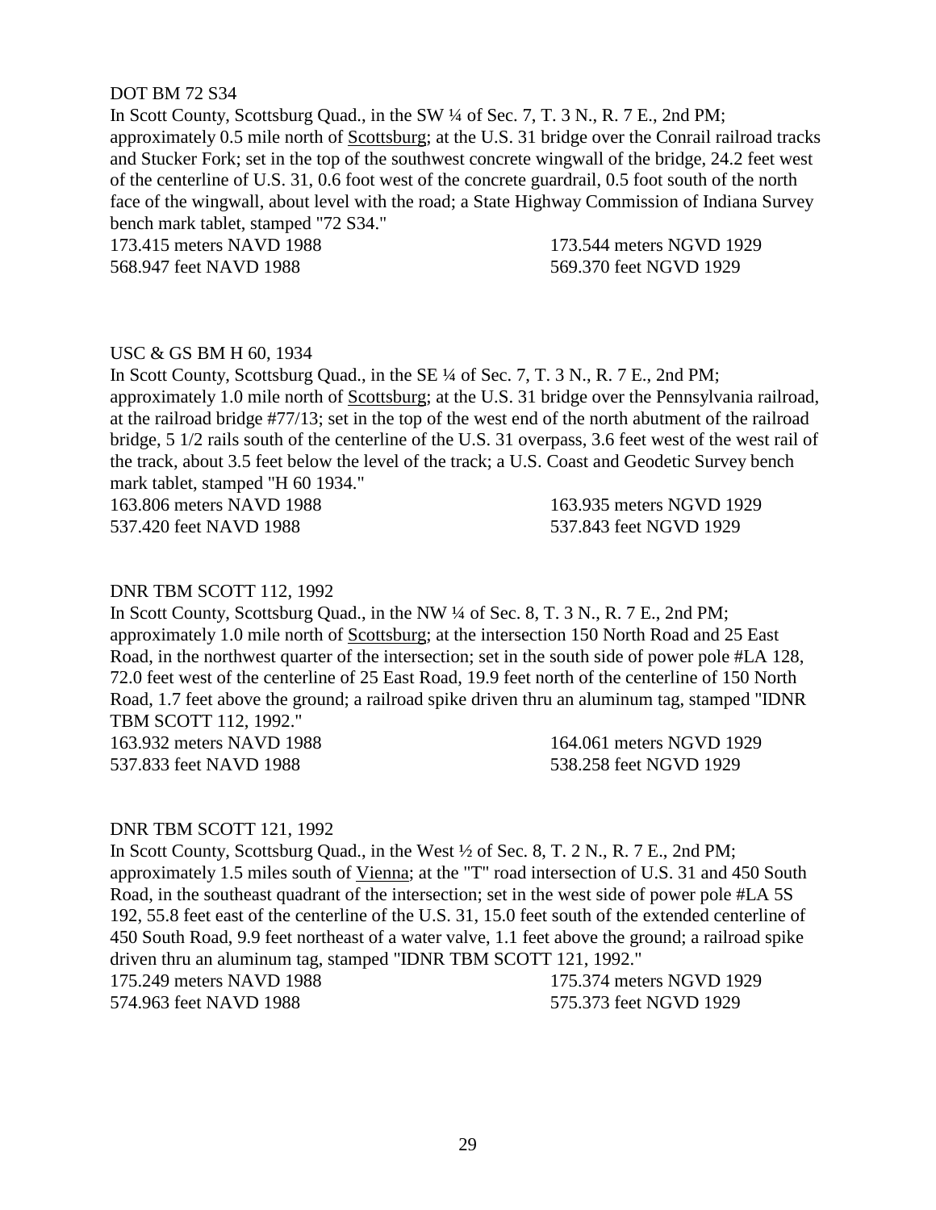DOT BM 72 S34

In Scott County, Scottsburg Quad., in the SW ¼ of Sec. 7, T. 3 N., R. 7 E., 2nd PM; approximately 0.5 mile north of Scottsburg; at the U.S. 31 bridge over the Conrail railroad tracks and Stucker Fork; set in the top of the southwest concrete wingwall of the bridge, 24.2 feet west of the centerline of U.S. 31, 0.6 foot west of the concrete guardrail, 0.5 foot south of the north face of the wingwall, about level with the road; a State Highway Commission of Indiana Survey bench mark tablet, stamped "72 S34."

173.415 meters NAVD 1988 173.544 meters NGVD 1929
568.947 feet NAVD 1988 569.370 feet NGVD 1929

USC & GS BM H 60, 1934

In Scott County, Scottsburg Quad., in the SE ¼ of Sec. 7, T. 3 N., R. 7 E., 2nd PM; approximately 1.0 mile north of Scottsburg; at the U.S. 31 bridge over the Pennsylvania railroad, at the railroad bridge #77/13; set in the top of the west end of the north abutment of the railroad bridge, 5 1/2 rails south of the centerline of the U.S. 31 overpass, 3.6 feet west of the west rail of the track, about 3.5 feet below the level of the track; a U.S. Coast and Geodetic Survey bench mark tablet, stamped "H 60 1934."

163.806 meters NAVD 1988 163.935 meters NGVD 1929
537.420 feet NAVD 1988 537.843 feet NGVD 1929

DNR TBM SCOTT 112, 1992

In Scott County, Scottsburg Quad., in the NW ¼ of Sec. 8, T. 3 N., R. 7 E., 2nd PM; approximately 1.0 mile north of Scottsburg; at the intersection 150 North Road and 25 East Road, in the northwest quarter of the intersection; set in the south side of power pole #LA 128, 72.0 feet west of the centerline of 25 East Road, 19.9 feet north of the centerline of 150 North Road, 1.7 feet above the ground; a railroad spike driven thru an aluminum tag, stamped "IDNR TBM SCOTT 112, 1992."

163.932 meters NAVD 1988 164.061 meters NGVD 1929
537.833 feet NAVD 1988 538.258 feet NGVD 1929

DNR TBM SCOTT 121, 1992

In Scott County, Scottsburg Quad., in the West ½ of Sec. 8, T. 2 N., R. 7 E., 2nd PM; approximately 1.5 miles south of Vienna; at the "T" road intersection of U.S. 31 and 450 South Road, in the southeast quadrant of the intersection; set in the west side of power pole #LA 5S 192, 55.8 feet east of the centerline of the U.S. 31, 15.0 feet south of the extended centerline of 450 South Road, 9.9 feet northeast of a water valve, 1.1 feet above the ground; a railroad spike driven thru an aluminum tag, stamped "IDNR TBM SCOTT 121, 1992."

175.249 meters NAVD 1988 175.374 meters NGVD 1929
574.963 feet NAVD 1988 575.373 feet NGVD 1929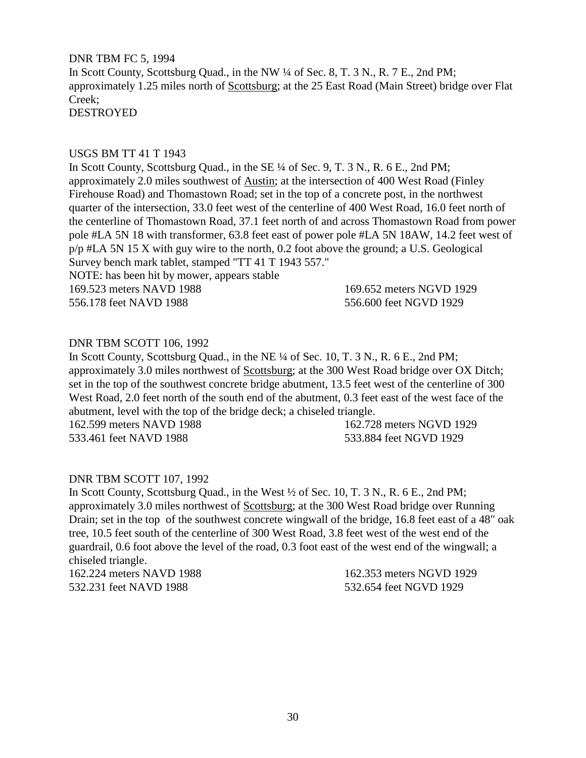DNR TBM FC 5, 1994

In Scott County, Scottsburg Quad., in the NW ¼ of Sec. 8, T. 3 N., R. 7 E., 2nd PM; approximately 1.25 miles north of Scottsburg; at the 25 East Road (Main Street) bridge over Flat Creek;

DESTROYED

USGS BM TT 41 T 1943

In Scott County, Scottsburg Quad., in the SE ¼ of Sec. 9, T. 3 N., R. 6 E., 2nd PM; approximately 2.0 miles southwest of Austin; at the intersection of 400 West Road (Finley Firehouse Road) and Thomastown Road; set in the top of a concrete post, in the northwest quarter of the intersection, 33.0 feet west of the centerline of 400 West Road, 16.0 feet north of the centerline of Thomastown Road, 37.1 feet north of and across Thomastown Road from power pole #LA 5N 18 with transformer, 63.8 feet east of power pole #LA 5N 18AW, 14.2 feet west of p/p #LA 5N 15 X with guy wire to the north, 0.2 foot above the ground; a U.S. Geological Survey bench mark tablet, stamped "TT 41 T 1943 557."

NOTE: has been hit by mower, appears stable

169.523 meters NAVD 1988 169.652 meters NGVD 1929
556.178 feet NAVD 1988 556.600 feet NGVD 1929

DNR TBM SCOTT 106, 1992

In Scott County, Scottsburg Quad., in the NE ¼ of Sec. 10, T. 3 N., R. 6 E., 2nd PM; approximately 3.0 miles northwest of Scottsburg; at the 300 West Road bridge over OX Ditch; set in the top of the southwest concrete bridge abutment, 13.5 feet west of the centerline of 300 West Road, 2.0 feet north of the south end of the abutment, 0.3 feet east of the west face of the abutment, level with the top of the bridge deck; a chiseled triangle.

162.599 meters NAVD 1988 162.728 meters NGVD 1929
533.461 feet NAVD 1988 533.884 feet NGVD 1929

DNR TBM SCOTT 107, 1992

In Scott County, Scottsburg Quad., in the West ½ of Sec. 10, T. 3 N., R. 6 E., 2nd PM; approximately 3.0 miles northwest of Scottsburg; at the 300 West Road bridge over Running Drain; set in the top of the southwest concrete wingwall of the bridge, 16.8 feet east of a 48" oak tree, 10.5 feet south of the centerline of 300 West Road, 3.8 feet west of the west end of the guardrail, 0.6 foot above the level of the road, 0.3 foot east of the west end of the wingwall; a chiseled triangle.

162.224 meters NAVD 1988 162.353 meters NGVD 1929
532.231 feet NAVD 1988 532.654 feet NGVD 1929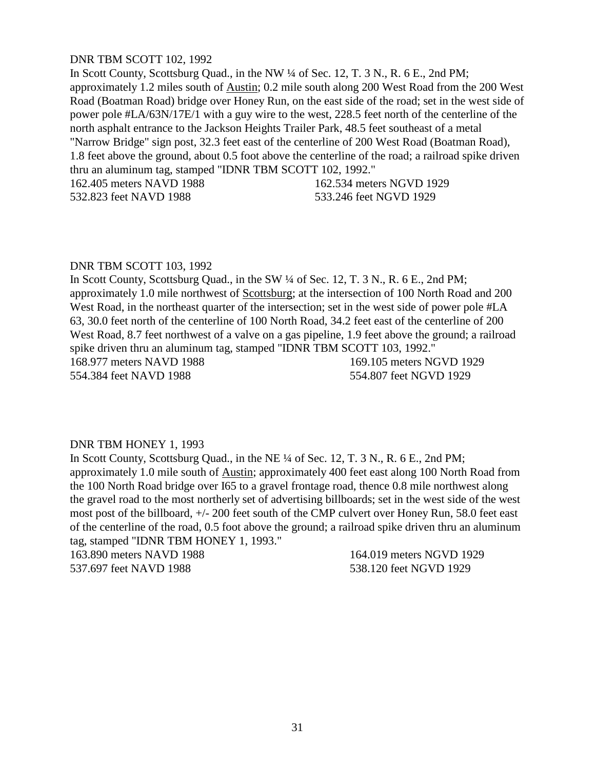DNR TBM SCOTT 102, 1992

In Scott County, Scottsburg Quad., in the NW ¼ of Sec. 12, T. 3 N., R. 6 E., 2nd PM; approximately 1.2 miles south of Austin; 0.2 mile south along 200 West Road from the 200 West Road (Boatman Road) bridge over Honey Run, on the east side of the road; set in the west side of power pole #LA/63N/17E/1 with a guy wire to the west, 228.5 feet north of the centerline of the north asphalt entrance to the Jackson Heights Trailer Park, 48.5 feet southeast of a metal "Narrow Bridge" sign post, 32.3 feet east of the centerline of 200 West Road (Boatman Road), 1.8 feet above the ground, about 0.5 foot above the centerline of the road; a railroad spike driven thru an aluminum tag, stamped "IDNR TBM SCOTT 102, 1992."

162.405 meters NAVD 1988 — 162.534 meters NGVD 1929
532.823 feet NAVD 1988 — 533.246 feet NGVD 1929

DNR TBM SCOTT 103, 1992

In Scott County, Scottsburg Quad., in the SW ¼ of Sec. 12, T. 3 N., R. 6 E., 2nd PM; approximately 1.0 mile northwest of Scottsburg; at the intersection of 100 North Road and 200 West Road, in the northeast quarter of the intersection; set in the west side of power pole #LA 63, 30.0 feet north of the centerline of 100 North Road, 34.2 feet east of the centerline of 200 West Road, 8.7 feet northwest of a valve on a gas pipeline, 1.9 feet above the ground; a railroad spike driven thru an aluminum tag, stamped "IDNR TBM SCOTT 103, 1992."

168.977 meters NAVD 1988 — 169.105 meters NGVD 1929
554.384 feet NAVD 1988 — 554.807 feet NGVD 1929

DNR TBM HONEY 1, 1993

In Scott County, Scottsburg Quad., in the NE ¼ of Sec. 12, T. 3 N., R. 6 E., 2nd PM; approximately 1.0 mile south of Austin; approximately 400 feet east along 100 North Road from the 100 North Road bridge over I65 to a gravel frontage road, thence 0.8 mile northwest along the gravel road to the most northerly set of advertising billboards; set in the west side of the west most post of the billboard, +/- 200 feet south of the CMP culvert over Honey Run, 58.0 feet east of the centerline of the road, 0.5 foot above the ground; a railroad spike driven thru an aluminum tag, stamped "IDNR TBM HONEY 1, 1993."

163.890 meters NAVD 1988 — 164.019 meters NGVD 1929
537.697 feet NAVD 1988 — 538.120 feet NGVD 1929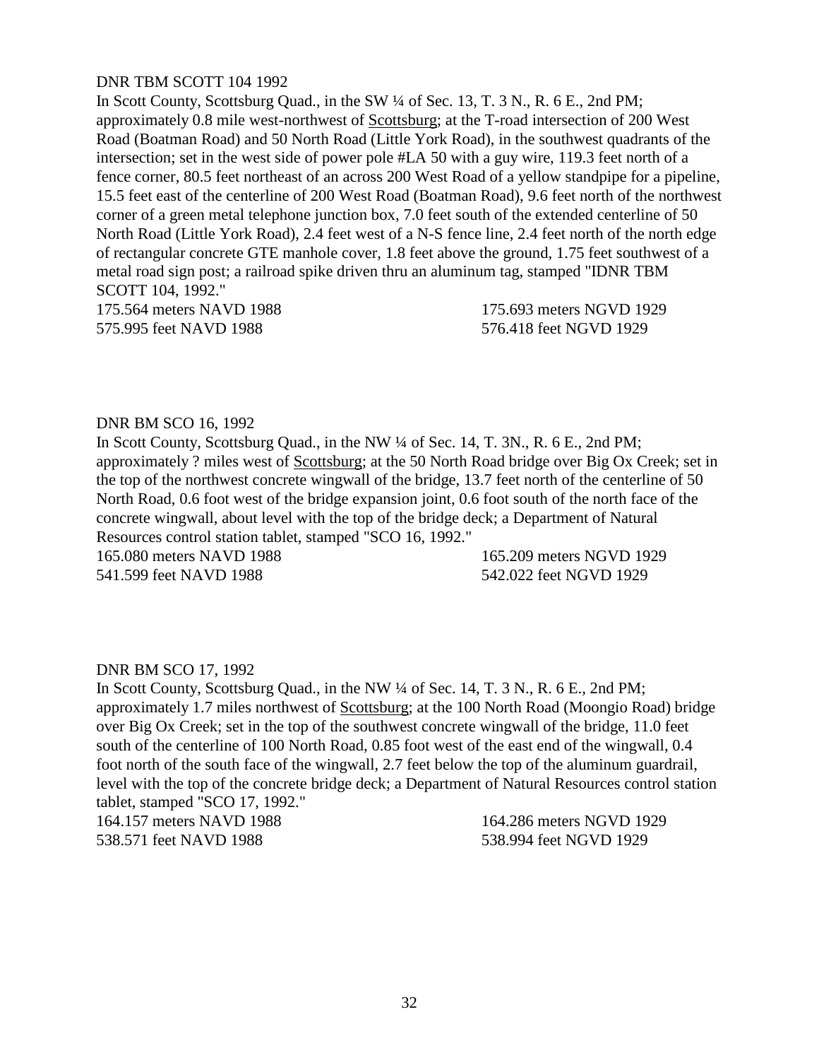DNR TBM SCOTT 104 1992

In Scott County, Scottsburg Quad., in the SW ¼ of Sec. 13, T. 3 N., R. 6 E., 2nd PM; approximately 0.8 mile west-northwest of Scottsburg; at the T-road intersection of 200 West Road (Boatman Road) and 50 North Road (Little York Road), in the southwest quadrants of the intersection; set in the west side of power pole #LA 50 with a guy wire, 119.3 feet north of a fence corner, 80.5 feet northeast of an across 200 West Road of a yellow standpipe for a pipeline, 15.5 feet east of the centerline of 200 West Road (Boatman Road), 9.6 feet north of the northwest corner of a green metal telephone junction box, 7.0 feet south of the extended centerline of 50 North Road (Little York Road), 2.4 feet west of a N-S fence line, 2.4 feet north of the north edge of rectangular concrete GTE manhole cover, 1.8 feet above the ground, 1.75 feet southwest of a metal road sign post; a railroad spike driven thru an aluminum tag, stamped "IDNR TBM SCOTT 104, 1992."

175.564 meters NAVD 1988 | 175.693 meters NGVD 1929
575.995 feet NAVD 1988 | 576.418 feet NGVD 1929

DNR BM SCO 16, 1992

In Scott County, Scottsburg Quad., in the NW ¼ of Sec. 14, T. 3N., R. 6 E., 2nd PM; approximately ? miles west of Scottsburg; at the 50 North Road bridge over Big Ox Creek; set in the top of the northwest concrete wingwall of the bridge, 13.7 feet north of the centerline of 50 North Road, 0.6 foot west of the bridge expansion joint, 0.6 foot south of the north face of the concrete wingwall, about level with the top of the bridge deck; a Department of Natural Resources control station tablet, stamped "SCO 16, 1992."

165.080 meters NAVD 1988 | 165.209 meters NGVD 1929
541.599 feet NAVD 1988 | 542.022 feet NGVD 1929

DNR BM SCO 17, 1992

In Scott County, Scottsburg Quad., in the NW ¼ of Sec. 14, T. 3 N., R. 6 E., 2nd PM; approximately 1.7 miles northwest of Scottsburg; at the 100 North Road (Moongio Road) bridge over Big Ox Creek; set in the top of the southwest concrete wingwall of the bridge, 11.0 feet south of the centerline of 100 North Road, 0.85 foot west of the east end of the wingwall, 0.4 foot north of the south face of the wingwall, 2.7 feet below the top of the aluminum guardrail, level with the top of the concrete bridge deck; a Department of Natural Resources control station tablet, stamped "SCO 17, 1992."

164.157 meters NAVD 1988 | 164.286 meters NGVD 1929
538.571 feet NAVD 1988 | 538.994 feet NGVD 1929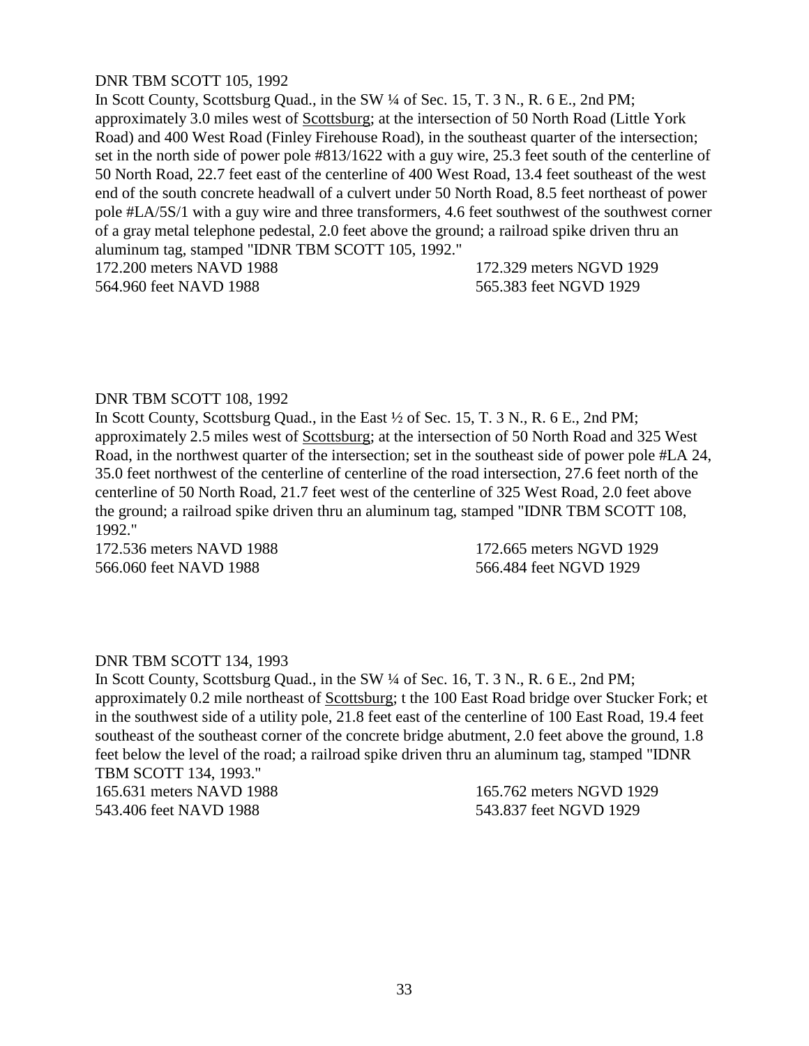DNR TBM SCOTT 105, 1992

In Scott County, Scottsburg Quad., in the SW ¼ of Sec. 15, T. 3 N., R. 6 E., 2nd PM; approximately 3.0 miles west of Scottsburg; at the intersection of 50 North Road (Little York Road) and 400 West Road (Finley Firehouse Road), in the southeast quarter of the intersection; set in the north side of power pole #813/1622 with a guy wire, 25.3 feet south of the centerline of 50 North Road, 22.7 feet east of the centerline of 400 West Road, 13.4 feet southeast of the west end of the south concrete headwall of a culvert under 50 North Road, 8.5 feet northeast of power pole #LA/5S/1 with a guy wire and three transformers, 4.6 feet southwest of the southwest corner of a gray metal telephone pedestal, 2.0 feet above the ground; a railroad spike driven thru an aluminum tag, stamped "IDNR TBM SCOTT 105, 1992."

172.200 meters NAVD 1988 172.329 meters NGVD 1929
564.960 feet NAVD 1988 565.383 feet NGVD 1929

DNR TBM SCOTT 108, 1992

In Scott County, Scottsburg Quad., in the East ½ of Sec. 15, T. 3 N., R. 6 E., 2nd PM; approximately 2.5 miles west of Scottsburg; at the intersection of 50 North Road and 325 West Road, in the northwest quarter of the intersection; set in the southeast side of power pole #LA 24, 35.0 feet northwest of the centerline of centerline of the road intersection, 27.6 feet north of the centerline of 50 North Road, 21.7 feet west of the centerline of 325 West Road, 2.0 feet above the ground; a railroad spike driven thru an aluminum tag, stamped "IDNR TBM SCOTT 108, 1992."

172.536 meters NAVD 1988 172.665 meters NGVD 1929
566.060 feet NAVD 1988 566.484 feet NGVD 1929

DNR TBM SCOTT 134, 1993

In Scott County, Scottsburg Quad., in the SW ¼ of Sec. 16, T. 3 N., R. 6 E., 2nd PM; approximately 0.2 mile northeast of Scottsburg; t the 100 East Road bridge over Stucker Fork; et in the southwest side of a utility pole, 21.8 feet east of the centerline of 100 East Road, 19.4 feet southeast of the southeast corner of the concrete bridge abutment, 2.0 feet above the ground, 1.8 feet below the level of the road; a railroad spike driven thru an aluminum tag, stamped "IDNR TBM SCOTT 134, 1993."

165.631 meters NAVD 1988 165.762 meters NGVD 1929
543.406 feet NAVD 1988 543.837 feet NGVD 1929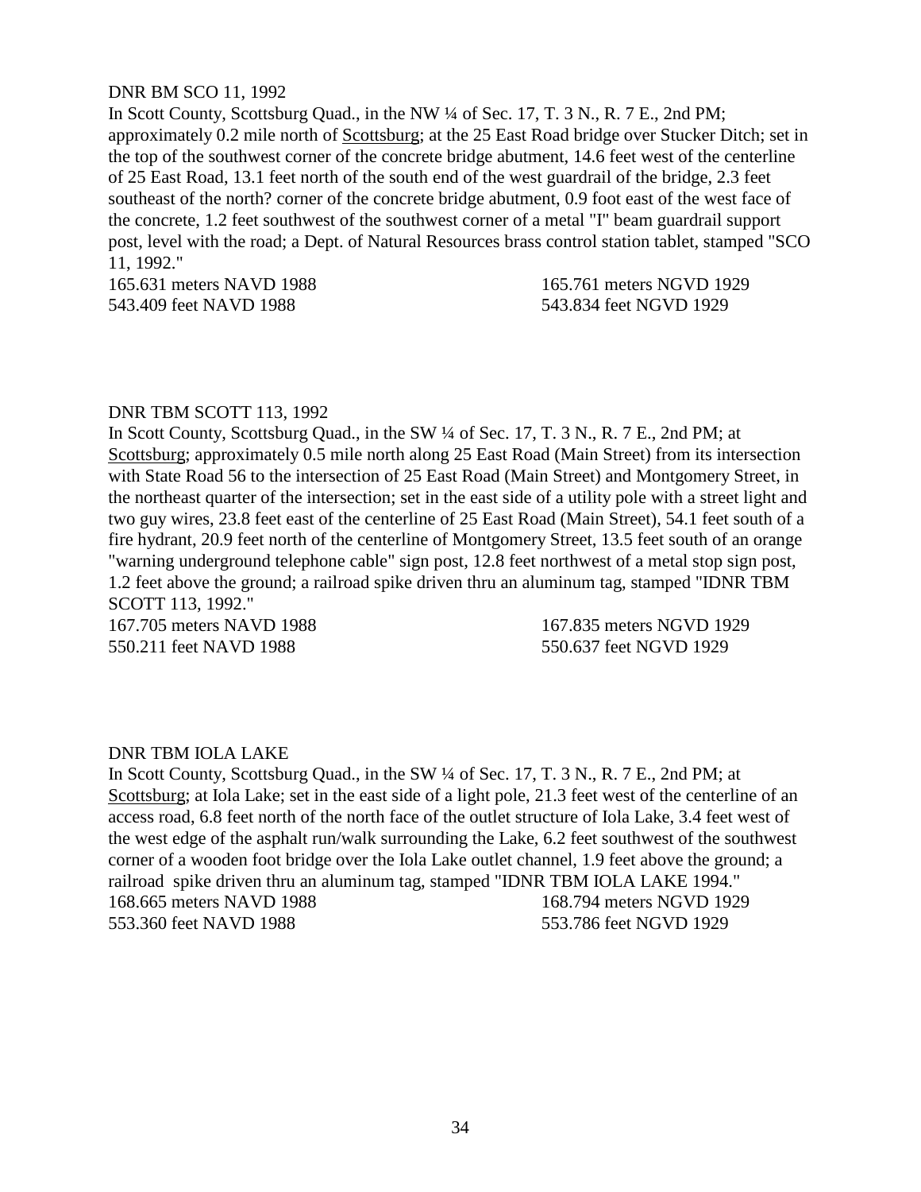DNR BM SCO 11, 1992

In Scott County, Scottsburg Quad., in the NW ¼ of Sec. 17, T. 3 N., R. 7 E., 2nd PM; approximately 0.2 mile north of Scottsburg; at the 25 East Road bridge over Stucker Ditch; set in the top of the southwest corner of the concrete bridge abutment, 14.6 feet west of the centerline of 25 East Road, 13.1 feet north of the south end of the west guardrail of the bridge, 2.3 feet southeast of the north? corner of the concrete bridge abutment, 0.9 foot east of the west face of the concrete, 1.2 feet southwest of the southwest corner of a metal "I" beam guardrail support post, level with the road; a Dept. of Natural Resources brass control station tablet, stamped "SCO 11, 1992."

165.631 meters NAVD 1988 165.761 meters NGVD 1929
543.409 feet NAVD 1988 543.834 feet NGVD 1929

DNR TBM SCOTT 113, 1992

In Scott County, Scottsburg Quad., in the SW ¼ of Sec. 17, T. 3 N., R. 7 E., 2nd PM; at Scottsburg; approximately 0.5 mile north along 25 East Road (Main Street) from its intersection with State Road 56 to the intersection of 25 East Road (Main Street) and Montgomery Street, in the northeast quarter of the intersection; set in the east side of a utility pole with a street light and two guy wires, 23.8 feet east of the centerline of 25 East Road (Main Street), 54.1 feet south of a fire hydrant, 20.9 feet north of the centerline of Montgomery Street, 13.5 feet south of an orange "warning underground telephone cable" sign post, 12.8 feet northwest of a metal stop sign post, 1.2 feet above the ground; a railroad spike driven thru an aluminum tag, stamped "IDNR TBM SCOTT 113, 1992."

167.705 meters NAVD 1988 167.835 meters NGVD 1929
550.211 feet NAVD 1988 550.637 feet NGVD 1929

DNR TBM IOLA LAKE

In Scott County, Scottsburg Quad., in the SW ¼ of Sec. 17, T. 3 N., R. 7 E., 2nd PM; at Scottsburg; at Iola Lake; set in the east side of a light pole, 21.3 feet west of the centerline of an access road, 6.8 feet north of the north face of the outlet structure of Iola Lake, 3.4 feet west of the west edge of the asphalt run/walk surrounding the Lake, 6.2 feet southwest of the southwest corner of a wooden foot bridge over the Iola Lake outlet channel, 1.9 feet above the ground; a railroad spike driven thru an aluminum tag, stamped "IDNR TBM IOLA LAKE 1994."

168.665 meters NAVD 1988 168.794 meters NGVD 1929
553.360 feet NAVD 1988 553.786 feet NGVD 1929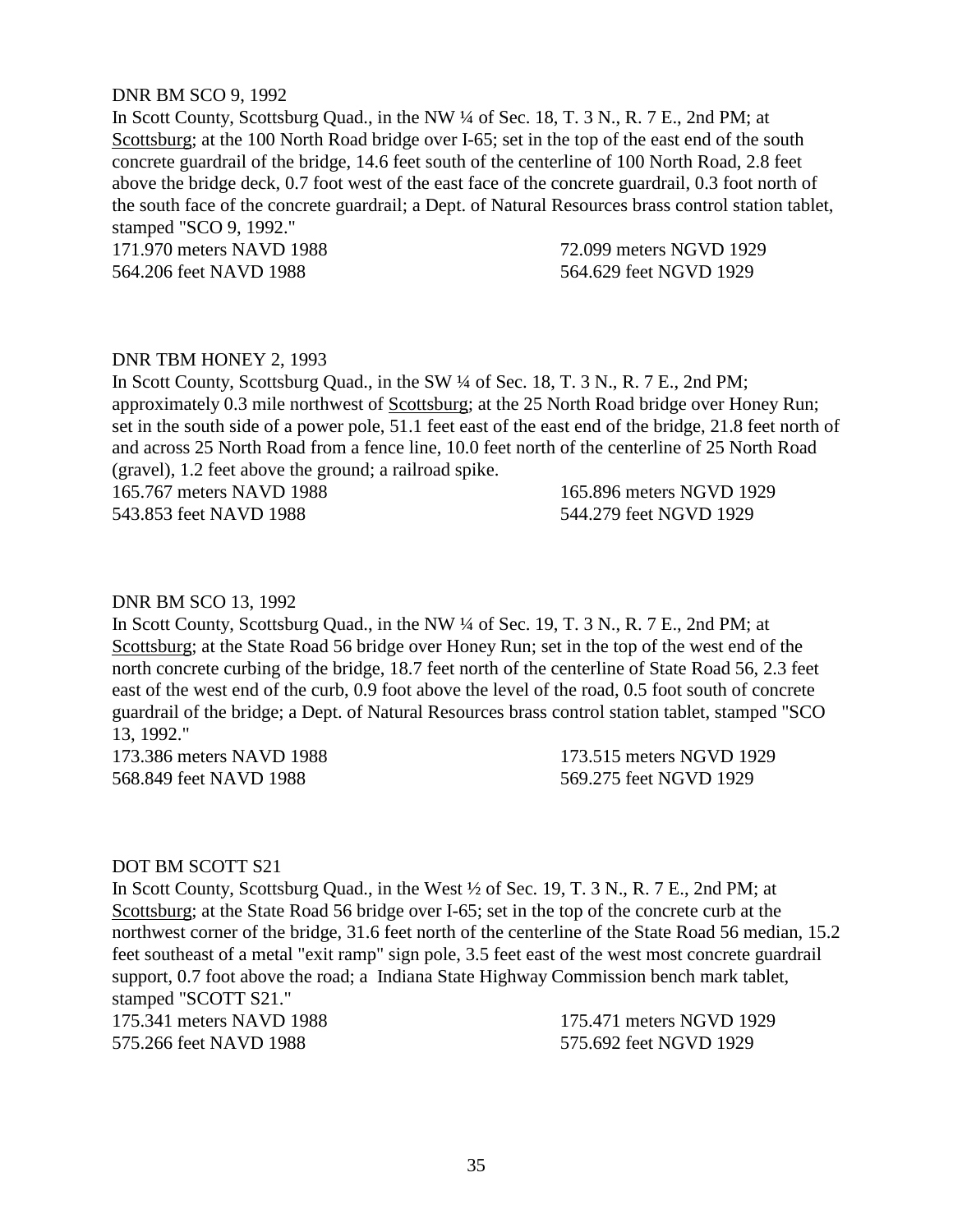DNR BM SCO 9, 1992

In Scott County, Scottsburg Quad., in the NW ¼ of Sec. 18, T. 3 N., R. 7 E., 2nd PM; at Scottsburg; at the 100 North Road bridge over I-65; set in the top of the east end of the south concrete guardrail of the bridge, 14.6 feet south of the centerline of 100 North Road, 2.8 feet above the bridge deck, 0.7 foot west of the east face of the concrete guardrail, 0.3 foot north of the south face of the concrete guardrail; a Dept. of Natural Resources brass control station tablet, stamped "SCO 9, 1992."

| | |
|---|---|
| 171.970 meters NAVD 1988 | 72.099 meters NGVD 1929 |
| 564.206 feet NAVD 1988 | 564.629 feet NGVD 1929 |

DNR TBM HONEY 2, 1993

In Scott County, Scottsburg Quad., in the SW ¼ of Sec. 18, T. 3 N., R. 7 E., 2nd PM; approximately 0.3 mile northwest of Scottsburg; at the 25 North Road bridge over Honey Run; set in the south side of a power pole, 51.1 feet east of the east end of the bridge, 21.8 feet north of and across 25 North Road from a fence line, 10.0 feet north of the centerline of 25 North Road (gravel), 1.2 feet above the ground; a railroad spike.

| | |
|---|---|
| 165.767 meters NAVD 1988 | 165.896 meters NGVD 1929 |
| 543.853 feet NAVD 1988 | 544.279 feet NGVD 1929 |

DNR BM SCO 13, 1992

In Scott County, Scottsburg Quad., in the NW ¼ of Sec. 19, T. 3 N., R. 7 E., 2nd PM; at Scottsburg; at the State Road 56 bridge over Honey Run; set in the top of the west end of the north concrete curbing of the bridge, 18.7 feet north of the centerline of State Road 56, 2.3 feet east of the west end of the curb, 0.9 foot above the level of the road, 0.5 foot south of concrete guardrail of the bridge; a Dept. of Natural Resources brass control station tablet, stamped "SCO 13, 1992."

| | |
|---|---|
| 173.386 meters NAVD 1988 | 173.515 meters NGVD 1929 |
| 568.849 feet NAVD 1988 | 569.275 feet NGVD 1929 |

DOT BM SCOTT S21

In Scott County, Scottsburg Quad., in the West ½ of Sec. 19, T. 3 N., R. 7 E., 2nd PM; at Scottsburg; at the State Road 56 bridge over I-65; set in the top of the concrete curb at the northwest corner of the bridge, 31.6 feet north of the centerline of the State Road 56 median, 15.2 feet southeast of a metal "exit ramp" sign pole, 3.5 feet east of the west most concrete guardrail support, 0.7 foot above the road; a Indiana State Highway Commission bench mark tablet, stamped "SCOTT S21."

| | |
|---|---|
| 175.341 meters NAVD 1988 | 175.471 meters NGVD 1929 |
| 575.266 feet NAVD 1988 | 575.692 feet NGVD 1929 |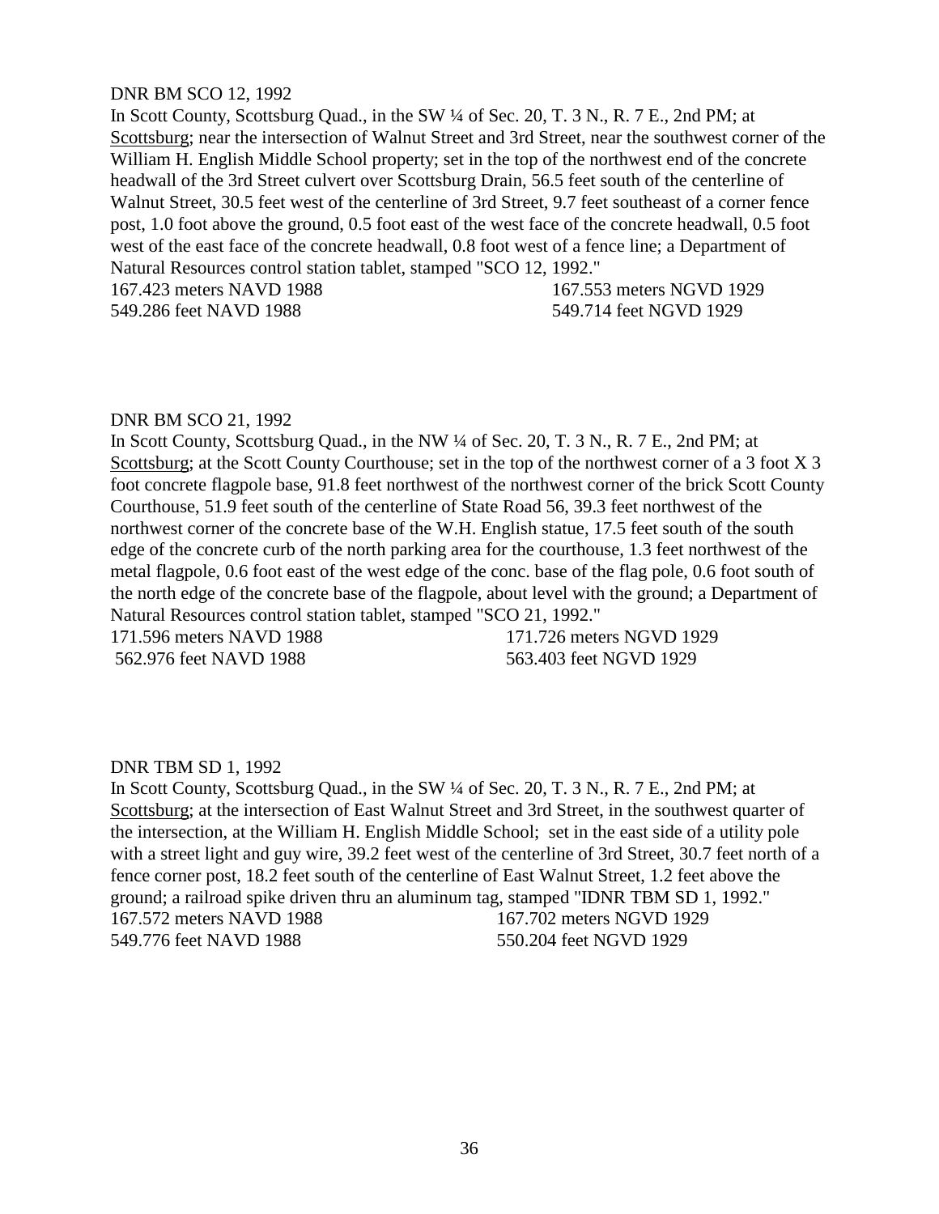DNR BM SCO 12, 1992

In Scott County, Scottsburg Quad., in the SW ¼ of Sec. 20, T. 3 N., R. 7 E., 2nd PM; at Scottsburg; near the intersection of Walnut Street and 3rd Street, near the southwest corner of the William H. English Middle School property; set in the top of the northwest end of the concrete headwall of the 3rd Street culvert over Scottsburg Drain, 56.5 feet south of the centerline of Walnut Street, 30.5 feet west of the centerline of 3rd Street, 9.7 feet southeast of a corner fence post, 1.0 foot above the ground, 0.5 foot east of the west face of the concrete headwall, 0.5 foot west of the east face of the concrete headwall, 0.8 foot west of a fence line; a Department of Natural Resources control station tablet, stamped "SCO 12, 1992."

167.423 meters NAVD 1988 167.553 meters NGVD 1929
549.286 feet NAVD 1988 549.714 feet NGVD 1929

DNR BM SCO 21, 1992

In Scott County, Scottsburg Quad., in the NW ¼ of Sec. 20, T. 3 N., R. 7 E., 2nd PM; at Scottsburg; at the Scott County Courthouse; set in the top of the northwest corner of a 3 foot X 3 foot concrete flagpole base, 91.8 feet northwest of the northwest corner of the brick Scott County Courthouse, 51.9 feet south of the centerline of State Road 56, 39.3 feet northwest of the northwest corner of the concrete base of the W.H. English statue, 17.5 feet south of the south edge of the concrete curb of the north parking area for the courthouse, 1.3 feet northwest of the metal flagpole, 0.6 foot east of the west edge of the conc. base of the flag pole, 0.6 foot south of the north edge of the concrete base of the flagpole, about level with the ground; a Department of Natural Resources control station tablet, stamped "SCO 21, 1992."

171.596 meters NAVD 1988 171.726 meters NGVD 1929
562.976 feet NAVD 1988 563.403 feet NGVD 1929

DNR TBM SD 1, 1992

In Scott County, Scottsburg Quad., in the SW ¼ of Sec. 20, T. 3 N., R. 7 E., 2nd PM; at Scottsburg; at the intersection of East Walnut Street and 3rd Street, in the southwest quarter of the intersection, at the William H. English Middle School; set in the east side of a utility pole with a street light and guy wire, 39.2 feet west of the centerline of 3rd Street, 30.7 feet north of a fence corner post, 18.2 feet south of the centerline of East Walnut Street, 1.2 feet above the ground; a railroad spike driven thru an aluminum tag, stamped "IDNR TBM SD 1, 1992."

167.572 meters NAVD 1988 167.702 meters NGVD 1929
549.776 feet NAVD 1988 550.204 feet NGVD 1929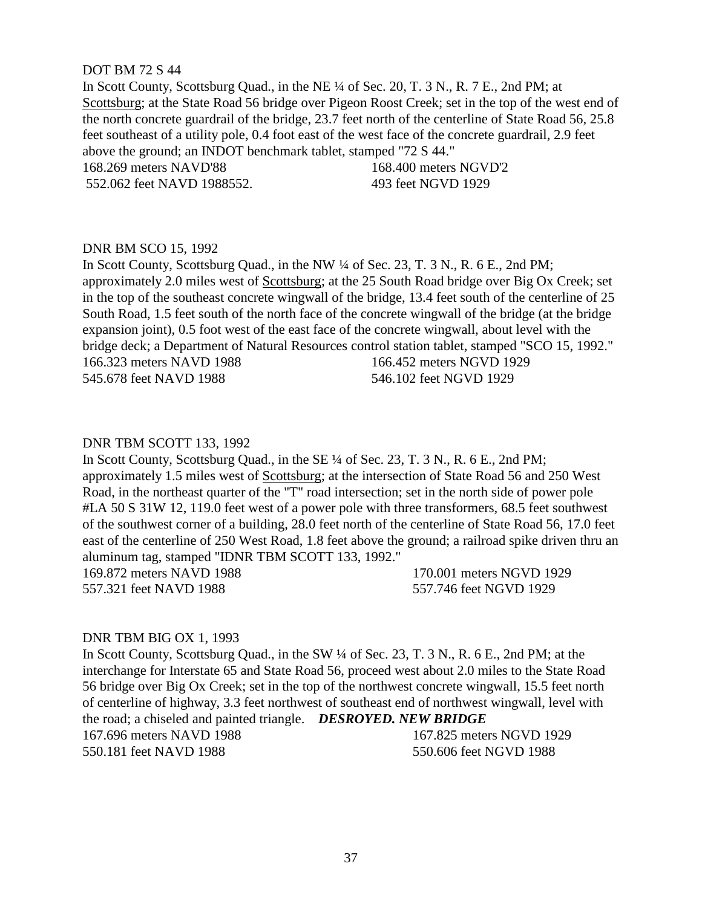DOT BM 72 S 44

In Scott County, Scottsburg Quad., in the NE ¼ of Sec. 20, T. 3 N., R. 7 E., 2nd PM; at Scottsburg; at the State Road 56 bridge over Pigeon Roost Creek; set in the top of the west end of the north concrete guardrail of the bridge, 23.7 feet north of the centerline of State Road 56, 25.8 feet southeast of a utility pole, 0.4 foot east of the west face of the concrete guardrail, 2.9 feet above the ground; an INDOT benchmark tablet, stamped "72 S 44."

168.269 meters NAVD'88 168.400 meters NGVD'2
552.062 feet NAVD 1988552. 493 feet NGVD 1929

DNR BM SCO 15, 1992

In Scott County, Scottsburg Quad., in the NW ¼ of Sec. 23, T. 3 N., R. 6 E., 2nd PM; approximately 2.0 miles west of Scottsburg; at the 25 South Road bridge over Big Ox Creek; set in the top of the southeast concrete wingwall of the bridge, 13.4 feet south of the centerline of 25 South Road, 1.5 feet south of the north face of the concrete wingwall of the bridge (at the bridge expansion joint), 0.5 foot west of the east face of the concrete wingwall, about level with the bridge deck; a Department of Natural Resources control station tablet, stamped "SCO 15, 1992."

166.323 meters NAVD 1988 166.452 meters NGVD 1929
545.678 feet NAVD 1988 546.102 feet NGVD 1929

DNR TBM SCOTT 133, 1992

In Scott County, Scottsburg Quad., in the SE ¼ of Sec. 23, T. 3 N., R. 6 E., 2nd PM; approximately 1.5 miles west of Scottsburg; at the intersection of State Road 56 and 250 West Road, in the northeast quarter of the "T" road intersection; set in the north side of power pole #LA 50 S 31W 12, 119.0 feet west of a power pole with three transformers, 68.5 feet southwest of the southwest corner of a building, 28.0 feet north of the centerline of State Road 56, 17.0 feet east of the centerline of 250 West Road, 1.8 feet above the ground; a railroad spike driven thru an aluminum tag, stamped "IDNR TBM SCOTT 133, 1992."

169.872 meters NAVD 1988 170.001 meters NGVD 1929
557.321 feet NAVD 1988 557.746 feet NGVD 1929

DNR TBM BIG OX 1, 1993

In Scott County, Scottsburg Quad., in the SW ¼ of Sec. 23, T. 3 N., R. 6 E., 2nd PM; at the interchange for Interstate 65 and State Road 56, proceed west about 2.0 miles to the State Road 56 bridge over Big Ox Creek; set in the top of the northwest concrete wingwall, 15.5 feet north of centerline of highway, 3.3 feet northwest of southeast end of northwest wingwall, level with the road; a chiseled and painted triangle. ***DESROYED. NEW BRIDGE***

167.696 meters NAVD 1988 167.825 meters NGVD 1929
550.181 feet NAVD 1988 550.606 feet NGVD 1988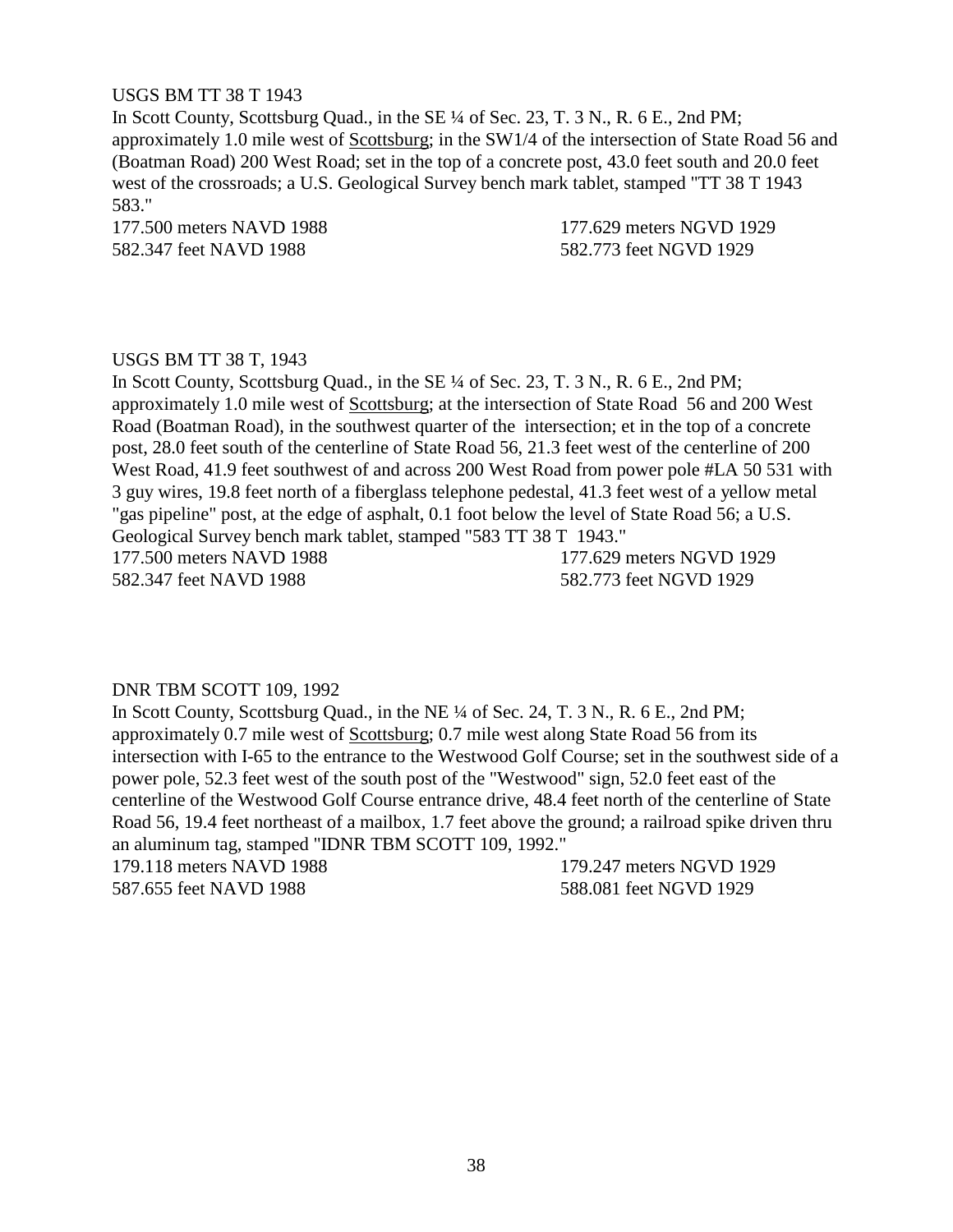USGS BM TT 38 T 1943

In Scott County, Scottsburg Quad., in the SE ¼ of Sec. 23, T. 3 N., R. 6 E., 2nd PM; approximately 1.0 mile west of Scottsburg; in the SW1/4 of the intersection of State Road 56 and (Boatman Road) 200 West Road; set in the top of a concrete post, 43.0 feet south and 20.0 feet west of the crossroads; a U.S. Geological Survey bench mark tablet, stamped "TT 38 T 1943 583."

177.500 meters NAVD 1988 177.629 meters NGVD 1929
582.347 feet NAVD 1988 582.773 feet NGVD 1929

USGS BM TT 38 T, 1943

In Scott County, Scottsburg Quad., in the SE ¼ of Sec. 23, T. 3 N., R. 6 E., 2nd PM; approximately 1.0 mile west of Scottsburg; at the intersection of State Road 56 and 200 West Road (Boatman Road), in the southwest quarter of the intersection; et in the top of a concrete post, 28.0 feet south of the centerline of State Road 56, 21.3 feet west of the centerline of 200 West Road, 41.9 feet southwest of and across 200 West Road from power pole #LA 50 531 with 3 guy wires, 19.8 feet north of a fiberglass telephone pedestal, 41.3 feet west of a yellow metal "gas pipeline" post, at the edge of asphalt, 0.1 foot below the level of State Road 56; a U.S. Geological Survey bench mark tablet, stamped "583 TT 38 T 1943."

177.500 meters NAVD 1988 177.629 meters NGVD 1929
582.347 feet NAVD 1988 582.773 feet NGVD 1929

DNR TBM SCOTT 109, 1992

In Scott County, Scottsburg Quad., in the NE ¼ of Sec. 24, T. 3 N., R. 6 E., 2nd PM; approximately 0.7 mile west of Scottsburg; 0.7 mile west along State Road 56 from its intersection with I-65 to the entrance to the Westwood Golf Course; set in the southwest side of a power pole, 52.3 feet west of the south post of the "Westwood" sign, 52.0 feet east of the centerline of the Westwood Golf Course entrance drive, 48.4 feet north of the centerline of State Road 56, 19.4 feet northeast of a mailbox, 1.7 feet above the ground; a railroad spike driven thru an aluminum tag, stamped "IDNR TBM SCOTT 109, 1992."

179.118 meters NAVD 1988 179.247 meters NGVD 1929
587.655 feet NAVD 1988 588.081 feet NGVD 1929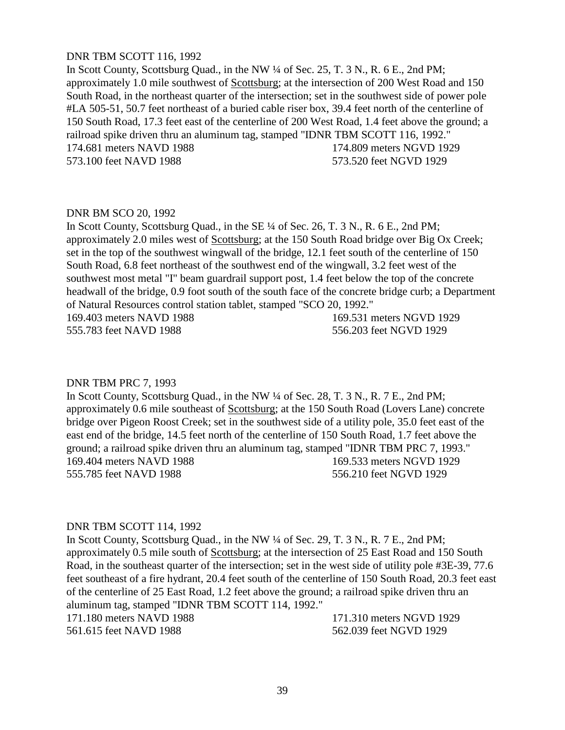DNR TBM SCOTT 116, 1992

In Scott County, Scottsburg Quad., in the NW ¼ of Sec. 25, T. 3 N., R. 6 E., 2nd PM; approximately 1.0 mile southwest of Scottsburg; at the intersection of 200 West Road and 150 South Road, in the northeast quarter of the intersection; set in the southwest side of power pole #LA 505-51, 50.7 feet northeast of a buried cable riser box, 39.4 feet north of the centerline of 150 South Road, 17.3 feet east of the centerline of 200 West Road, 1.4 feet above the ground; a railroad spike driven thru an aluminum tag, stamped "IDNR TBM SCOTT 116, 1992."

174.681 meters NAVD 1988 174.809 meters NGVD 1929
573.100 feet NAVD 1988 573.520 feet NGVD 1929

DNR BM SCO 20, 1992

In Scott County, Scottsburg Quad., in the SE ¼ of Sec. 26, T. 3 N., R. 6 E., 2nd PM; approximately 2.0 miles west of Scottsburg; at the 150 South Road bridge over Big Ox Creek; set in the top of the southwest wingwall of the bridge, 12.1 feet south of the centerline of 150 South Road, 6.8 feet northeast of the southwest end of the wingwall, 3.2 feet west of the southwest most metal "I" beam guardrail support post, 1.4 feet below the top of the concrete headwall of the bridge, 0.9 foot south of the south face of the concrete bridge curb; a Department of Natural Resources control station tablet, stamped "SCO 20, 1992."

169.403 meters NAVD 1988 169.531 meters NGVD 1929
555.783 feet NAVD 1988 556.203 feet NGVD 1929

DNR TBM PRC 7, 1993

In Scott County, Scottsburg Quad., in the NW ¼ of Sec. 28, T. 3 N., R. 7 E., 2nd PM; approximately 0.6 mile southeast of Scottsburg; at the 150 South Road (Lovers Lane) concrete bridge over Pigeon Roost Creek; set in the southwest side of a utility pole, 35.0 feet east of the east end of the bridge, 14.5 feet north of the centerline of 150 South Road, 1.7 feet above the ground; a railroad spike driven thru an aluminum tag, stamped "IDNR TBM PRC 7, 1993."

169.404 meters NAVD 1988 169.533 meters NGVD 1929
555.785 feet NAVD 1988 556.210 feet NGVD 1929

DNR TBM SCOTT 114, 1992

In Scott County, Scottsburg Quad., in the NW ¼ of Sec. 29, T. 3 N., R. 7 E., 2nd PM; approximately 0.5 mile south of Scottsburg; at the intersection of 25 East Road and 150 South Road, in the southeast quarter of the intersection; set in the west side of utility pole #3E-39, 77.6 feet southeast of a fire hydrant, 20.4 feet south of the centerline of 150 South Road, 20.3 feet east of the centerline of 25 East Road, 1.2 feet above the ground; a railroad spike driven thru an aluminum tag, stamped "IDNR TBM SCOTT 114, 1992."

171.180 meters NAVD 1988 171.310 meters NGVD 1929
561.615 feet NAVD 1988 562.039 feet NGVD 1929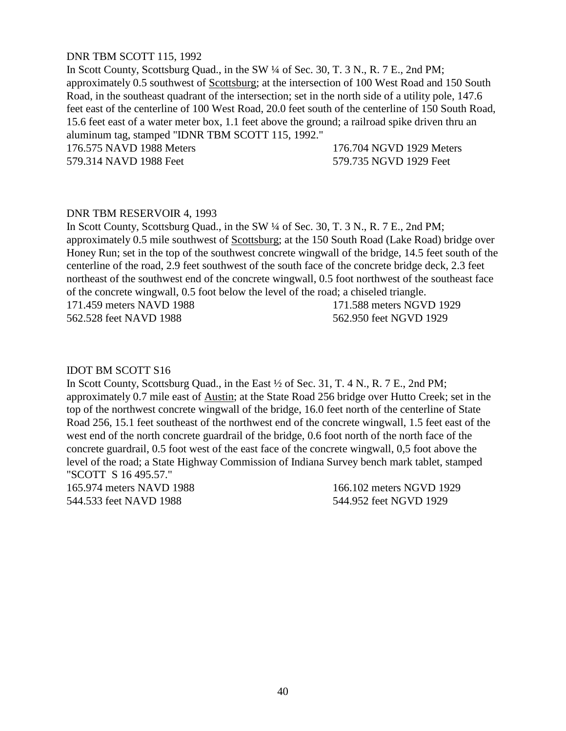DNR TBM SCOTT 115, 1992

In Scott County, Scottsburg Quad., in the SW ¼ of Sec. 30, T. 3 N., R. 7 E., 2nd PM; approximately 0.5 southwest of Scottsburg; at the intersection of 100 West Road and 150 South Road, in the southeast quadrant of the intersection; set in the north side of a utility pole, 147.6 feet east of the centerline of 100 West Road, 20.0 feet south of the centerline of 150 South Road, 15.6 feet east of a water meter box, 1.1 feet above the ground; a railroad spike driven thru an aluminum tag, stamped "IDNR TBM SCOTT 115, 1992."

176.575 NAVD 1988 Meters    176.704 NGVD 1929 Meters
579.314 NAVD 1988 Feet    579.735 NGVD 1929 Feet

DNR TBM RESERVOIR 4, 1993

In Scott County, Scottsburg Quad., in the SW ¼ of Sec. 30, T. 3 N., R. 7 E., 2nd PM; approximately 0.5 mile southwest of Scottsburg; at the 150 South Road (Lake Road) bridge over Honey Run; set in the top of the southwest concrete wingwall of the bridge, 14.5 feet south of the centerline of the road, 2.9 feet southwest of the south face of the concrete bridge deck, 2.3 feet northeast of the southwest end of the concrete wingwall, 0.5 foot northwest of the southeast face of the concrete wingwall, 0.5 foot below the level of the road; a chiseled triangle.

171.459 meters NAVD 1988    171.588 meters NGVD 1929
562.528 feet NAVD 1988    562.950 feet NGVD 1929

IDOT BM SCOTT S16

In Scott County, Scottsburg Quad., in the East ½ of Sec. 31, T. 4 N., R. 7 E., 2nd PM; approximately 0.7 mile east of Austin; at the State Road 256 bridge over Hutto Creek; set in the top of the northwest concrete wingwall of the bridge, 16.0 feet north of the centerline of State Road 256, 15.1 feet southeast of the northwest end of the concrete wingwall, 1.5 feet east of the west end of the north concrete guardrail of the bridge, 0.6 foot north of the north face of the concrete guardrail, 0.5 foot west of the east face of the concrete wingwall, 0,5 foot above the level of the road; a State Highway Commission of Indiana Survey bench mark tablet, stamped "SCOTT S 16 495.57."

165.974 meters NAVD 1988    166.102 meters NGVD 1929
544.533 feet NAVD 1988    544.952 feet NGVD 1929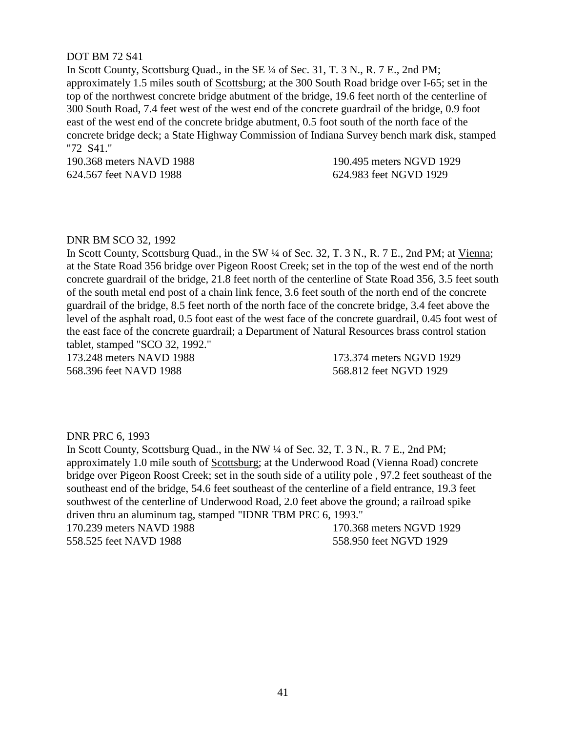DOT BM 72 S41

In Scott County, Scottsburg Quad., in the SE ¼ of Sec. 31, T. 3 N., R. 7 E., 2nd PM; approximately 1.5 miles south of Scottsburg; at the 300 South Road bridge over I-65; set in the top of the northwest concrete bridge abutment of the bridge, 19.6 feet north of the centerline of 300 South Road, 7.4 feet west of the west end of the concrete guardrail of the bridge, 0.9 foot east of the west end of the concrete bridge abutment, 0.5 foot south of the north face of the concrete bridge deck; a State Highway Commission of Indiana Survey bench mark disk, stamped "72 S41."

190.368 meters NAVD 1988 | 190.495 meters NGVD 1929
624.567 feet NAVD 1988 | 624.983 feet NGVD 1929

DNR BM SCO 32, 1992

In Scott County, Scottsburg Quad., in the SW ¼ of Sec. 32, T. 3 N., R. 7 E., 2nd PM; at Vienna; at the State Road 356 bridge over Pigeon Roost Creek; set in the top of the west end of the north concrete guardrail of the bridge, 21.8 feet north of the centerline of State Road 356, 3.5 feet south of the south metal end post of a chain link fence, 3.6 feet south of the north end of the concrete guardrail of the bridge, 8.5 feet north of the north face of the concrete bridge, 3.4 feet above the level of the asphalt road, 0.5 foot east of the west face of the concrete guardrail, 0.45 foot west of the east face of the concrete guardrail; a Department of Natural Resources brass control station tablet, stamped "SCO 32, 1992."

173.248 meters NAVD 1988 | 173.374 meters NGVD 1929
568.396 feet NAVD 1988 | 568.812 feet NGVD 1929

DNR PRC 6, 1993

In Scott County, Scottsburg Quad., in the NW ¼ of Sec. 32, T. 3 N., R. 7 E., 2nd PM; approximately 1.0 mile south of Scottsburg; at the Underwood Road (Vienna Road) concrete bridge over Pigeon Roost Creek; set in the south side of a utility pole , 97.2 feet southeast of the southeast end of the bridge, 54.6 feet southeast of the centerline of a field entrance, 19.3 feet southwest of the centerline of Underwood Road, 2.0 feet above the ground; a railroad spike driven thru an aluminum tag, stamped "IDNR TBM PRC 6, 1993."

170.239 meters NAVD 1988 | 170.368 meters NGVD 1929
558.525 feet NAVD 1988 | 558.950 feet NGVD 1929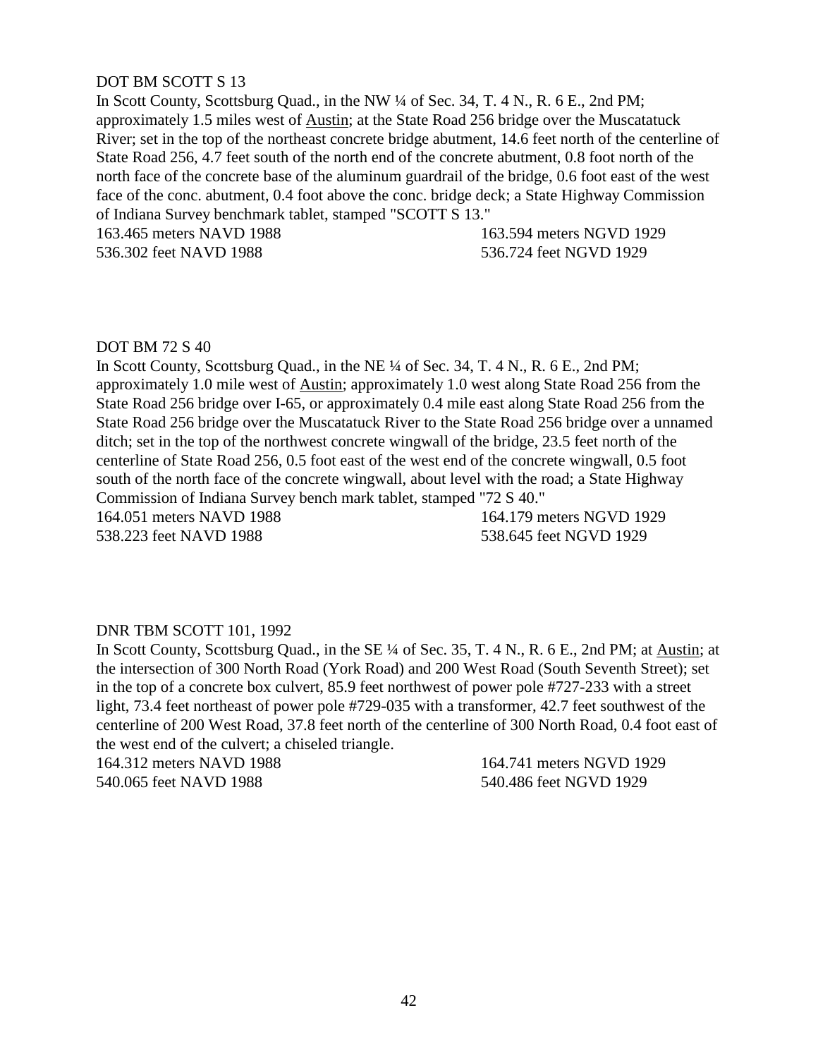DOT BM SCOTT S 13

In Scott County, Scottsburg Quad., in the NW ¼ of Sec. 34, T. 4 N., R. 6 E., 2nd PM; approximately 1.5 miles west of Austin; at the State Road 256 bridge over the Muscatatuck River; set in the top of the northeast concrete bridge abutment, 14.6 feet north of the centerline of State Road 256, 4.7 feet south of the north end of the concrete abutment, 0.8 foot north of the north face of the concrete base of the aluminum guardrail of the bridge, 0.6 foot east of the west face of the conc. abutment, 0.4 foot above the conc. bridge deck; a State Highway Commission of Indiana Survey benchmark tablet, stamped "SCOTT S 13."

163.465 meters NAVD 1988 &nbsp;&nbsp;&nbsp;&nbsp; 163.594 meters NGVD 1929
536.302 feet NAVD 1988 &nbsp;&nbsp;&nbsp;&nbsp; 536.724 feet NGVD 1929

DOT BM 72 S 40

In Scott County, Scottsburg Quad., in the NE ¼ of Sec. 34, T. 4 N., R. 6 E., 2nd PM; approximately 1.0 mile west of Austin; approximately 1.0 west along State Road 256 from the State Road 256 bridge over I-65, or approximately 0.4 mile east along State Road 256 from the State Road 256 bridge over the Muscatatuck River to the State Road 256 bridge over a unnamed ditch; set in the top of the northwest concrete wingwall of the bridge, 23.5 feet north of the centerline of State Road 256, 0.5 foot east of the west end of the concrete wingwall, 0.5 foot south of the north face of the concrete wingwall, about level with the road; a State Highway Commission of Indiana Survey bench mark tablet, stamped "72 S 40."

164.051 meters NAVD 1988 &nbsp;&nbsp;&nbsp;&nbsp; 164.179 meters NGVD 1929
538.223 feet NAVD 1988 &nbsp;&nbsp;&nbsp;&nbsp; 538.645 feet NGVD 1929

DNR TBM SCOTT 101, 1992

In Scott County, Scottsburg Quad., in the SE ¼ of Sec. 35, T. 4 N., R. 6 E., 2nd PM; at Austin; at the intersection of 300 North Road (York Road) and 200 West Road (South Seventh Street); set in the top of a concrete box culvert, 85.9 feet northwest of power pole #727-233 with a street light, 73.4 feet northeast of power pole #729-035 with a transformer, 42.7 feet southwest of the centerline of 200 West Road, 37.8 feet north of the centerline of 300 North Road, 0.4 foot east of the west end of the culvert; a chiseled triangle.

164.312 meters NAVD 1988 &nbsp;&nbsp;&nbsp;&nbsp; 164.741 meters NGVD 1929
540.065 feet NAVD 1988 &nbsp;&nbsp;&nbsp;&nbsp; 540.486 feet NGVD 1929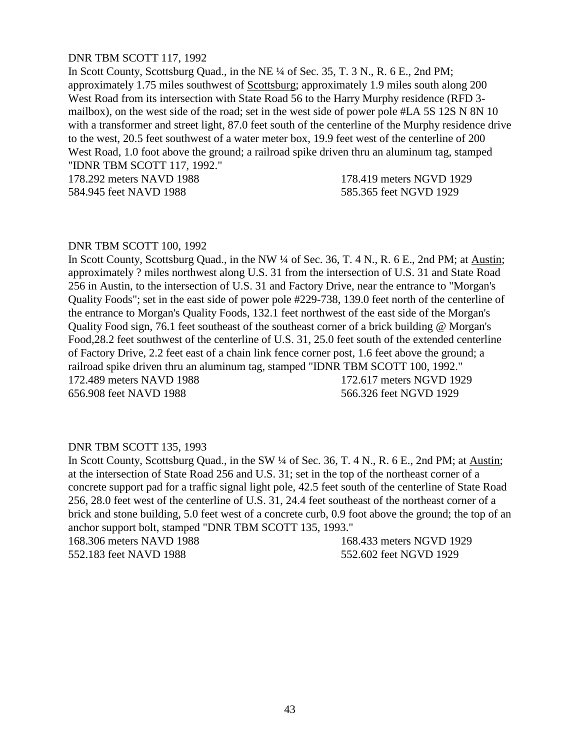DNR TBM SCOTT 117, 1992

In Scott County, Scottsburg Quad., in the NE ¼ of Sec. 35, T. 3 N., R. 6 E., 2nd PM; approximately 1.75 miles southwest of Scottsburg; approximately 1.9 miles south along 200 West Road from its intersection with State Road 56 to the Harry Murphy residence (RFD 3-mailbox), on the west side of the road; set in the west side of power pole #LA 5S 12S N 8N 10 with a transformer and street light, 87.0 feet south of the centerline of the Murphy residence drive to the west, 20.5 feet southwest of a water meter box, 19.9 feet west of the centerline of 200 West Road, 1.0 foot above the ground; a railroad spike driven thru an aluminum tag, stamped "IDNR TBM SCOTT 117, 1992."

178.292 meters NAVD 1988 178.419 meters NGVD 1929
584.945 feet NAVD 1988 585.365 feet NGVD 1929

DNR TBM SCOTT 100, 1992

In Scott County, Scottsburg Quad., in the NW ¼ of Sec. 36, T. 4 N., R. 6 E., 2nd PM; at Austin; approximately ? miles northwest along U.S. 31 from the intersection of U.S. 31 and State Road 256 in Austin, to the intersection of U.S. 31 and Factory Drive, near the entrance to "Morgan's Quality Foods"; set in the east side of power pole #229-738, 139.0 feet north of the centerline of the entrance to Morgan's Quality Foods, 132.1 feet northwest of the east side of the Morgan's Quality Food sign, 76.1 feet southeast of the southeast corner of a brick building @ Morgan's Food,28.2 feet southwest of the centerline of U.S. 31, 25.0 feet south of the extended centerline of Factory Drive, 2.2 feet east of a chain link fence corner post, 1.6 feet above the ground; a railroad spike driven thru an aluminum tag, stamped "IDNR TBM SCOTT 100, 1992."

172.489 meters NAVD 1988 172.617 meters NGVD 1929
656.908 feet NAVD 1988 566.326 feet NGVD 1929

DNR TBM SCOTT 135, 1993

In Scott County, Scottsburg Quad., in the SW ¼ of Sec. 36, T. 4 N., R. 6 E., 2nd PM; at Austin; at the intersection of State Road 256 and U.S. 31; set in the top of the northeast corner of a concrete support pad for a traffic signal light pole, 42.5 feet south of the centerline of State Road 256, 28.0 feet west of the centerline of U.S. 31, 24.4 feet southeast of the northeast corner of a brick and stone building, 5.0 feet west of a concrete curb, 0.9 foot above the ground; the top of an anchor support bolt, stamped "DNR TBM SCOTT 135, 1993."

168.306 meters NAVD 1988 168.433 meters NGVD 1929
552.183 feet NAVD 1988 552.602 feet NGVD 1929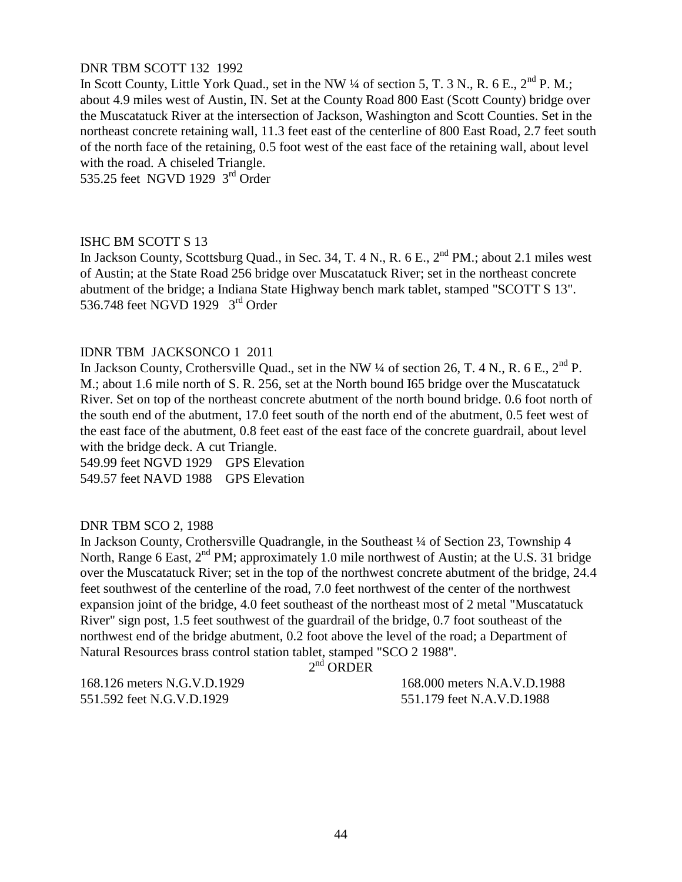DNR TBM SCOTT 132  1992

In Scott County, Little York Quad., set in the NW ¼ of section 5, T. 3 N., R. 6 E., 2nd P. M.; about 4.9 miles west of Austin, IN. Set at the County Road 800 East (Scott County) bridge over the Muscatatuck River at the intersection of Jackson, Washington and Scott Counties. Set in the northeast concrete retaining wall, 11.3 feet east of the centerline of 800 East Road, 2.7 feet south of the north face of the retaining, 0.5 foot west of the east face of the retaining wall, about level with the road. A chiseled Triangle.

535.25 feet  NGVD 1929  3rd Order

ISHC BM SCOTT S 13

In Jackson County, Scottsburg Quad., in Sec. 34, T. 4 N., R. 6 E., 2nd PM.; about 2.1 miles west of Austin; at the State Road 256 bridge over Muscatatuck River; set in the northeast concrete abutment of the bridge; a Indiana State Highway bench mark tablet, stamped "SCOTT S 13".

536.748 feet NGVD 1929   3rd Order

IDNR TBM  JACKSONCO 1  2011

In Jackson County, Crothersville Quad., set in the NW ¼ of section 26, T. 4 N., R. 6 E., 2nd P. M.; about 1.6 mile north of S. R. 256, set at the North bound I65 bridge over the Muscatatuck River. Set on top of the northeast concrete abutment of the north bound bridge. 0.6 foot north of the south end of the abutment, 17.0 feet south of the north end of the abutment, 0.5 feet west of the east face of the abutment, 0.8 feet east of the east face of the concrete guardrail, about level with the bridge deck. A cut Triangle.

549.99 feet NGVD 1929    GPS Elevation

549.57 feet NAVD 1988    GPS Elevation

DNR TBM SCO 2, 1988

In Jackson County, Crothersville Quadrangle, in the Southeast ¼ of Section 23, Township 4 North, Range 6 East, 2nd PM; approximately 1.0 mile northwest of Austin; at the U.S. 31 bridge over the Muscatatuck River; set in the top of the northwest concrete abutment of the bridge, 24.4 feet southwest of the centerline of the road, 7.0 feet northwest of the center of the northwest expansion joint of the bridge, 4.0 feet southeast of the northeast most of 2 metal "Muscatatuck River" sign post, 1.5 feet southwest of the guardrail of the bridge, 0.7 foot southeast of the northwest end of the bridge abutment, 0.2 foot above the level of the road; a Department of Natural Resources brass control station tablet, stamped "SCO 2 1988".

2nd ORDER

168.126 meters N.G.V.D.1929          168.000 meters N.A.V.D.1988

551.592 feet N.G.V.D.1929          551.179 feet N.A.V.D.1988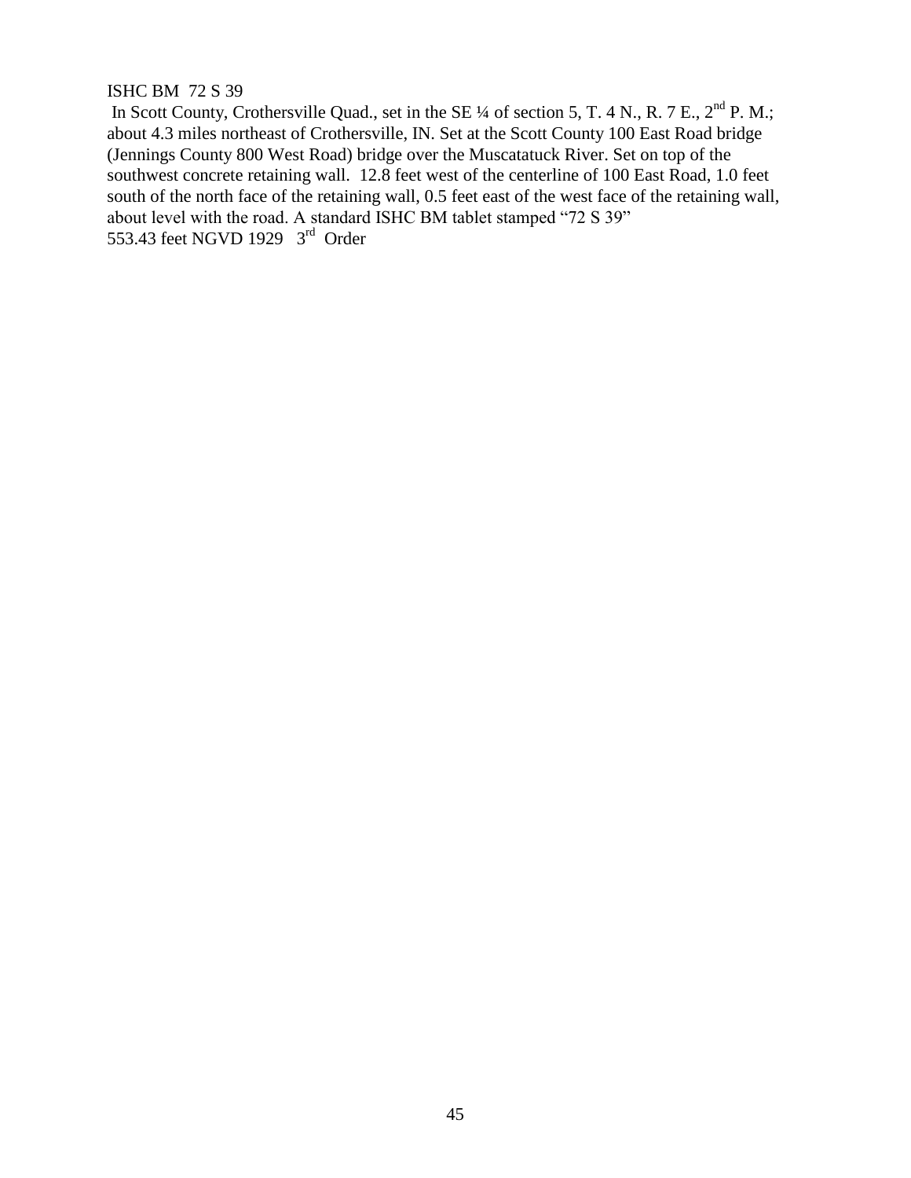ISHC BM 72 S 39

In Scott County, Crothersville Quad., set in the SE ¼ of section 5, T. 4 N., R. 7 E., 2nd P. M.; about 4.3 miles northeast of Crothersville, IN. Set at the Scott County 100 East Road bridge (Jennings County 800 West Road) bridge over the Muscatatuck River. Set on top of the southwest concrete retaining wall. 12.8 feet west of the centerline of 100 East Road, 1.0 feet south of the north face of the retaining wall, 0.5 feet east of the west face of the retaining wall, about level with the road. A standard ISHC BM tablet stamped "72 S 39"
553.43 feet NGVD 1929 3rd Order